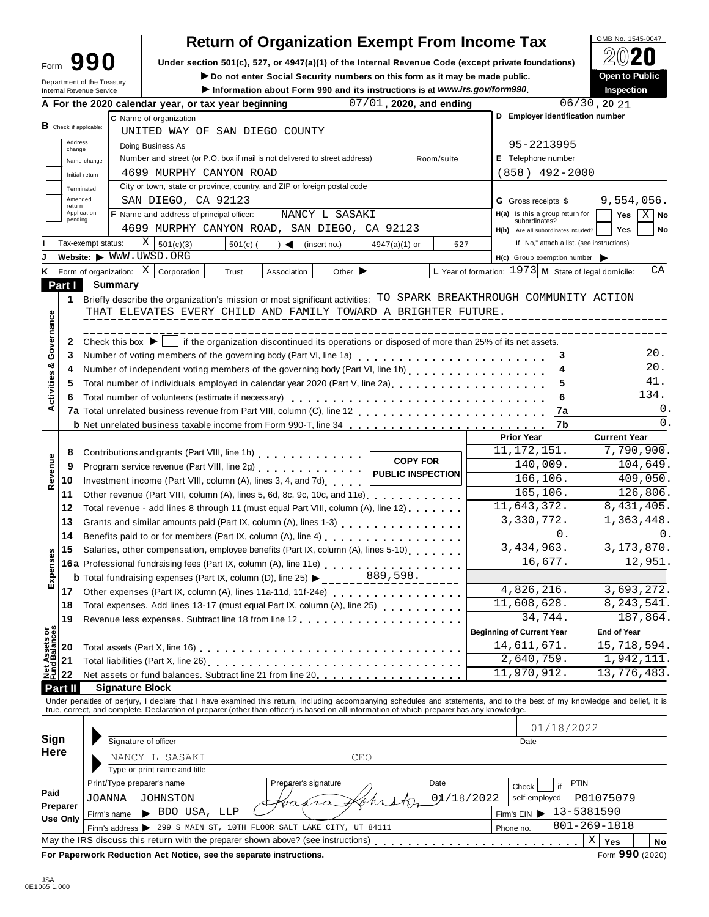# Form 990 — Return of Organization Exempt From Income Tax

OMB No. 1545-0047

**2020**

**Open to Public Inspection**

Under section 501(c), 527, or 4947(a)(1) of the Internal Revenue Code (except private foundations)

▶ Do not enter Social Security numbers on this form as it may be made public.

▶ Information about Form 990 and its instructions is at *www.irs.gov/form990*.

Department of the Treasury
Internal Revenue Service

**A** For the 2020 calendar year, or tax year beginning 07/01, 2020, and ending 06/30, 20 21

**B** Check if applicable: Address change; Name change; Initial return; Terminated; Amended return; Application pending

**C** Name of organization: UNITED WAY OF SAN DIEGO COUNTY

Doing Business As

Number and street (or P.O. box if mail is not delivered to street address): 4699 MURPHY CANYON ROAD — Room/suite

City or town, state or province, country, and ZIP or foreign postal code: SAN DIEGO, CA 92123

**D** Employer identification number: 95-2213995

**E** Telephone number: (858) 492-2000

**G** Gross receipts $ 9,554,056.

**F** Name and address of principal officer: NANCY L SASAKI, 4699 MURPHY CANYON ROAD, SAN DIEGO, CA 92123

**H(a)** Is this a group return for subordinates? Yes [ ] No [X]

**H(b)** Are all subordinates included? Yes [ ] No [ ]
If "No," attach a list. (see instructions)

**I** Tax-exempt status: [X] 501(c)(3) [ ] 501(c) ( ) ◄ (insert no.) [ ] 4947(a)(1) or [ ] 527

**J** Website: ▶ WWW.UWSD.ORG

**H(c)** Group exemption number ▶

**K** Form of organization: [X] Corporation [ ] Trust [ ] Association [ ] Other ▶

**L** Year of formation: 1973 **M** State of legal domicile: CA

## Part I Summary

**Activities & Governance**

1 Briefly describe the organization's mission or most significant activities: TO SPARK BREAKTHROUGH COMMUNITY ACTION THAT ELEVATES EVERY CHILD AND FAMILY TOWARD A BRIGHTER FUTURE.

2 Check this box ▶ [ ] if the organization discontinued its operations or disposed of more than 25% of its net assets.

| | | | |
|---|---|---|---|
| 3 | Number of voting members of the governing body (Part VI, line 1a) | 3 | 20. |
| 4 | Number of independent voting members of the governing body (Part VI, line 1b) | 4 | 20. |
| 5 | Total number of individuals employed in calendar year 2020 (Part V, line 2a) | 5 | 41. |
| 6 | Total number of volunteers (estimate if necessary) | 6 | 134. |
| 7a | Total unrelated business revenue from Part VIII, column (C), line 12 | 7a | 0. |
| b | Net unrelated business taxable income from Form 990-T, line 34 | 7b | 0. |

**COPY FOR PUBLIC INSPECTION**

| | | | Prior Year | Current Year |
|---|---|---|---|---|
| Revenue | 8 | Contributions and grants (Part VIII, line 1h) | 11,172,151. | 7,790,900. |
| | 9 | Program service revenue (Part VIII, line 2g) | 140,009. | 104,649. |
| | 10 | Investment income (Part VIII, column (A), lines 3, 4, and 7d) | 166,106. | 409,050. |
| | 11 | Other revenue (Part VIII, column (A), lines 5, 6d, 8c, 9c, 10c, and 11e) | 165,106. | 126,806. |
| | 12 | Total revenue - add lines 8 through 11 (must equal Part VIII, column (A), line 12) | 11,643,372. | 8,431,405. |
| Expenses | 13 | Grants and similar amounts paid (Part IX, column (A), lines 1-3) | 3,330,772. | 1,363,448. |
| | 14 | Benefits paid to or for members (Part IX, column (A), line 4) | 0. | 0. |
| | 15 | Salaries, other compensation, employee benefits (Part IX, column (A), lines 5-10) | 3,434,963. | 3,173,870. |
| | 16a | Professional fundraising fees (Part IX, column (A), line 11e) | 16,677. | 12,951. |
| | b | Total fundraising expenses (Part IX, column (D), line 25) ▶ 889,598. | | |
| | 17 | Other expenses (Part IX, column (A), lines 11a-11d, 11f-24e) | 4,826,216. | 3,693,272. |
| | 18 | Total expenses. Add lines 13-17 (must equal Part IX, column (A), line 25) | 11,608,628. | 8,243,541. |
| | 19 | Revenue less expenses. Subtract line 18 from line 12 | 34,744. | 187,864. |
| | | | **Beginning of Current Year** | **End of Year** |
| Net Assets or Fund Balances | 20 | Total assets (Part X, line 16) | 14,611,671. | 15,718,594. |
| | 21 | Total liabilities (Part X, line 26) | 2,640,759. | 1,942,111. |
| | 22 | Net assets or fund balances. Subtract line 21 from line 20 | 11,970,912. | 13,776,483. |

## Part II Signature Block

Under penalties of perjury, I declare that I have examined this return, including accompanying schedules and statements, and to the best of my knowledge and belief, it is true, correct, and complete. Declaration of preparer (other than officer) is based on all information of which preparer has any knowledge.

**Sign Here**

Signature of officer — Date: 01/18/2022

NANCY L SASAKI CEO
Type or print name and title

**Paid Preparer Use Only**

| Print/Type preparer's name | Preparer's signature | Date | Check if self-employed | PTIN |
|---|---|---|---|---|
| JOANNA JOHNSTON | Joanna Johnston | 01/18/2022 | | P01075079 |

Firm's name ▶ BDO USA, LLP — Firm's EIN ▶ 13-5381590

Firm's address ▶ 299 S MAIN ST, 10TH FLOOR SALT LAKE CITY, UT 84111 — Phone no. 801-269-1818

May the IRS discuss this return with the preparer shown above? (see instructions) [X] Yes [ ] No

**For Paperwork Reduction Act Notice, see the separate instructions.** Form **990** (2020)

JSA 0E1065 1.000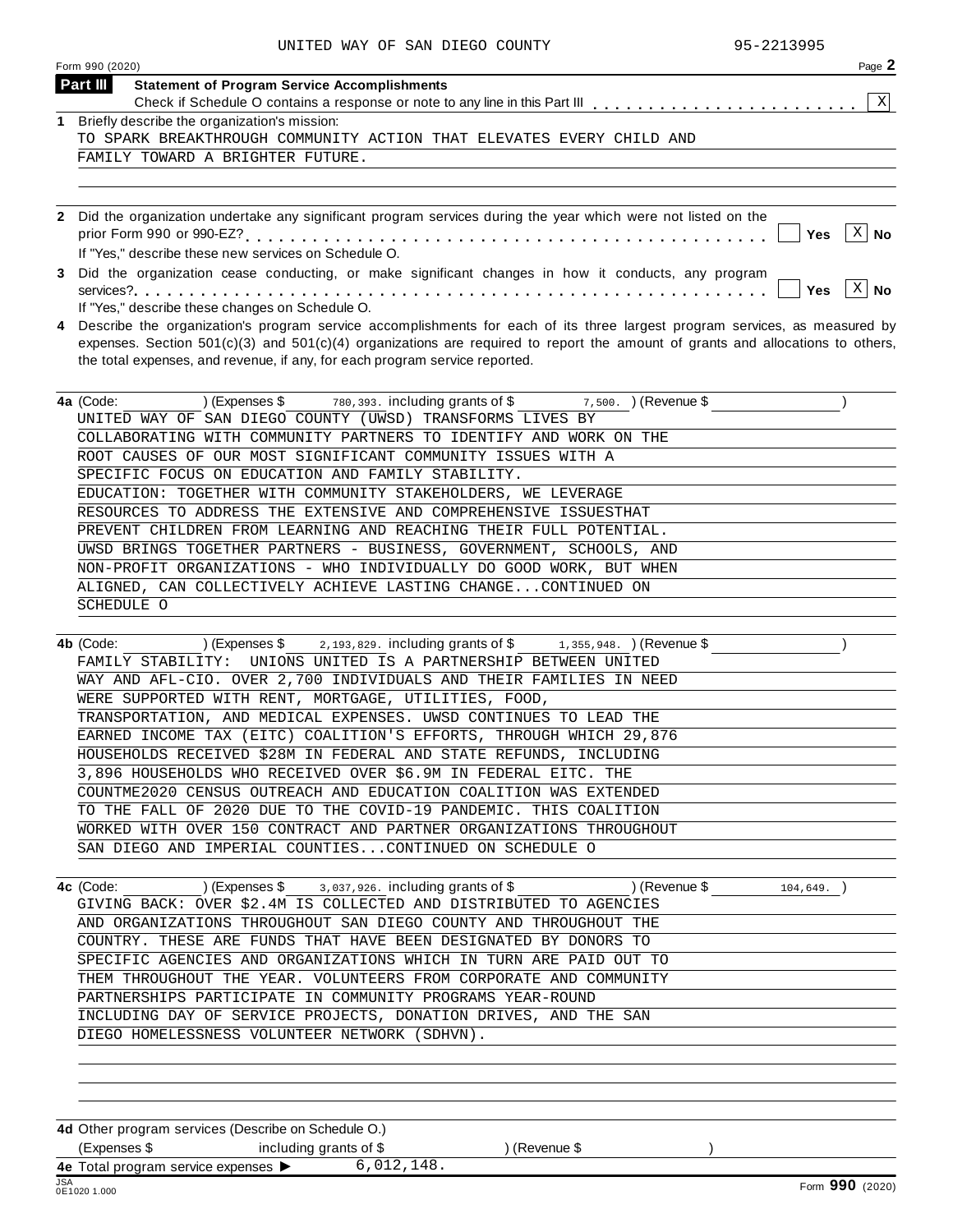UNITED WAY OF SAN DIEGO COUNTY 95-2213995

Form 990 (2020) Page **2**

**Part III** **Statement of Program Service Accomplishments**

Check if Schedule O contains a response or note to any line in this Part III . . . . . . . . . . . . . . . . . . . . . . . [X]

**1** Briefly describe the organization's mission:

TO SPARK BREAKTHROUGH COMMUNITY ACTION THAT ELEVATES EVERY CHILD AND FAMILY TOWARD A BRIGHTER FUTURE.

**2** Did the organization undertake any significant program services during the year which were not listed on the prior Form 990 or 990-EZ? . . . . . . . . . . . . . . . . . . . . . . . . . . . . . . . . . . . . . . . . . . . . . [ ] **Yes** [X] **No**

If "Yes," describe these new services on Schedule O.

**3** Did the organization cease conducting, or make significant changes in how it conducts, any program services? . . . . . . . . . . . . . . . . . . . . . . . . . . . . . . . . . . . . . . . . . . . . . . . . . . . . . . [ ] **Yes** [X] **No**

If "Yes," describe these changes on Schedule O.

**4** Describe the organization's program service accomplishments for each of its three largest program services, as measured by expenses. Section 501(c)(3) and 501(c)(4) organizations are required to report the amount of grants and allocations to others, the total expenses, and revenue, if any, for each program service reported.

**4a** (Code: ) (Expenses $ 780,393. including grants of $ 7,500. ) (Revenue $ )

UNITED WAY OF SAN DIEGO COUNTY (UWSD) TRANSFORMS LIVES BY COLLABORATING WITH COMMUNITY PARTNERS TO IDENTIFY AND WORK ON THE ROOT CAUSES OF OUR MOST SIGNIFICANT COMMUNITY ISSUES WITH A SPECIFIC FOCUS ON EDUCATION AND FAMILY STABILITY.
EDUCATION: TOGETHER WITH COMMUNITY STAKEHOLDERS, WE LEVERAGE RESOURCES TO ADDRESS THE EXTENSIVE AND COMPREHENSIVE ISSUESTHAT PREVENT CHILDREN FROM LEARNING AND REACHING THEIR FULL POTENTIAL. UWSD BRINGS TOGETHER PARTNERS - BUSINESS, GOVERNMENT, SCHOOLS, AND NON-PROFIT ORGANIZATIONS - WHO INDIVIDUALLY DO GOOD WORK, BUT WHEN ALIGNED, CAN COLLECTIVELY ACHIEVE LASTING CHANGE...CONTINUED ON SCHEDULE O

**4b** (Code: ) (Expenses $ 2,193,829. including grants of $ 1,355,948. ) (Revenue $ )

FAMILY STABILITY: UNIONS UNITED IS A PARTNERSHIP BETWEEN UNITED WAY AND AFL-CIO. OVER 2,700 INDIVIDUALS AND THEIR FAMILIES IN NEED WERE SUPPORTED WITH RENT, MORTGAGE, UTILITIES, FOOD, TRANSPORTATION, AND MEDICAL EXPENSES. UWSD CONTINUES TO LEAD THE EARNED INCOME TAX (EITC) COALITION'S EFFORTS, THROUGH WHICH 29,876 HOUSEHOLDS RECEIVED $28M IN FEDERAL AND STATE REFUNDS, INCLUDING 3,896 HOUSEHOLDS WHO RECEIVED OVER $6.9M IN FEDERAL EITC. THE COUNTME2020 CENSUS OUTREACH AND EDUCATION COALITION WAS EXTENDED TO THE FALL OF 2020 DUE TO THE COVID-19 PANDEMIC. THIS COALITION WORKED WITH OVER 150 CONTRACT AND PARTNER ORGANIZATIONS THROUGHOUT SAN DIEGO AND IMPERIAL COUNTIES...CONTINUED ON SCHEDULE O

**4c** (Code: ) (Expenses $ 3,037,926. including grants of $ ) (Revenue $ 104,649. )

GIVING BACK: OVER $2.4M IS COLLECTED AND DISTRIBUTED TO AGENCIES AND ORGANIZATIONS THROUGHOUT SAN DIEGO COUNTY AND THROUGHOUT THE COUNTRY. THESE ARE FUNDS THAT HAVE BEEN DESIGNATED BY DONORS TO SPECIFIC AGENCIES AND ORGANIZATIONS WHICH IN TURN ARE PAID OUT TO THEM THROUGHOUT THE YEAR. VOLUNTEERS FROM CORPORATE AND COMMUNITY PARTNERSHIPS PARTICIPATE IN COMMUNITY PROGRAMS YEAR-ROUND INCLUDING DAY OF SERVICE PROJECTS, DONATION DRIVES, AND THE SAN DIEGO HOMELESSNESS VOLUNTEER NETWORK (SDHVN).

**4d** Other program services (Describe on Schedule O.)

(Expenses $ including grants of $ ) (Revenue $ )

**4e** Total program service expenses ▶ 6,012,148.

JSA 0E1020 1.000 Form **990** (2020)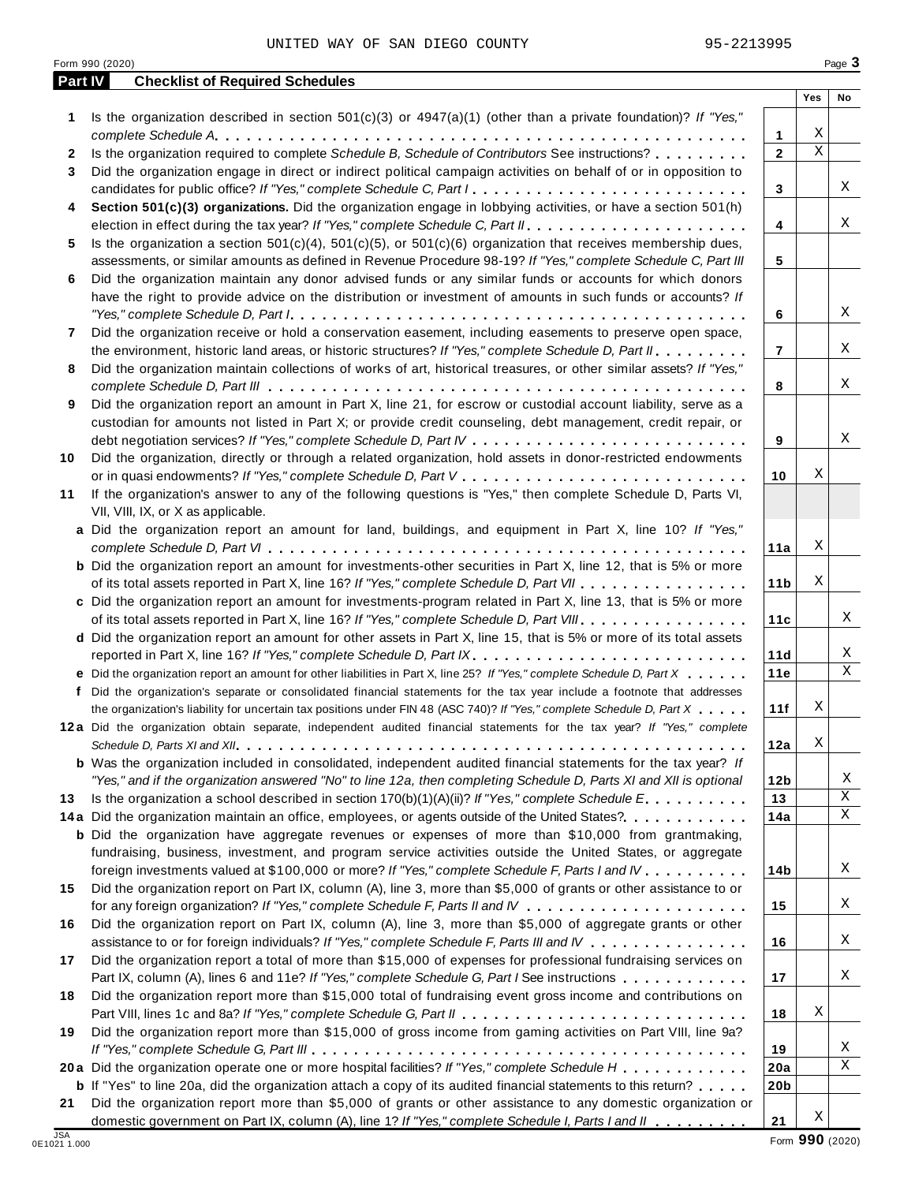UNITED WAY OF SAN DIEGO COUNTY 95-2213995

Form 990 (2020) Page **3**

**Part IV Checklist of Required Schedules**

| | | | Yes | No |
|---|---|---|---|---|
| **1** | Is the organization described in section 501(c)(3) or 4947(a)(1) (other than a private foundation)? *If "Yes," complete Schedule A* | **1** | X | |
| **2** | Is the organization required to complete *Schedule B, Schedule of Contributors* See instructions? | **2** | X | |
| **3** | Did the organization engage in direct or indirect political campaign activities on behalf of or in opposition to candidates for public office? *If "Yes," complete Schedule C, Part I* | **3** | | X |
| **4** | **Section 501(c)(3) organizations.** Did the organization engage in lobbying activities, or have a section 501(h) election in effect during the tax year? *If "Yes," complete Schedule C, Part II* | **4** | | X |
| **5** | Is the organization a section 501(c)(4), 501(c)(5), or 501(c)(6) organization that receives membership dues, assessments, or similar amounts as defined in Revenue Procedure 98-19? *If "Yes," complete Schedule C, Part III* | **5** | | |
| **6** | Did the organization maintain any donor advised funds or any similar funds or accounts for which donors have the right to provide advice on the distribution or investment of amounts in such funds or accounts? *If "Yes," complete Schedule D, Part I* | **6** | | X |
| **7** | Did the organization receive or hold a conservation easement, including easements to preserve open space, the environment, historic land areas, or historic structures? *If "Yes," complete Schedule D, Part II* | **7** | | X |
| **8** | Did the organization maintain collections of works of art, historical treasures, or other similar assets? *If "Yes," complete Schedule D, Part III* | **8** | | X |
| **9** | Did the organization report an amount in Part X, line 21, for escrow or custodial account liability, serve as a custodian for amounts not listed in Part X; or provide credit counseling, debt management, credit repair, or debt negotiation services? *If "Yes," complete Schedule D, Part IV* | **9** | | X |
| **10** | Did the organization, directly or through a related organization, hold assets in donor-restricted endowments or in quasi endowments? *If "Yes," complete Schedule D, Part V* | **10** | X | |
| **11** | If the organization's answer to any of the following questions is "Yes," then complete Schedule D, Parts VI, VII, VIII, IX, or X as applicable. | | | |
| **a** | Did the organization report an amount for land, buildings, and equipment in Part X, line 10? *If "Yes," complete Schedule D, Part VI* | **11a** | X | |
| **b** | Did the organization report an amount for investments-other securities in Part X, line 12, that is 5% or more of its total assets reported in Part X, line 16? *If "Yes," complete Schedule D, Part VII* | **11b** | X | |
| **c** | Did the organization report an amount for investments-program related in Part X, line 13, that is 5% or more of its total assets reported in Part X, line 16? *If "Yes," complete Schedule D, Part VIII* | **11c** | | X |
| **d** | Did the organization report an amount for other assets in Part X, line 15, that is 5% or more of its total assets reported in Part X, line 16? *If "Yes," complete Schedule D, Part IX* | **11d** | | X |
| **e** | Did the organization report an amount for other liabilities in Part X, line 25? *If "Yes," complete Schedule D, Part X* | **11e** | | X |
| **f** | Did the organization's separate or consolidated financial statements for the tax year include a footnote that addresses the organization's liability for uncertain tax positions under FIN 48 (ASC 740)? *If "Yes," complete Schedule D, Part X* | **11f** | X | |
| **12a** | Did the organization obtain separate, independent audited financial statements for the tax year? *If "Yes," complete Schedule D, Parts XI and XII* | **12a** | X | |
| **b** | Was the organization included in consolidated, independent audited financial statements for the tax year? *If "Yes," and if the organization answered "No" to line 12a, then completing Schedule D, Parts XI and XII is optional* | **12b** | | X |
| **13** | Is the organization a school described in section 170(b)(1)(A)(ii)? *If "Yes," complete Schedule E* | **13** | | X |
| **14a** | Did the organization maintain an office, employees, or agents outside of the United States? | **14a** | | X |
| **b** | Did the organization have aggregate revenues or expenses of more than $10,000 from grantmaking, fundraising, business, investment, and program service activities outside the United States, or aggregate foreign investments valued at $100,000 or more? *If "Yes," complete Schedule F, Parts I and IV* | **14b** | | X |
| **15** | Did the organization report on Part IX, column (A), line 3, more than $5,000 of grants or other assistance to or for any foreign organization? *If "Yes," complete Schedule F, Parts II and IV* | **15** | | X |
| **16** | Did the organization report on Part IX, column (A), line 3, more than $5,000 of aggregate grants or other assistance to or for foreign individuals? *If "Yes," complete Schedule F, Parts III and IV* | **16** | | X |
| **17** | Did the organization report a total of more than $15,000 of expenses for professional fundraising services on Part IX, column (A), lines 6 and 11e? *If "Yes," complete Schedule G, Part I* See instructions | **17** | | X |
| **18** | Did the organization report more than $15,000 total of fundraising event gross income and contributions on Part VIII, lines 1c and 8a? *If "Yes," complete Schedule G, Part II* | **18** | X | |
| **19** | Did the organization report more than $15,000 of gross income from gaming activities on Part VIII, line 9a? *If "Yes," complete Schedule G, Part III* | **19** | | X |
| **20a** | Did the organization operate one or more hospital facilities? *If "Yes," complete Schedule H* | **20a** | | X |
| **b** | If "Yes" to line 20a, did the organization attach a copy of its audited financial statements to this return? | **20b** | | |
| **21** | Did the organization report more than $5,000 of grants or other assistance to any domestic organization or domestic government on Part IX, column (A), line 1? *If "Yes," complete Schedule I, Parts I and II* | **21** | X | |

JSA 0E1021 1.000 Form **990** (2020)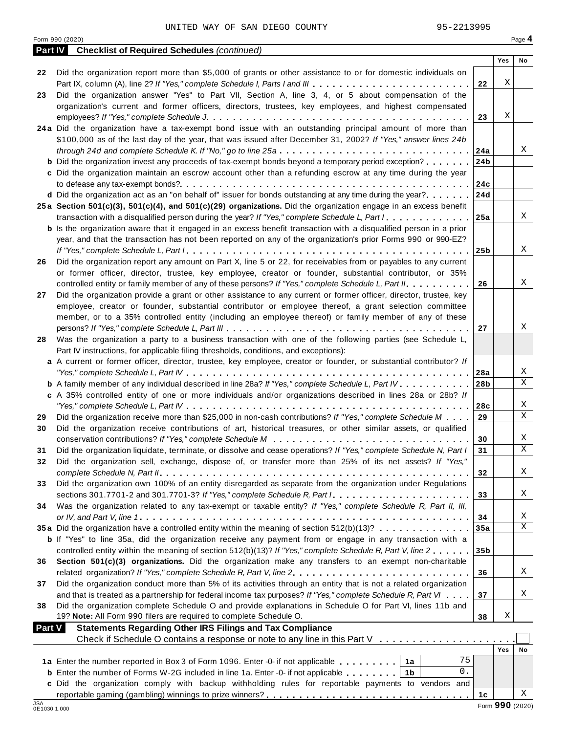UNITED WAY OF SAN DIEGO COUNTY 95-2213995

Form 990 (2020) Page **4**

**Part IV Checklist of Required Schedules** *(continued)*

| | | | Yes | No |
|---|---|---|---|---|
| 22 | Did the organization report more than $5,000 of grants or other assistance to or for domestic individuals on Part IX, column (A), line 2? *If "Yes," complete Schedule I, Parts I and III* | 22 | X | |
| 23 | Did the organization answer "Yes" to Part VII, Section A, line 3, 4, or 5 about compensation of the organization's current and former officers, directors, trustees, key employees, and highest compensated employees? *If "Yes," complete Schedule J* | 23 | X | |
| 24a | Did the organization have a tax-exempt bond issue with an outstanding principal amount of more than $100,000 as of the last day of the year, that was issued after December 31, 2002? *If "Yes," answer lines 24b through 24d and complete Schedule K. If "No," go to line 25a* | 24a | | X |
| b | Did the organization invest any proceeds of tax-exempt bonds beyond a temporary period exception? | 24b | | |
| c | Did the organization maintain an escrow account other than a refunding escrow at any time during the year to defease any tax-exempt bonds? | 24c | | |
| d | Did the organization act as an "on behalf of" issuer for bonds outstanding at any time during the year? | 24d | | |
| 25a | **Section 501(c)(3), 501(c)(4), and 501(c)(29) organizations.** Did the organization engage in an excess benefit transaction with a disqualified person during the year? *If "Yes," complete Schedule L, Part I* | 25a | | X |
| b | Is the organization aware that it engaged in an excess benefit transaction with a disqualified person in a prior year, and that the transaction has not been reported on any of the organization's prior Forms 990 or 990-EZ? *If "Yes," complete Schedule L, Part I* | 25b | | X |
| 26 | Did the organization report any amount on Part X, line 5 or 22, for receivables from or payables to any current or former officer, director, trustee, key employee, creator or founder, substantial contributor, or 35% controlled entity or family member of any of these persons? *If "Yes," complete Schedule L, Part II* | 26 | | X |
| 27 | Did the organization provide a grant or other assistance to any current or former officer, director, trustee, key employee, creator or founder, substantial contributor or employee thereof, a grant selection committee member, or to a 35% controlled entity (including an employee thereof) or family member of any of these persons? *If "Yes," complete Schedule L, Part III* | 27 | | X |
| 28 | Was the organization a party to a business transaction with one of the following parties (see Schedule L, Part IV instructions, for applicable filing thresholds, conditions, and exceptions): | | | |
| a | A current or former officer, director, trustee, key employee, creator or founder, or substantial contributor? *If "Yes," complete Schedule L, Part IV* | 28a | | X |
| b | A family member of any individual described in line 28a? *If "Yes," complete Schedule L, Part IV* | 28b | | X |
| c | A 35% controlled entity of one or more individuals and/or organizations described in lines 28a or 28b? *If "Yes," complete Schedule L, Part IV* | 28c | | X |
| 29 | Did the organization receive more than $25,000 in non-cash contributions? *If "Yes," complete Schedule M* | 29 | | X |
| 30 | Did the organization receive contributions of art, historical treasures, or other similar assets, or qualified conservation contributions? *If "Yes," complete Schedule M* | 30 | | X |
| 31 | Did the organization liquidate, terminate, or dissolve and cease operations? *If "Yes," complete Schedule N, Part I* | 31 | | X |
| 32 | Did the organization sell, exchange, dispose of, or transfer more than 25% of its net assets? *If "Yes," complete Schedule N, Part II* | 32 | | X |
| 33 | Did the organization own 100% of an entity disregarded as separate from the organization under Regulations sections 301.7701-2 and 301.7701-3? *If "Yes," complete Schedule R, Part I* | 33 | | X |
| 34 | Was the organization related to any tax-exempt or taxable entity? *If "Yes," complete Schedule R, Part II, III, or IV, and Part V, line 1* | 34 | | X |
| 35a | Did the organization have a controlled entity within the meaning of section 512(b)(13)? | 35a | | X |
| b | If "Yes" to line 35a, did the organization receive any payment from or engage in any transaction with a controlled entity within the meaning of section 512(b)(13)? *If "Yes," complete Schedule R, Part V, line 2* | 35b | | |
| 36 | **Section 501(c)(3) organizations.** Did the organization make any transfers to an exempt non-charitable related organization? *If "Yes," complete Schedule R, Part V, line 2* | 36 | | X |
| 37 | Did the organization conduct more than 5% of its activities through an entity that is not a related organization and that is treated as a partnership for federal income tax purposes? *If "Yes," complete Schedule R, Part VI* | 37 | | X |
| 38 | Did the organization complete Schedule O and provide explanations in Schedule O for Part VI, lines 11b and 19? **Note:** All Form 990 filers are required to complete Schedule O. | 38 | X | |

**Part V Statements Regarding Other IRS Filings and Tax Compliance**

Check if Schedule O contains a response or note to any line in this Part V [ ]

| | | | | | Yes | No |
|---|---|---|---|---|---|---|
| 1a | Enter the number reported in Box 3 of Form 1096. Enter -0- if not applicable | 1a | 75 | | | |
| b | Enter the number of Forms W-2G included in line 1a. Enter -0- if not applicable | 1b | 0. | | | |
| c | Did the organization comply with backup withholding rules for reportable payments to vendors and reportable gaming (gambling) winnings to prize winners? | | | 1c | | X |

Form **990** (2020)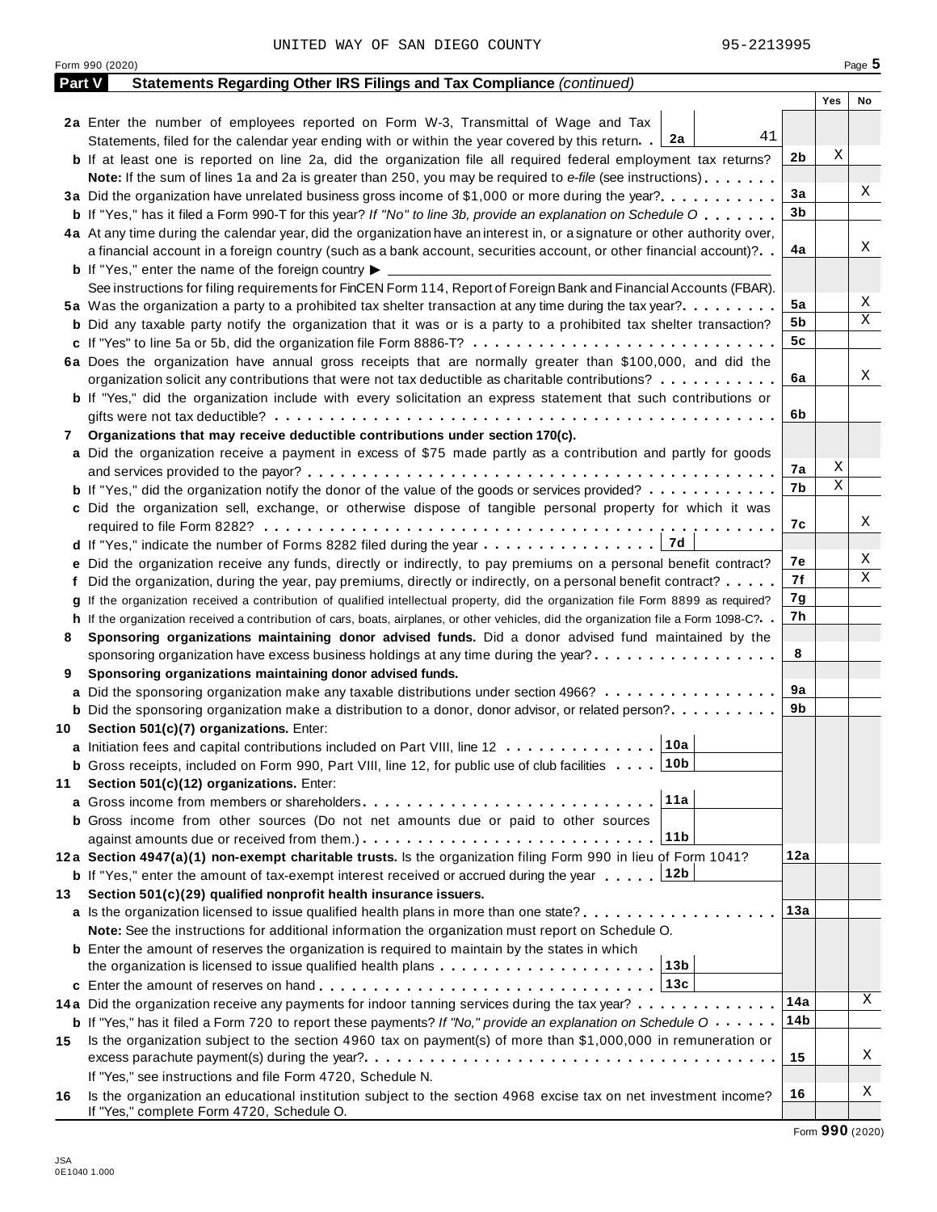UNITED WAY OF SAN DIEGO COUNTY 95-2213995

Form 990 (2020) Page 5

**Part V Statements Regarding Other IRS Filings and Tax Compliance** *(continued)*

| | | | Yes | No |
|---|---|---|---|---|
| **2a** | Enter the number of employees reported on Form W-3, Transmittal of Wage and Tax Statements, filed for the calendar year ending with or within the year covered by this return. **2a** 41 | | | |
| **b** | If at least one is reported on line 2a, did the organization file all required federal employment tax returns? | **2b** | X | |
| | **Note:** If the sum of lines 1a and 2a is greater than 250, you may be required to *e-file* (see instructions) | | | |
| **3a** | Did the organization have unrelated business gross income of $1,000 or more during the year? | **3a** | | X |
| **b** | If "Yes," has it filed a Form 990-T for this year? *If "No" to line 3b, provide an explanation on Schedule O* | **3b** | | |
| **4a** | At any time during the calendar year, did the organization have an interest in, or a signature or other authority over, a financial account in a foreign country (such as a bank account, securities account, or other financial account)? | **4a** | | X |
| **b** | If "Yes," enter the name of the foreign country ▶ | | | |
| | See instructions for filing requirements for FinCEN Form 114, Report of Foreign Bank and Financial Accounts (FBAR). | | | |
| **5a** | Was the organization a party to a prohibited tax shelter transaction at any time during the tax year? | **5a** | | X |
| **b** | Did any taxable party notify the organization that it was or is a party to a prohibited tax shelter transaction? | **5b** | | X |
| **c** | If "Yes" to line 5a or 5b, did the organization file Form 8886-T? | **5c** | | |
| **6a** | Does the organization have annual gross receipts that are normally greater than $100,000, and did the organization solicit any contributions that were not tax deductible as charitable contributions? | **6a** | | X |
| **b** | If "Yes," did the organization include with every solicitation an express statement that such contributions or gifts were not tax deductible? | **6b** | | |
| **7** | **Organizations that may receive deductible contributions under section 170(c).** | | | |
| **a** | Did the organization receive a payment in excess of $75 made partly as a contribution and partly for goods and services provided to the payor? | **7a** | X | |
| **b** | If "Yes," did the organization notify the donor of the value of the goods or services provided? | **7b** | X | |
| **c** | Did the organization sell, exchange, or otherwise dispose of tangible personal property for which it was required to file Form 8282? | **7c** | | X |
| **d** | If "Yes," indicate the number of Forms 8282 filed during the year **7d** | | | |
| **e** | Did the organization receive any funds, directly or indirectly, to pay premiums on a personal benefit contract? | **7e** | | X |
| **f** | Did the organization, during the year, pay premiums, directly or indirectly, on a personal benefit contract? | **7f** | | X |
| **g** | If the organization received a contribution of qualified intellectual property, did the organization file Form 8899 as required? | **7g** | | |
| **h** | If the organization received a contribution of cars, boats, airplanes, or other vehicles, did the organization file a Form 1098-C? | **7h** | | |
| **8** | **Sponsoring organizations maintaining donor advised funds.** Did a donor advised fund maintained by the sponsoring organization have excess business holdings at any time during the year? | **8** | | |
| **9** | **Sponsoring organizations maintaining donor advised funds.** | | | |
| **a** | Did the sponsoring organization make any taxable distributions under section 4966? | **9a** | | |
| **b** | Did the sponsoring organization make a distribution to a donor, donor advisor, or related person? | **9b** | | |
| **10** | **Section 501(c)(7) organizations.** Enter: | | | |
| **a** | Initiation fees and capital contributions included on Part VIII, line 12 **10a** | | | |
| **b** | Gross receipts, included on Form 990, Part VIII, line 12, for public use of club facilities **10b** | | | |
| **11** | **Section 501(c)(12) organizations.** Enter: | | | |
| **a** | Gross income from members or shareholders **11a** | | | |
| **b** | Gross income from other sources (Do not net amounts due or paid to other sources against amounts due or received from them.) **11b** | | | |
| **12a** | **Section 4947(a)(1) non-exempt charitable trusts.** Is the organization filing Form 990 in lieu of Form 1041? | **12a** | | |
| **b** | If "Yes," enter the amount of tax-exempt interest received or accrued during the year **12b** | | | |
| **13** | **Section 501(c)(29) qualified nonprofit health insurance issuers.** | | | |
| **a** | Is the organization licensed to issue qualified health plans in more than one state? | **13a** | | |
| | **Note:** See the instructions for additional information the organization must report on Schedule O. | | | |
| **b** | Enter the amount of reserves the organization is required to maintain by the states in which the organization is licensed to issue qualified health plans **13b** | | | |
| **c** | Enter the amount of reserves on hand **13c** | | | |
| **14a** | Did the organization receive any payments for indoor tanning services during the tax year? | **14a** | | X |
| **b** | If "Yes," has it filed a Form 720 to report these payments? *If "No," provide an explanation on Schedule O* | **14b** | | |
| **15** | Is the organization subject to the section 4960 tax on payment(s) of more than $1,000,000 in remuneration or excess parachute payment(s) during the year? | **15** | | X |
| | If "Yes," see instructions and file Form 4720, Schedule N. | | | |
| **16** | Is the organization an educational institution subject to the section 4968 excise tax on net investment income? If "Yes," complete Form 4720, Schedule O. | **16** | | X |

Form **990** (2020)

JSA
0E1040 1.000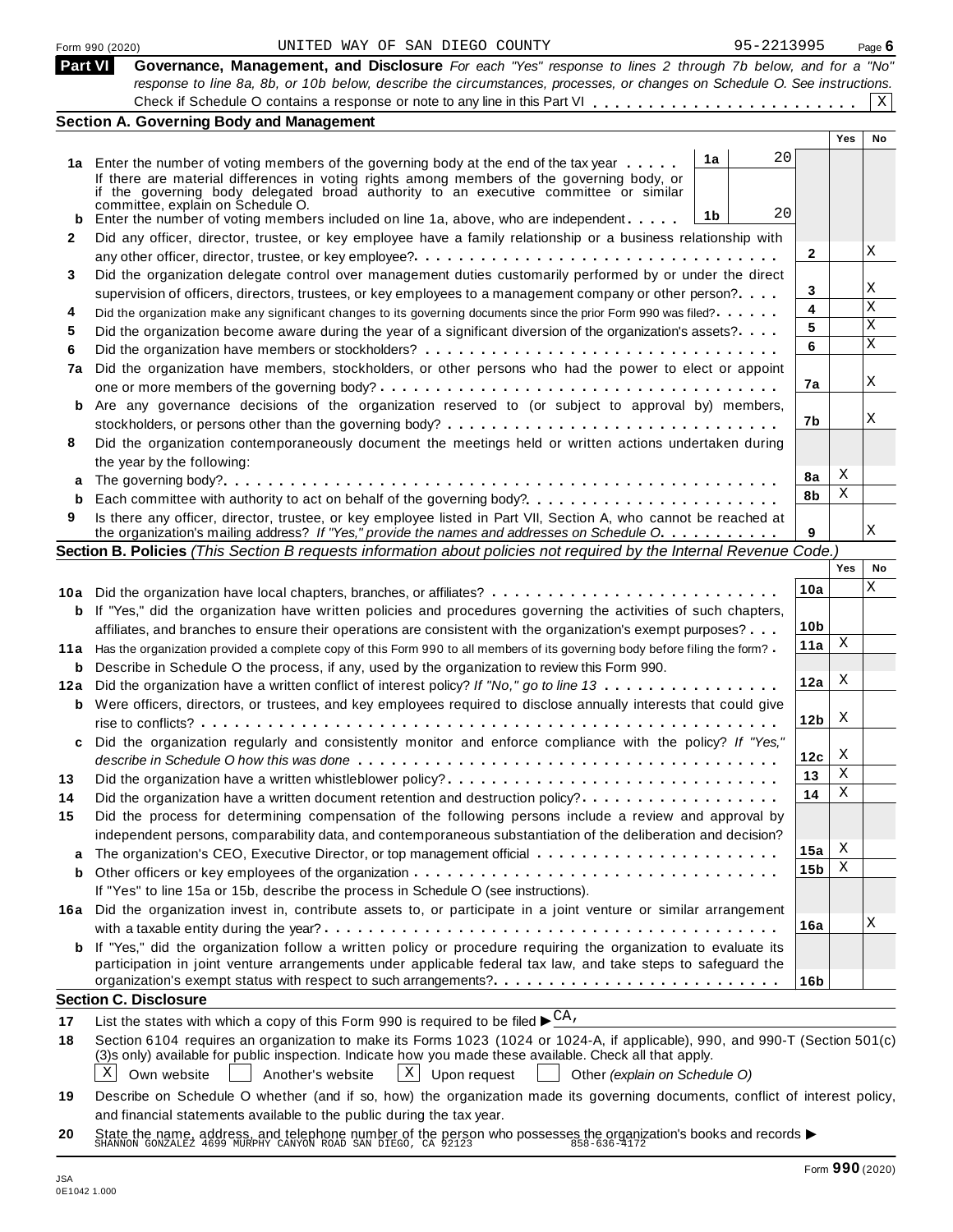Form 990 (2020) UNITED WAY OF SAN DIEGO COUNTY 95-2213995 Page 6

## Part VI Governance, Management, and Disclosure

*For each "Yes" response to lines 2 through 7b below, and for a "No" response to line 8a, 8b, or 10b below, describe the circumstances, processes, or changes on Schedule O. See instructions.*

Check if Schedule O contains a response or note to any line in this Part VI . . . . . . . . . . . . . . . . . . . . . . . . [X]

### Section A. Governing Body and Management

| | | | Yes | No |
|---|---|---|---|---|
| **1a** | Enter the number of voting members of the governing body at the end of the tax year . . . . . **1a** 20<br>If there are material differences in voting rights among members of the governing body, or if the governing body delegated broad authority to an executive committee or similar committee, explain on Schedule O. | | | |
| **b** | Enter the number of voting members included on line 1a, above, who are independent . . . . . **1b** 20 | | | |
| **2** | Did any officer, director, trustee, or key employee have a family relationship or a business relationship with any other officer, director, trustee, or key employee? | 2 | | X |
| **3** | Did the organization delegate control over management duties customarily performed by or under the direct supervision of officers, directors, trustees, or key employees to a management company or other person? | 3 | | X |
| **4** | Did the organization make any significant changes to its governing documents since the prior Form 990 was filed? | 4 | | X |
| **5** | Did the organization become aware during the year of a significant diversion of the organization's assets? | 5 | | X |
| **6** | Did the organization have members or stockholders? | 6 | | X |
| **7a** | Did the organization have members, stockholders, or other persons who had the power to elect or appoint one or more members of the governing body? | 7a | | X |
| **b** | Are any governance decisions of the organization reserved to (or subject to approval by) members, stockholders, or persons other than the governing body? | 7b | | X |
| **8** | Did the organization contemporaneously document the meetings held or written actions undertaken during the year by the following: | | | |
| **a** | The governing body? | 8a | X | |
| **b** | Each committee with authority to act on behalf of the governing body? | 8b | X | |
| **9** | Is there any officer, director, trustee, or key employee listed in Part VII, Section A, who cannot be reached at the organization's mailing address? *If "Yes," provide the names and addresses on Schedule O* | 9 | | X |

### Section B. Policies *(This Section B requests information about policies not required by the Internal Revenue Code.)*

| | | | Yes | No |
|---|---|---|---|---|
| **10a** | Did the organization have local chapters, branches, or affiliates? | 10a | | X |
| **b** | If "Yes," did the organization have written policies and procedures governing the activities of such chapters, affiliates, and branches to ensure their operations are consistent with the organization's exempt purposes? | 10b | | |
| **11a** | Has the organization provided a complete copy of this Form 990 to all members of its governing body before filing the form? | 11a | X | |
| **b** | Describe in Schedule O the process, if any, used by the organization to review this Form 990. | | | |
| **12a** | Did the organization have a written conflict of interest policy? *If "No," go to line 13* | 12a | X | |
| **b** | Were officers, directors, or trustees, and key employees required to disclose annually interests that could give rise to conflicts? | 12b | X | |
| **c** | Did the organization regularly and consistently monitor and enforce compliance with the policy? *If "Yes," describe in Schedule O how this was done* | 12c | X | |
| **13** | Did the organization have a written whistleblower policy? | 13 | X | |
| **14** | Did the organization have a written document retention and destruction policy? | 14 | X | |
| **15** | Did the process for determining compensation of the following persons include a review and approval by independent persons, comparability data, and contemporaneous substantiation of the deliberation and decision? | | | |
| **a** | The organization's CEO, Executive Director, or top management official | 15a | X | |
| **b** | Other officers or key employees of the organization | 15b | X | |
| | If "Yes" to line 15a or 15b, describe the process in Schedule O (see instructions). | | | |
| **16a** | Did the organization invest in, contribute assets to, or participate in a joint venture or similar arrangement with a taxable entity during the year? | 16a | | X |
| **b** | If "Yes," did the organization follow a written policy or procedure requiring the organization to evaluate its participation in joint venture arrangements under applicable federal tax law, and take steps to safeguard the organization's exempt status with respect to such arrangements? | 16b | | |

### Section C. Disclosure

**17** List the states with which a copy of this Form 990 is required to be filed ▶ CA,

**18** Section 6104 requires an organization to make its Forms 1023 (1024 or 1024-A, if applicable), 990, and 990-T (Section 501(c)(3)s only) available for public inspection. Indicate how you made these available. Check all that apply.

[X] Own website [ ] Another's website [X] Upon request [ ] Other *(explain on Schedule O)*

**19** Describe on Schedule O whether (and if so, how) the organization made its governing documents, conflict of interest policy, and financial statements available to the public during the tax year.

**20** State the name, address, and telephone number of the person who possesses the organization's books and records ▶
SHANNON GONZALEZ 4699 MURPHY CANYON ROAD SAN DIEGO, CA 92123 858-636-4172

JSA
0E1042 1.000

Form **990** (2020)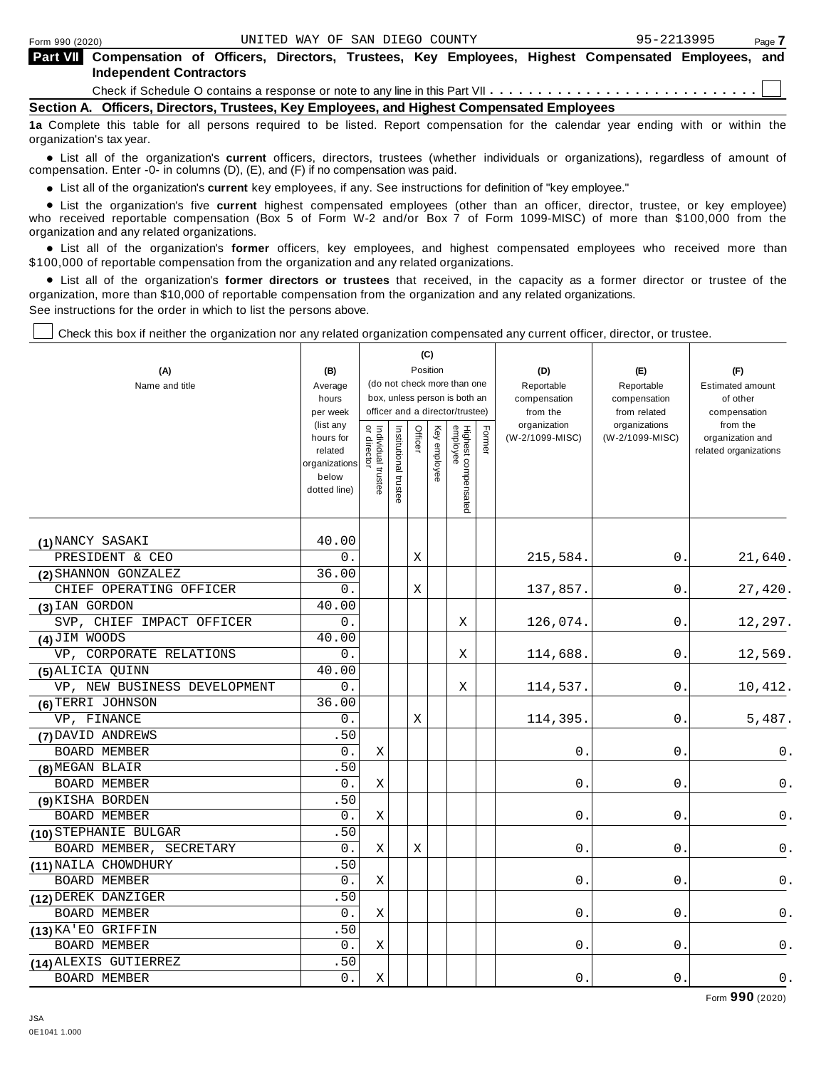Form 990 (2020) UNITED WAY OF SAN DIEGO COUNTY 95-2213995

**Part VII Compensation of Officers, Directors, Trustees, Key Employees, Highest Compensated Employees, and Independent Contractors**

Check if Schedule O contains a response or note to any line in this Part VII . . . . . . . . . . . . . . . . . . . . . . . . . . . ☐

**Section A. Officers, Directors, Trustees, Key Employees, and Highest Compensated Employees**

**1a** Complete this table for all persons required to be listed. Report compensation for the calendar year ending with or within the organization's tax year.

- List all of the organization's **current** officers, directors, trustees (whether individuals or organizations), regardless of amount of compensation. Enter -0- in columns (D), (E), and (F) if no compensation was paid.
- List all of the organization's **current** key employees, if any. See instructions for definition of "key employee."
- List the organization's five **current** highest compensated employees (other than an officer, director, trustee, or key employee) who received reportable compensation (Box 5 of Form W-2 and/or Box 7 of Form 1099-MISC) of more than $100,000 from the organization and any related organizations.
- List all of the organization's **former** officers, key employees, and highest compensated employees who received more than $100,000 of reportable compensation from the organization and any related organizations.
- List all of the organization's **former directors or trustees** that received, in the capacity as a former director or trustee of the organization, more than $10,000 of reportable compensation from the organization and any related organizations.

See instructions for the order in which to list the persons above.

☐ Check this box if neither the organization nor any related organization compensated any current officer, director, or trustee.

| (A) Name and title | (B) Average hours per week (list any hours for related organizations below dotted line) | (C) Position (do not check more than one box, unless person is both an officer and a director/trustee): Individual trustee or director | Institutional trustee | Officer | Key employee | Highest compensated employee | Former | (D) Reportable compensation from the organization (W-2/1099-MISC) | (E) Reportable compensation from related organizations (W-2/1099-MISC) | (F) Estimated amount of other compensation from the organization and related organizations |
|---|---|---|---|---|---|---|---|---|---|---|
| (1) NANCY SASAKI | 40.00 | | | | | | | | | |
| PRESIDENT & CEO | 0. | | | X | | | | 215,584. | 0. | 21,640. |
| (2) SHANNON GONZALEZ | 36.00 | | | | | | | | | |
| CHIEF OPERATING OFFICER | 0. | | | X | | | | 137,857. | 0. | 27,420. |
| (3) IAN GORDON | 40.00 | | | | | | | | | |
| SVP, CHIEF IMPACT OFFICER | 0. | | | | | X | | 126,074. | 0. | 12,297. |
| (4) JIM WOODS | 40.00 | | | | | | | | | |
| VP, CORPORATE RELATIONS | 0. | | | | | X | | 114,688. | 0. | 12,569. |
| (5) ALICIA QUINN | 40.00 | | | | | | | | | |
| VP, NEW BUSINESS DEVELOPMENT | 0. | | | | | X | | 114,537. | 0. | 10,412. |
| (6) TERRI JOHNSON | 36.00 | | | | | | | | | |
| VP, FINANCE | 0. | | | X | | | | 114,395. | 0. | 5,487. |
| (7) DAVID ANDREWS | .50 | | | | | | | | | |
| BOARD MEMBER | 0. | X | | | | | | 0. | 0. | 0. |
| (8) MEGAN BLAIR | .50 | | | | | | | | | |
| BOARD MEMBER | 0. | X | | | | | | 0. | 0. | 0. |
| (9) KISHA BORDEN | .50 | | | | | | | | | |
| BOARD MEMBER | 0. | X | | | | | | 0. | 0. | 0. |
| (10) STEPHANIE BULGAR | .50 | | | | | | | | | |
| BOARD MEMBER, SECRETARY | 0. | X | | X | | | | 0. | 0. | 0. |
| (11) NAILA CHOWDHURY | .50 | | | | | | | | | |
| BOARD MEMBER | 0. | X | | | | | | 0. | 0. | 0. |
| (12) DEREK DANZIGER | .50 | | | | | | | | | |
| BOARD MEMBER | 0. | X | | | | | | 0. | 0. | 0. |
| (13) KA'EO GRIFFIN | .50 | | | | | | | | | |
| BOARD MEMBER | 0. | X | | | | | | 0. | 0. | 0. |
| (14) ALEXIS GUTIERREZ | .50 | | | | | | | | | |
| BOARD MEMBER | 0. | X | | | | | | 0. | 0. | 0. |

Form **990** (2020)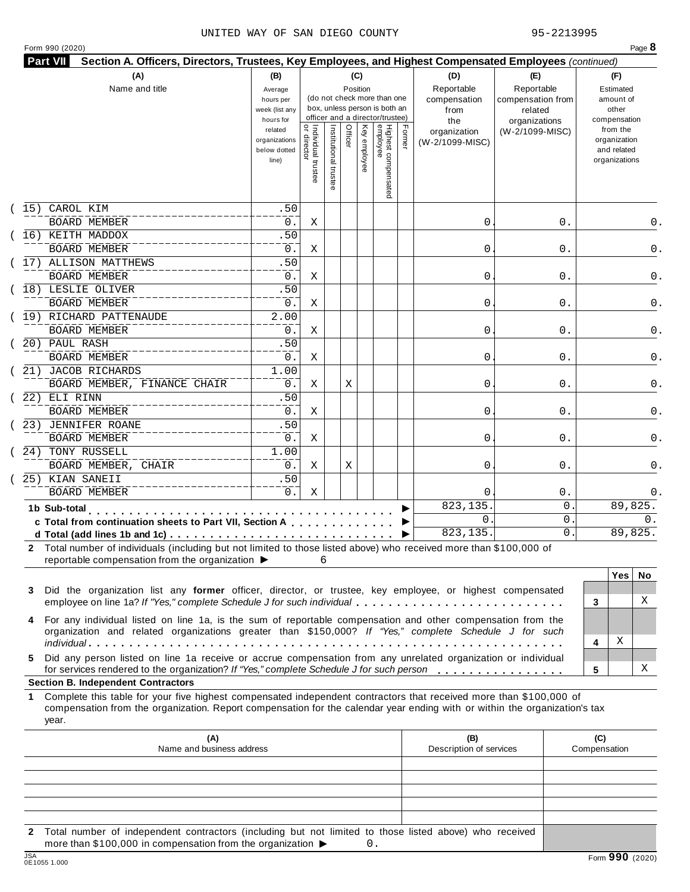UNITED WAY OF SAN DIEGO COUNTY 95-2213995

Form 990 (2020) Page **8**

**Part VII Section A. Officers, Directors, Trustees, Key Employees, and Highest Compensated Employees** *(continued)*

| (A) Name and title | (B) Average hours per week (list any hours for related organizations below dotted line) | (C) Position: Individual trustee or director | Institutional trustee | Officer | Key employee | Highest compensated employee | Former | (D) Reportable compensation from the organization (W-2/1099-MISC) | (E) Reportable compensation from related organizations (W-2/1099-MISC) | (F) Estimated amount of other compensation from the organization and related organizations |
|---|---|---|---|---|---|---|---|---|---|---|
| (15) CAROL KIM<br>BOARD MEMBER | .50<br>0. | X | | | | | | 0. | 0. | 0. |
| (16) KEITH MADDOX<br>BOARD MEMBER | .50<br>0. | X | | | | | | 0. | 0. | 0. |
| (17) ALLISON MATTHEWS<br>BOARD MEMBER | .50<br>0. | X | | | | | | 0. | 0. | 0. |
| (18) LESLIE OLIVER<br>BOARD MEMBER | .50<br>0. | X | | | | | | 0. | 0. | 0. |
| (19) RICHARD PATTENAUDE<br>BOARD MEMBER | 2.00<br>0. | X | | | | | | 0. | 0. | 0. |
| (20) PAUL RASH<br>BOARD MEMBER | .50<br>0. | X | | | | | | 0. | 0. | 0. |
| (21) JACOB RICHARDS<br>BOARD MEMBER, FINANCE CHAIR | 1.00<br>0. | X | | X | | | | 0. | 0. | 0. |
| (22) ELI RINN<br>BOARD MEMBER | .50<br>0. | X | | | | | | 0. | 0. | 0. |
| (23) JENNIFER ROANE<br>BOARD MEMBER | .50<br>0. | X | | | | | | 0. | 0. | 0. |
| (24) TONY RUSSELL<br>BOARD MEMBER, CHAIR | 1.00<br>0. | X | | X | | | | 0. | 0. | 0. |
| (25) KIAN SANEII<br>BOARD MEMBER | .50<br>0. | X | | | | | | 0. | 0. | 0. |
| **1b Sub-total** | | | | | | | | 823,135. | 0. | 89,825. |
| **c Total from continuation sheets to Part VII, Section A** | | | | | | | | 0. | 0. | 0. |
| **d Total (add lines 1b and 1c)** | | | | | | | | 823,135. | 0. | 89,825. |

**2** Total number of individuals (including but not limited to those listed above) who received more than $100,000 of reportable compensation from the organization ▶ 6

| | | Yes | No |
|---|---|---|---|
| **3** Did the organization list any **former** officer, director, or trustee, key employee, or highest compensated employee on line 1a? *If "Yes," complete Schedule J for such individual* | 3 | | X |
| **4** For any individual listed on line 1a, is the sum of reportable compensation and other compensation from the organization and related organizations greater than $150,000? *If "Yes," complete Schedule J for such individual* | 4 | X | |
| **5** Did any person listed on line 1a receive or accrue compensation from any unrelated organization or individual for services rendered to the organization? *If "Yes," complete Schedule J for such person* | 5 | | X |

**Section B. Independent Contractors**

**1** Complete this table for your five highest compensated independent contractors that received more than $100,000 of compensation from the organization. Report compensation for the calendar year ending with or within the organization's tax year.

| (A) Name and business address | (B) Description of services | (C) Compensation |
|---|---|---|
| | | |
| | | |
| | | |
| | | |
| | | |

**2** Total number of independent contractors (including but not limited to those listed above) who received more than $100,000 in compensation from the organization ▶ 0.

JSA 0E1055 1.000

Form **990** (2020)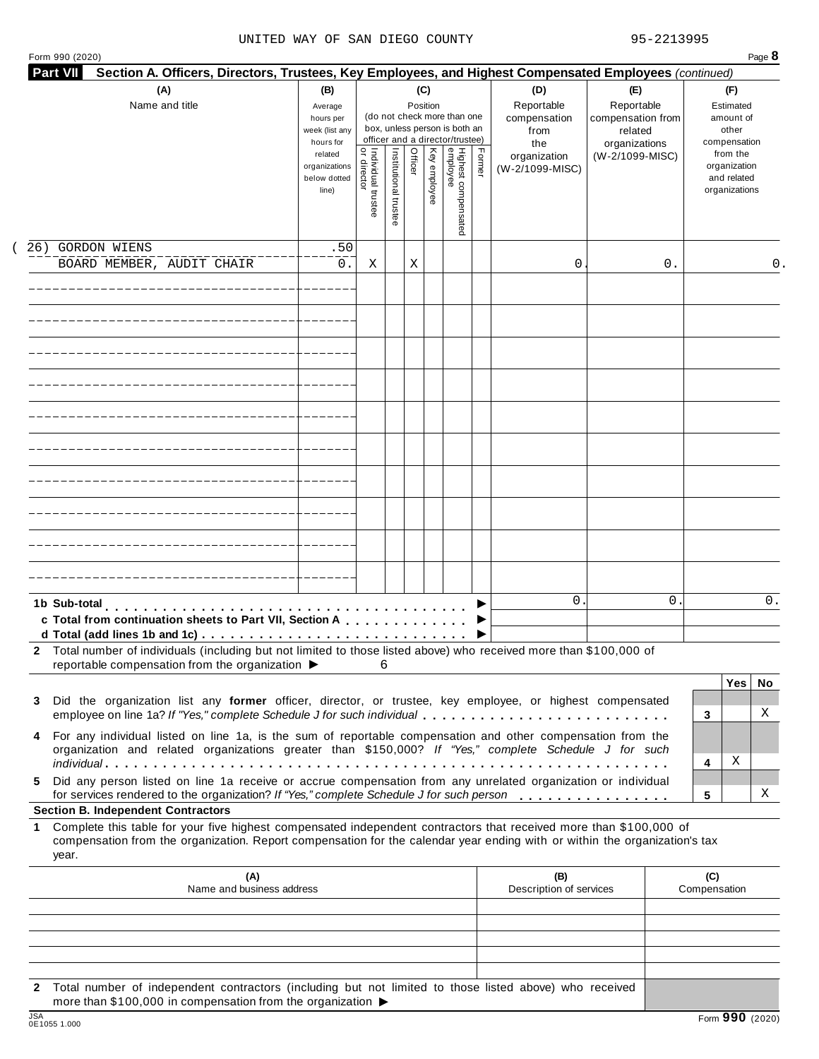UNITED WAY OF SAN DIEGO COUNTY 95-2213995

Form 990 (2020) Page **8**

**Part VII** **Section A. Officers, Directors, Trustees, Key Employees, and Highest Compensated Employees** *(continued)*

| (A) Name and title | (B) Average hours per week (list any hours for related organizations below dotted line) | (C) Position: Individual trustee or director | Institutional trustee | Officer | Key employee | Highest compensated employee | Former | (D) Reportable compensation from the organization (W-2/1099-MISC) | (E) Reportable compensation from related organizations (W-2/1099-MISC) | (F) Estimated amount of other compensation from the organization and related organizations |
|---|---|---|---|---|---|---|---|---|---|---|
| (26) GORDON WIENS<br>BOARD MEMBER, AUDIT CHAIR | .50<br>0. | X | | X | | | | 0. | 0. | 0. |
| | | | | | | | | | | |
| | | | | | | | | | | |
| | | | | | | | | | | |
| | | | | | | | | | | |
| | | | | | | | | | | |
| | | | | | | | | | | |
| | | | | | | | | | | |
| | | | | | | | | | | |
| | | | | | | | | | | |
| | | | | | | | | | | |
| **1b Sub-total** ▶ | | | | | | | | 0. | 0. | 0. |
| **c Total from continuation sheets to Part VII, Section A** ▶ | | | | | | | | | | |
| **d Total (add lines 1b and 1c)** ▶ | | | | | | | | | | |

**2** Total number of individuals (including but not limited to those listed above) who received more than $100,000 of reportable compensation from the organization ▶ 6

| | | Yes | No |
|---|---|---|---|
| **3** Did the organization list any **former** officer, director, or trustee, key employee, or highest compensated employee on line 1a? *If "Yes," complete Schedule J for such individual* | 3 | | X |
| **4** For any individual listed on line 1a, is the sum of reportable compensation and other compensation from the organization and related organizations greater than $150,000? *If "Yes," complete Schedule J for such individual* | 4 | X | |
| **5** Did any person listed on line 1a receive or accrue compensation from any unrelated organization or individual for services rendered to the organization? *If "Yes," complete Schedule J for such person* | 5 | | X |

**Section B. Independent Contractors**

**1** Complete this table for your five highest compensated independent contractors that received more than $100,000 of compensation from the organization. Report compensation for the calendar year ending with or within the organization's tax year.

| (A) Name and business address | (B) Description of services | (C) Compensation |
|---|---|---|
| | | |
| | | |
| | | |
| | | |
| | | |

**2** Total number of independent contractors (including but not limited to those listed above) who received more than $100,000 in compensation from the organization ▶

JSA 0E1055 1.000 Form **990** (2020)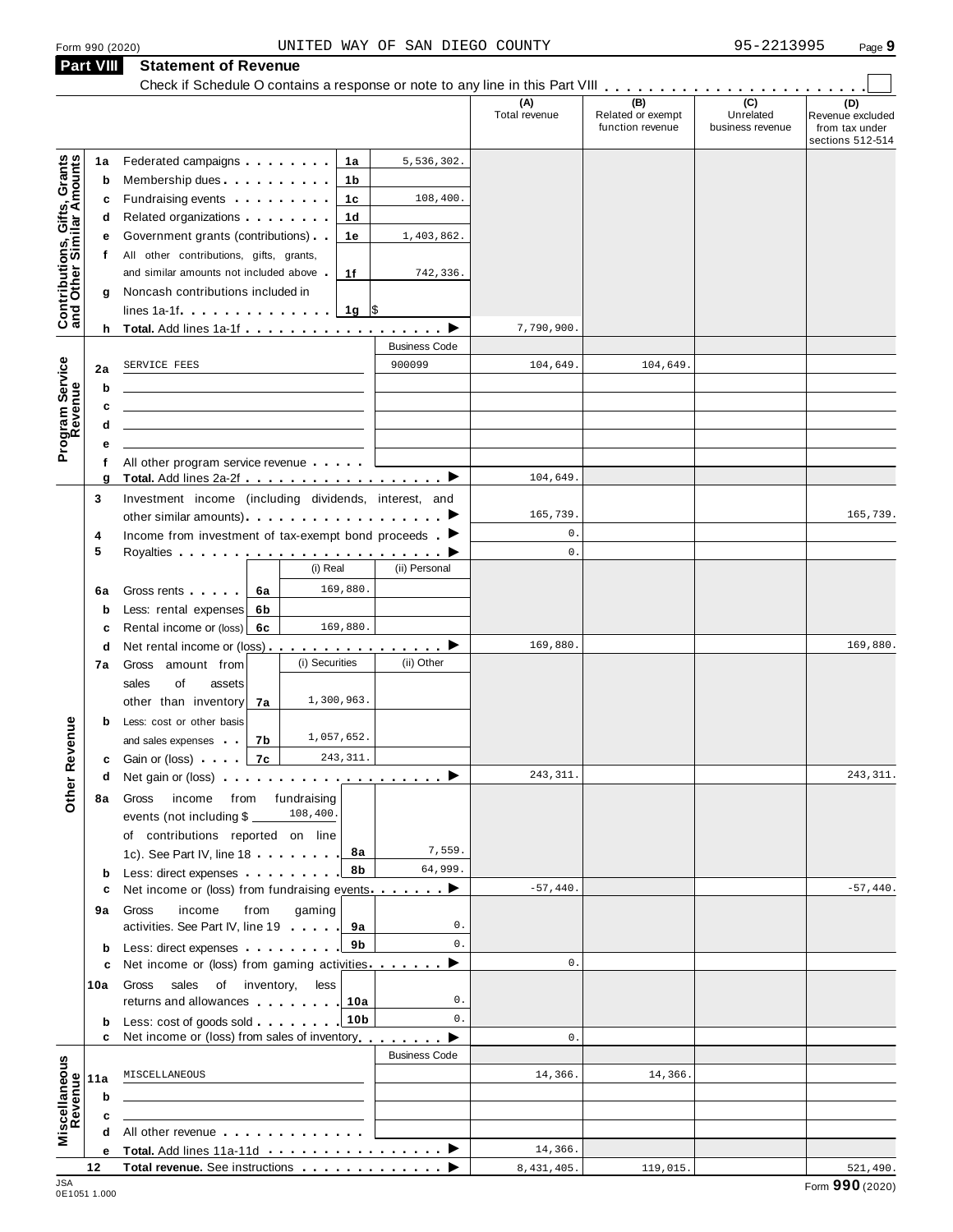Form 990 (2020) UNITED WAY OF SAN DIEGO COUNTY 95-2213995

## Part VIII Statement of Revenue

Check if Schedule O contains a response or note to any line in this Part VIII . . . . . . . . . . . . . . . . . . . . . . . . ☐

| | | | | | (A) Total revenue | (B) Related or exempt function revenue | (C) Unrelated business revenue | (D) Revenue excluded from tax under sections 512-514 |
|---|---|---|---|---|---|---|---|---|
| **Contributions, Gifts, Grants and Other Similar Amounts** | 1a | Federated campaigns | 1a | 5,536,302. | | | | |
| | b | Membership dues | 1b | | | | | |
| | c | Fundraising events | 1c | 108,400. | | | | |
| | d | Related organizations | 1d | | | | | |
| | e | Government grants (contributions) | 1e | 1,403,862. | | | | |
| | f | All other contributions, gifts, grants, and similar amounts not included above | 1f | 742,336. | | | | |
| | g | Noncash contributions included in lines 1a-1f | 1g | $ | | | | |
| | h | **Total.** Add lines 1a-1f | | ▶ | 7,790,900. | | | |
| **Program Service Revenue** | | | | Business Code | | | | |
| | 2a | SERVICE FEES | | 900099 | 104,649. | 104,649. | | |
| | b | | | | | | | |
| | c | | | | | | | |
| | d | | | | | | | |
| | e | | | | | | | |
| | f | All other program service revenue | | | | | | |
| | g | **Total.** Add lines 2a-2f | | ▶ | 104,649. | | | |
| **Other Revenue** | 3 | Investment income (including dividends, interest, and other similar amounts) | | ▶ | 165,739. | | | 165,739. |
| | 4 | Income from investment of tax-exempt bond proceeds | | ▶ | 0. | | | |
| | 5 | Royalties | | ▶ | 0. | | | |
| | | | (i) Real | (ii) Personal | | | | |
| | 6a | Gross rents (6a) | 169,880. | | | | | |
| | b | Less: rental expenses (6b) | | | | | | |
| | c | Rental income or (loss) (6c) | 169,880. | | | | | |
| | d | Net rental income or (loss) | | ▶ | 169,880. | | | 169,880. |
| | | | (i) Securities | (ii) Other | | | | |
| | 7a | Gross amount from sales of assets other than inventory (7a) | 1,300,963. | | | | | |
| | b | Less: cost or other basis and sales expenses (7b) | 1,057,652. | | | | | |
| | c | Gain or (loss) (7c) | 243,311. | | | | | |
| | d | Net gain or (loss) | | ▶ | 243,311. | | | 243,311. |
| | 8a | Gross income from fundraising events (not including $ 108,400. of contributions reported on line 1c). See Part IV, line 18 | 8a | 7,559. | | | | |
| | b | Less: direct expenses | 8b | 64,999. | | | | |
| | c | Net income or (loss) from fundraising events | | ▶ | -57,440. | | | -57,440. |
| | 9a | Gross income from gaming activities. See Part IV, line 19 | 9a | 0. | | | | |
| | b | Less: direct expenses | 9b | 0. | | | | |
| | c | Net income or (loss) from gaming activities | | ▶ | 0. | | | |
| | 10a | Gross sales of inventory, less returns and allowances | 10a | 0. | | | | |
| | b | Less: cost of goods sold | 10b | 0. | | | | |
| | c | Net income or (loss) from sales of inventory | | ▶ | 0. | | | |
| **Miscellaneous Revenue** | | | | Business Code | | | | |
| | 11a | MISCELLANEOUS | | | 14,366. | 14,366. | | |
| | b | | | | | | | |
| | c | | | | | | | |
| | d | All other revenue | | | | | | |
| | e | **Total.** Add lines 11a-11d | | ▶ | 14,366. | | | |
| | 12 | **Total revenue.** See instructions | | ▶ | 8,431,405. | 119,015. | | 521,490. |

JSA 0E1051 1.000 Form **990** (2020)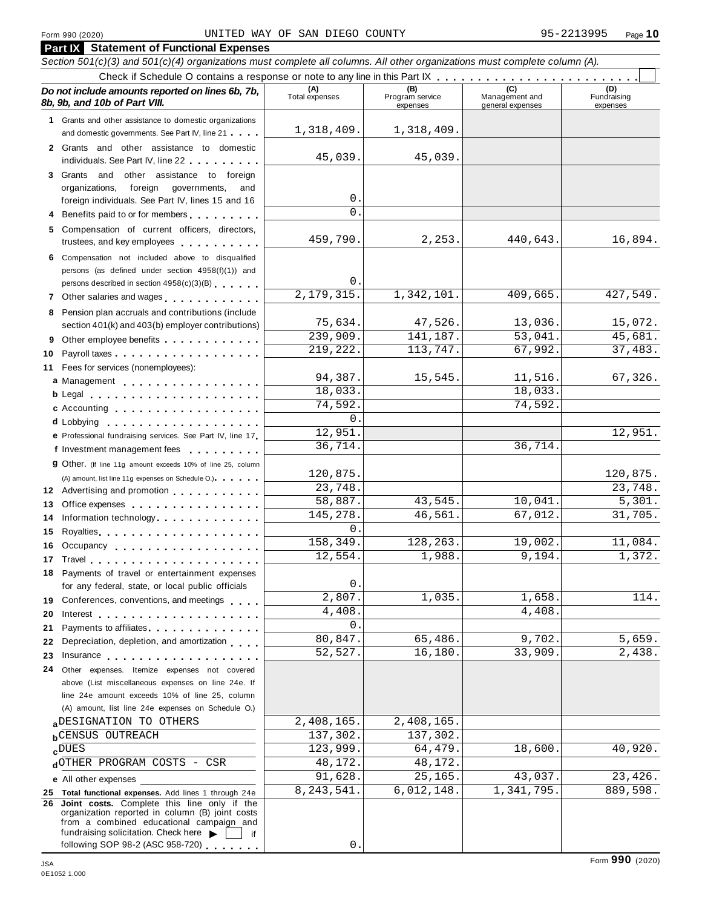Form 990 (2020) UNITED WAY OF SAN DIEGO COUNTY 95-2213995

## Part IX Statement of Functional Expenses

*Section 501(c)(3) and 501(c)(4) organizations must complete all columns. All other organizations must complete column (A).*

Check if Schedule O contains a response or note to any line in this Part IX . . . . . . . . . . . . . . . . . . . . . . . . ☐

| *Do not include amounts reported on lines 6b, 7b, 8b, 9b, and 10b of Part VIII.* | (A) Total expenses | (B) Program service expenses | (C) Management and general expenses | (D) Fundraising expenses |
|---|---|---|---|---|
| **1** Grants and other assistance to domestic organizations and domestic governments. See Part IV, line 21 | 1,318,409. | 1,318,409. | | |
| **2** Grants and other assistance to domestic individuals. See Part IV, line 22 | 45,039. | 45,039. | | |
| **3** Grants and other assistance to foreign organizations, foreign governments, and foreign individuals. See Part IV, lines 15 and 16 | 0. | | | |
| **4** Benefits paid to or for members | 0. | | | |
| **5** Compensation of current officers, directors, trustees, and key employees | 459,790. | 2,253. | 440,643. | 16,894. |
| **6** Compensation not included above to disqualified persons (as defined under section 4958(f)(1)) and persons described in section 4958(c)(3)(B) | 0. | | | |
| **7** Other salaries and wages | 2,179,315. | 1,342,101. | 409,665. | 427,549. |
| **8** Pension plan accruals and contributions (include section 401(k) and 403(b) employer contributions) | 75,634. | 47,526. | 13,036. | 15,072. |
| **9** Other employee benefits | 239,909. | 141,187. | 53,041. | 45,681. |
| **10** Payroll taxes | 219,222. | 113,747. | 67,992. | 37,483. |
| **11** Fees for services (nonemployees): | | | | |
| **a** Management | 94,387. | 15,545. | 11,516. | 67,326. |
| **b** Legal | 18,033. | | 18,033. | |
| **c** Accounting | 74,592. | | 74,592. | |
| **d** Lobbying | 0. | | | |
| **e** Professional fundraising services. See Part IV, line 17 | 12,951. | | | 12,951. |
| **f** Investment management fees | 36,714. | | 36,714. | |
| **g** Other. (If line 11g amount exceeds 10% of line 25, column (A) amount, list line 11g expenses on Schedule O.) | 120,875. | | | 120,875. |
| **12** Advertising and promotion | 23,748. | | | 23,748. |
| **13** Office expenses | 58,887. | 43,545. | 10,041. | 5,301. |
| **14** Information technology | 145,278. | 46,561. | 67,012. | 31,705. |
| **15** Royalties | 0. | | | |
| **16** Occupancy | 158,349. | 128,263. | 19,002. | 11,084. |
| **17** Travel | 12,554. | 1,988. | 9,194. | 1,372. |
| **18** Payments of travel or entertainment expenses for any federal, state, or local public officials | 0. | | | |
| **19** Conferences, conventions, and meetings | 2,807. | 1,035. | 1,658. | 114. |
| **20** Interest | 4,408. | | 4,408. | |
| **21** Payments to affiliates | 0. | | | |
| **22** Depreciation, depletion, and amortization | 80,847. | 65,486. | 9,702. | 5,659. |
| **23** Insurance | 52,527. | 16,180. | 33,909. | 2,438. |
| **24** Other expenses. Itemize expenses not covered above (List miscellaneous expenses on line 24e. If line 24e amount exceeds 10% of line 25, column (A) amount, list line 24e expenses on Schedule O.) | | | | |
| **a** DESIGNATION TO OTHERS | 2,408,165. | 2,408,165. | | |
| **b** CENSUS OUTREACH | 137,302. | 137,302. | | |
| **c** DUES | 123,999. | 64,479. | 18,600. | 40,920. |
| **d** OTHER PROGRAM COSTS - CSR | 48,172. | 48,172. | | |
| **e** All other expenses | 91,628. | 25,165. | 43,037. | 23,426. |
| **25 Total functional expenses.** Add lines 1 through 24e | 8,243,541. | 6,012,148. | 1,341,795. | 889,598. |
| **26 Joint costs.** Complete this line only if the organization reported in column (B) joint costs from a combined educational campaign and fundraising solicitation. Check here ▶ ☐ if following SOP 98-2 (ASC 958-720) | 0. | | | |

JSA 0E1052 1.000

Form **990** (2020)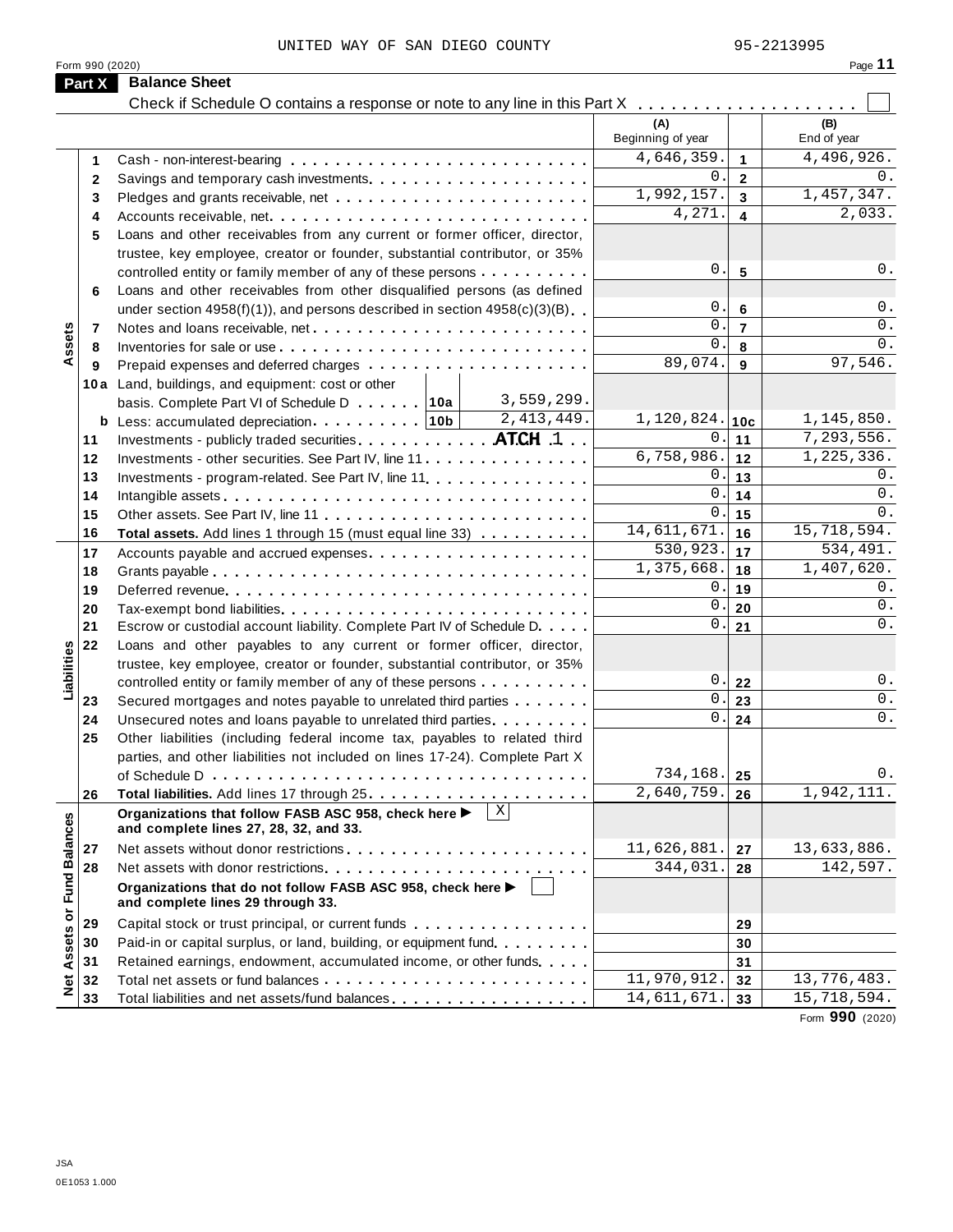UNITED WAY OF SAN DIEGO COUNTY 95-2213995

Form 990 (2020)

## Part X Balance Sheet

Check if Schedule O contains a response or note to any line in this Part X . . . . . . . . . . . . . . . . . . . ☐

| | | | (A) Beginning of year | | (B) End of year |
|---|---|---|---|---|---|
| Assets | 1 | Cash - non-interest-bearing | 4,646,359. | 1 | 4,496,926. |
| | 2 | Savings and temporary cash investments | 0. | 2 | 0. |
| | 3 | Pledges and grants receivable, net | 1,992,157. | 3 | 1,457,347. |
| | 4 | Accounts receivable, net | 4,271. | 4 | 2,033. |
| | 5 | Loans and other receivables from any current or former officer, director, trustee, key employee, creator or founder, substantial contributor, or 35% controlled entity or family member of any of these persons | 0. | 5 | 0. |
| | 6 | Loans and other receivables from other disqualified persons (as defined under section 4958(f)(1)), and persons described in section 4958(c)(3)(B) | 0. | 6 | 0. |
| | 7 | Notes and loans receivable, net | 0. | 7 | 0. |
| | 8 | Inventories for sale or use | 0. | 8 | 0. |
| | 9 | Prepaid expenses and deferred charges | 89,074. | 9 | 97,546. |
| | 10a | Land, buildings, and equipment: cost or other basis. Complete Part VI of Schedule D . . . 10a 3,559,299. | | | |
| | b | Less: accumulated depreciation . . . 10b 2,413,449. | 1,120,824. | 10c | 1,145,850. |
| | 11 | Investments - publicly traded securities . . . ATCH 1 | 0. | 11 | 7,293,556. |
| | 12 | Investments - other securities. See Part IV, line 11 | 6,758,986. | 12 | 1,225,336. |
| | 13 | Investments - program-related. See Part IV, line 11 | 0. | 13 | 0. |
| | 14 | Intangible assets | 0. | 14 | 0. |
| | 15 | Other assets. See Part IV, line 11 | 0. | 15 | 0. |
| | 16 | **Total assets.** Add lines 1 through 15 (must equal line 33) | 14,611,671. | 16 | 15,718,594. |
| Liabilities | 17 | Accounts payable and accrued expenses | 530,923. | 17 | 534,491. |
| | 18 | Grants payable | 1,375,668. | 18 | 1,407,620. |
| | 19 | Deferred revenue | 0. | 19 | 0. |
| | 20 | Tax-exempt bond liabilities | 0. | 20 | 0. |
| | 21 | Escrow or custodial account liability. Complete Part IV of Schedule D | 0. | 21 | 0. |
| | 22 | Loans and other payables to any current or former officer, director, trustee, key employee, creator or founder, substantial contributor, or 35% controlled entity or family member of any of these persons | 0. | 22 | 0. |
| | 23 | Secured mortgages and notes payable to unrelated third parties | 0. | 23 | 0. |
| | 24 | Unsecured notes and loans payable to unrelated third parties | 0. | 24 | 0. |
| | 25 | Other liabilities (including federal income tax, payables to related third parties, and other liabilities not included on lines 17-24). Complete Part X of Schedule D | 734,168. | 25 | 0. |
| | 26 | **Total liabilities.** Add lines 17 through 25 | 2,640,759. | 26 | 1,942,111. |
| Net Assets or Fund Balances | | **Organizations that follow FASB ASC 958, check here ▶ [X] and complete lines 27, 28, 32, and 33.** | | | |
| | 27 | Net assets without donor restrictions | 11,626,881. | 27 | 13,633,886. |
| | 28 | Net assets with donor restrictions | 344,031. | 28 | 142,597. |
| | | **Organizations that do not follow FASB ASC 958, check here ▶ [ ] and complete lines 29 through 33.** | | | |
| | 29 | Capital stock or trust principal, or current funds | | 29 | |
| | 30 | Paid-in or capital surplus, or land, building, or equipment fund | | 30 | |
| | 31 | Retained earnings, endowment, accumulated income, or other funds | | 31 | |
| | 32 | Total net assets or fund balances | 11,970,912. | 32 | 13,776,483. |
| | 33 | Total liabilities and net assets/fund balances | 14,611,671. | 33 | 15,718,594. |

Form **990** (2020)

JSA
0E1053 1.000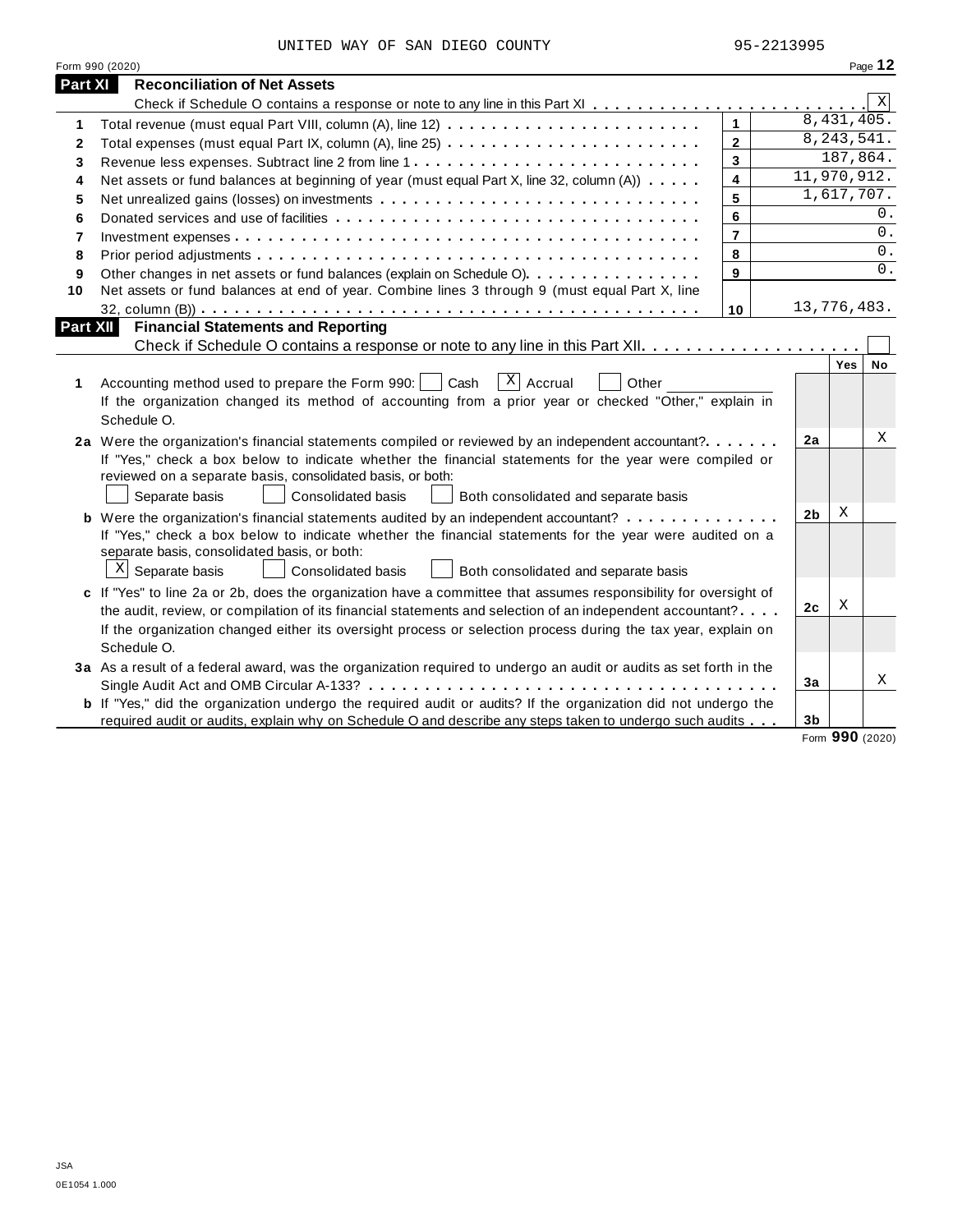UNITED WAY OF SAN DIEGO COUNTY 95-2213995

Form 990 (2020) Page **12**

## Part XI Reconciliation of Net Assets

Check if Schedule O contains a response or note to any line in this Part XI . . . . . . . . . . . . . . . . . . . . . . . . [X]

| | | | |
|---|---|---|---|
| 1 | Total revenue (must equal Part VIII, column (A), line 12) | 1 | 8,431,405. |
| 2 | Total expenses (must equal Part IX, column (A), line 25) | 2 | 8,243,541. |
| 3 | Revenue less expenses. Subtract line 2 from line 1 | 3 | 187,864. |
| 4 | Net assets or fund balances at beginning of year (must equal Part X, line 32, column (A)) | 4 | 11,970,912. |
| 5 | Net unrealized gains (losses) on investments | 5 | 1,617,707. |
| 6 | Donated services and use of facilities | 6 | 0. |
| 7 | Investment expenses | 7 | 0. |
| 8 | Prior period adjustments | 8 | 0. |
| 9 | Other changes in net assets or fund balances (explain on Schedule O) | 9 | 0. |
| 10 | Net assets or fund balances at end of year. Combine lines 3 through 9 (must equal Part X, line 32, column (B)) | 10 | 13,776,483. |

## Part XII Financial Statements and Reporting

Check if Schedule O contains a response or note to any line in this Part XII . . . . . . . . . . . . . . . . . . . . [ ]

| | | | Yes | No |
|---|---|---|---|---|
| 1 | Accounting method used to prepare the Form 990: [ ] Cash [X] Accrual [ ] Other ____________<br>If the organization changed its method of accounting from a prior year or checked "Other," explain in Schedule O. | | | |
| 2a | Were the organization's financial statements compiled or reviewed by an independent accountant?<br>If "Yes," check a box below to indicate whether the financial statements for the year were compiled or reviewed on a separate basis, consolidated basis, or both:<br>[ ] Separate basis [ ] Consolidated basis [ ] Both consolidated and separate basis | 2a | | X |
| b | Were the organization's financial statements audited by an independent accountant?<br>If "Yes," check a box below to indicate whether the financial statements for the year were audited on a separate basis, consolidated basis, or both:<br>[X] Separate basis [ ] Consolidated basis [ ] Both consolidated and separate basis | 2b | X | |
| c | If "Yes" to line 2a or 2b, does the organization have a committee that assumes responsibility for oversight of the audit, review, or compilation of its financial statements and selection of an independent accountant?<br>If the organization changed either its oversight process or selection process during the tax year, explain on Schedule O. | 2c | X | |
| 3a | As a result of a federal award, was the organization required to undergo an audit or audits as set forth in the Single Audit Act and OMB Circular A-133? | 3a | | X |
| b | If "Yes," did the organization undergo the required audit or audits? If the organization did not undergo the required audit or audits, explain why on Schedule O and describe any steps taken to undergo such audits | 3b | | |

Form **990** (2020)

JSA
0E1054 1.000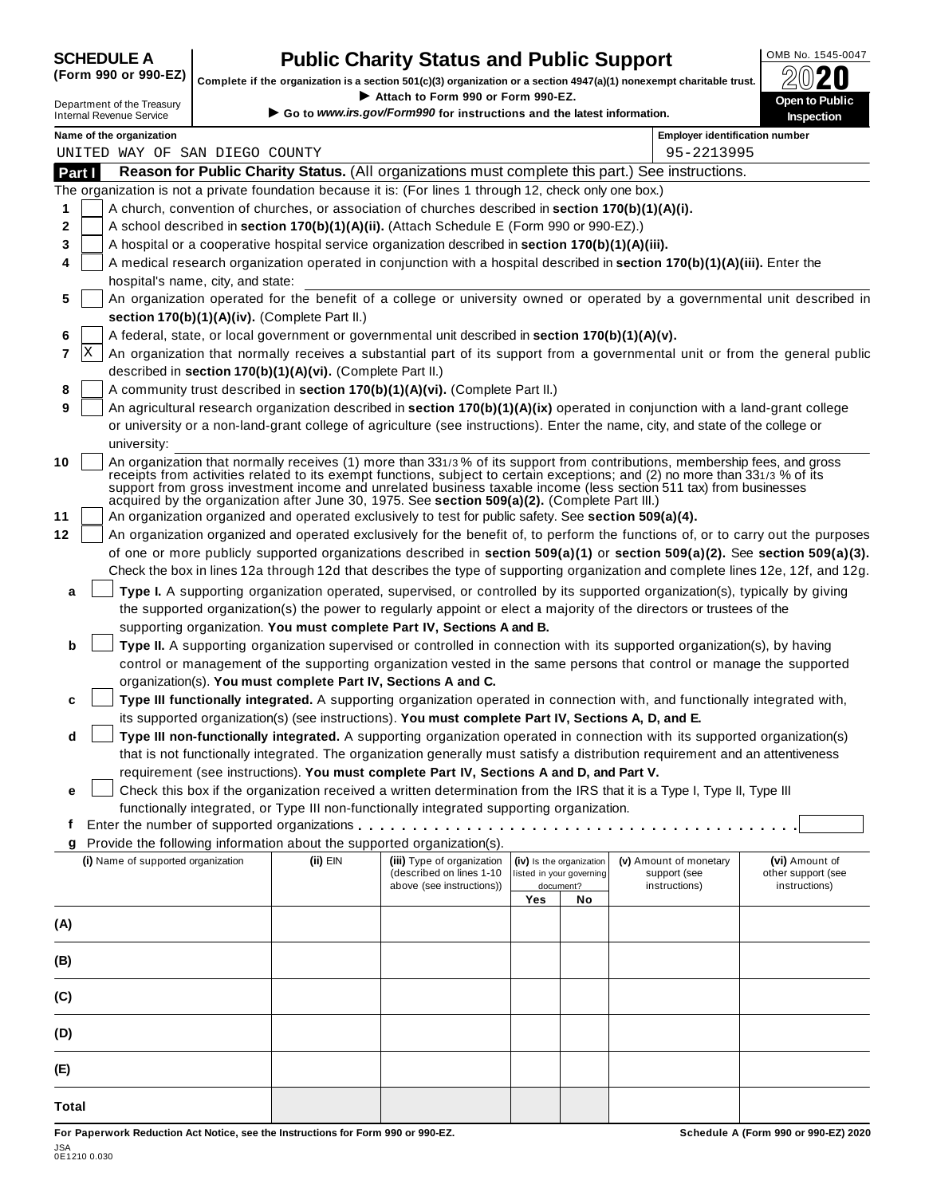**SCHEDULE A**
**(Form 990 or 990-EZ)**

Department of the Treasury
Internal Revenue Service

# Public Charity Status and Public Support

**Complete if the organization is a section 501(c)(3) organization or a section 4947(a)(1) nonexempt charitable trust.**
▶ **Attach to Form 990 or Form 990-EZ.**
▶ **Go to *www.irs.gov/Form990* for instructions and the latest information.**

OMB No. 1545-0047
**2020**
**Open to Public Inspection**

**Name of the organization**
UNITED WAY OF SAN DIEGO COUNTY

**Employer identification number**
95-2213995

## Part I Reason for Public Charity Status. (All organizations must complete this part.) See instructions.

The organization is not a private foundation because it is: (For lines 1 through 12, check only one box.)

1 [ ] A church, convention of churches, or association of churches described in **section 170(b)(1)(A)(i).**

2 [ ] A school described in **section 170(b)(1)(A)(ii).** (Attach Schedule E (Form 990 or 990-EZ).)

3 [ ] A hospital or a cooperative hospital service organization described in **section 170(b)(1)(A)(iii).**

4 [ ] A medical research organization operated in conjunction with a hospital described in **section 170(b)(1)(A)(iii).** Enter the hospital's name, city, and state:

5 [ ] An organization operated for the benefit of a college or university owned or operated by a governmental unit described in **section 170(b)(1)(A)(iv).** (Complete Part II.)

6 [ ] A federal, state, or local government or governmental unit described in **section 170(b)(1)(A)(v).**

7 [X] An organization that normally receives a substantial part of its support from a governmental unit or from the general public described in **section 170(b)(1)(A)(vi).** (Complete Part II.)

8 [ ] A community trust described in **section 170(b)(1)(A)(vi).** (Complete Part II.)

9 [ ] An agricultural research organization described in **section 170(b)(1)(A)(ix)** operated in conjunction with a land-grant college or university or a non-land-grant college of agriculture (see instructions). Enter the name, city, and state of the college or university:

10 [ ] An organization that normally receives (1) more than 33 1/3 % of its support from contributions, membership fees, and gross receipts from activities related to its exempt functions, subject to certain exceptions; and (2) no more than 33 1/3 % of its support from gross investment income and unrelated business taxable income (less section 511 tax) from businesses acquired by the organization after June 30, 1975. See **section 509(a)(2).** (Complete Part III.)

11 [ ] An organization organized and operated exclusively to test for public safety. See **section 509(a)(4).**

12 [ ] An organization organized and operated exclusively for the benefit of, to perform the functions of, or to carry out the purposes of one or more publicly supported organizations described in **section 509(a)(1)** or **section 509(a)(2).** See **section 509(a)(3).** Check the box in lines 12a through 12d that describes the type of supporting organization and complete lines 12e, 12f, and 12g.

**a** [ ] **Type I.** A supporting organization operated, supervised, or controlled by its supported organization(s), typically by giving the supported organization(s) the power to regularly appoint or elect a majority of the directors or trustees of the supporting organization. **You must complete Part IV, Sections A and B.**

**b** [ ] **Type II.** A supporting organization supervised or controlled in connection with its supported organization(s), by having control or management of the supporting organization vested in the same persons that control or manage the supported organization(s). **You must complete Part IV, Sections A and C.**

**c** [ ] **Type III functionally integrated.** A supporting organization operated in connection with, and functionally integrated with, its supported organization(s) (see instructions). **You must complete Part IV, Sections A, D, and E.**

**d** [ ] **Type III non-functionally integrated.** A supporting organization operated in connection with its supported organization(s) that is not functionally integrated. The organization generally must satisfy a distribution requirement and an attentiveness requirement (see instructions). **You must complete Part IV, Sections A and D, and Part V.**

**e** [ ] Check this box if the organization received a written determination from the IRS that it is a Type I, Type II, Type III functionally integrated, or Type III non-functionally integrated supporting organization.

**f** Enter the number of supported organizations . . . . . . . . . . . . . . . . . . . . . . . . . . . . . . . . . . . . . .

**g** Provide the following information about the supported organization(s).

| (i) Name of supported organization | (ii) EIN | (iii) Type of organization (described on lines 1-10 above (see instructions)) | (iv) Is the organization listed in your governing document? | | (v) Amount of monetary support (see instructions) | (vi) Amount of other support (see instructions) |
|---|---|---|---|---|---|---|
| | | | Yes | No | | |
| (A) | | | | | | |
| (B) | | | | | | |
| (C) | | | | | | |
| (D) | | | | | | |
| (E) | | | | | | |
| Total | | | | | | |

**For Paperwork Reduction Act Notice, see the Instructions for Form 990 or 990-EZ.** **Schedule A (Form 990 or 990-EZ) 2020**

JSA
0E1210 0.030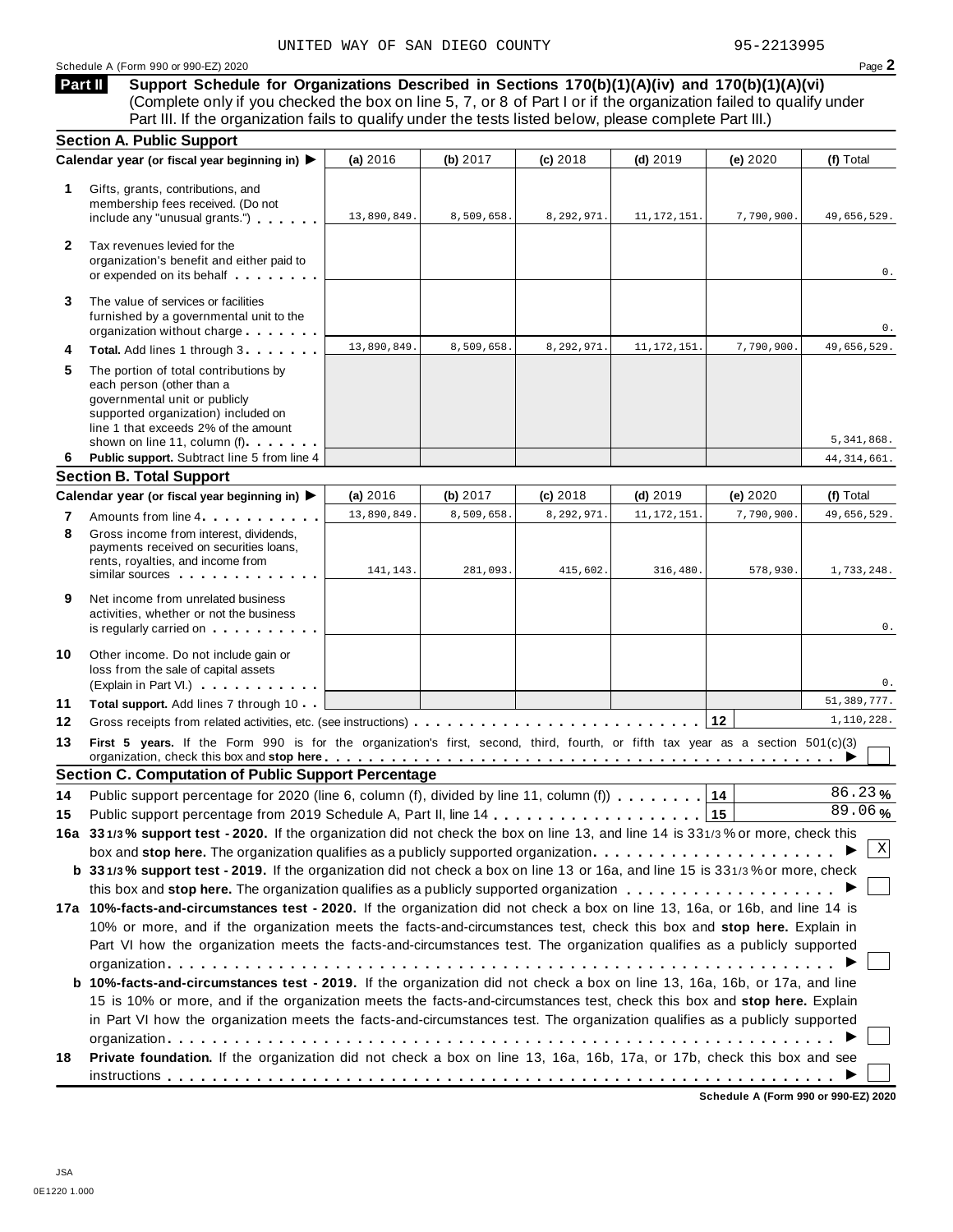UNITED WAY OF SAN DIEGO COUNTY 95-2213995

Schedule A (Form 990 or 990-EZ) 2020 Page **2**

## Part II Support Schedule for Organizations Described in Sections 170(b)(1)(A)(iv) and 170(b)(1)(A)(vi)

(Complete only if you checked the box on line 5, 7, or 8 of Part I or if the organization failed to qualify under Part III. If the organization fails to qualify under the tests listed below, please complete Part III.)

### Section A. Public Support

| | Calendar year (or fiscal year beginning in) ▶ | (a) 2016 | (b) 2017 | (c) 2018 | (d) 2019 | (e) 2020 | (f) Total |
|---|---|---|---|---|---|---|---|
| 1 | Gifts, grants, contributions, and membership fees received. (Do not include any "unusual grants.") | 13,890,849. | 8,509,658. | 8,292,971. | 11,172,151. | 7,790,900. | 49,656,529. |
| 2 | Tax revenues levied for the organization's benefit and either paid to or expended on its behalf | | | | | | 0. |
| 3 | The value of services or facilities furnished by a governmental unit to the organization without charge | | | | | | 0. |
| 4 | **Total.** Add lines 1 through 3 | 13,890,849. | 8,509,658. | 8,292,971. | 11,172,151. | 7,790,900. | 49,656,529. |
| 5 | The portion of total contributions by each person (other than a governmental unit or publicly supported organization) included on line 1 that exceeds 2% of the amount shown on line 11, column (f) | | | | | | 5,341,868. |
| 6 | **Public support.** Subtract line 5 from line 4 | | | | | | 44,314,661. |

### Section B. Total Support

| | Calendar year (or fiscal year beginning in) ▶ | (a) 2016 | (b) 2017 | (c) 2018 | (d) 2019 | (e) 2020 | (f) Total |
|---|---|---|---|---|---|---|---|
| 7 | Amounts from line 4 | 13,890,849. | 8,509,658. | 8,292,971. | 11,172,151. | 7,790,900. | 49,656,529. |
| 8 | Gross income from interest, dividends, payments received on securities loans, rents, royalties, and income from similar sources | 141,143. | 281,093. | 415,602. | 316,480. | 578,930. | 1,733,248. |
| 9 | Net income from unrelated business activities, whether or not the business is regularly carried on | | | | | | 0. |
| 10 | Other income. Do not include gain or loss from the sale of capital assets (Explain in Part VI.) | | | | | | 0. |
| 11 | **Total support.** Add lines 7 through 10 | | | | | | 51,389,777. |
| 12 | Gross receipts from related activities, etc. (see instructions) | | | | | 12 | 1,110,228. |

**13** **First 5 years.** If the Form 990 is for the organization's first, second, third, fourth, or fifth tax year as a section 501(c)(3) organization, check this box and **stop here** ▶ ☐

### Section C. Computation of Public Support Percentage

**14** Public support percentage for 2020 (line 6, column (f), divided by line 11, column (f)) . . . **14** 86.23 %

**15** Public support percentage from 2019 Schedule A, Part II, line 14 . . . **15** 89.06 %

**16a** **33 1/3 % support test - 2020.** If the organization did not check the box on line 13, and line 14 is 33 1/3 % or more, check this box and **stop here.** The organization qualifies as a publicly supported organization ▶ ☒

**b** **33 1/3 % support test - 2019.** If the organization did not check a box on line 13 or 16a, and line 15 is 33 1/3 % or more, check this box and **stop here.** The organization qualifies as a publicly supported organization ▶ ☐

**17a** **10%-facts-and-circumstances test - 2020.** If the organization did not check a box on line 13, 16a, or 16b, and line 14 is 10% or more, and if the organization meets the facts-and-circumstances test, check this box and **stop here.** Explain in Part VI how the organization meets the facts-and-circumstances test. The organization qualifies as a publicly supported organization ▶ ☐

**b** **10%-facts-and-circumstances test - 2019.** If the organization did not check a box on line 13, 16a, 16b, or 17a, and line 15 is 10% or more, and if the organization meets the facts-and-circumstances test, check this box and **stop here.** Explain in Part VI how the organization meets the facts-and-circumstances test. The organization qualifies as a publicly supported organization ▶ ☐

**18** **Private foundation.** If the organization did not check a box on line 13, 16a, 16b, 17a, or 17b, check this box and see instructions ▶ ☐

**Schedule A (Form 990 or 990-EZ) 2020**

JSA
0E1220 1.000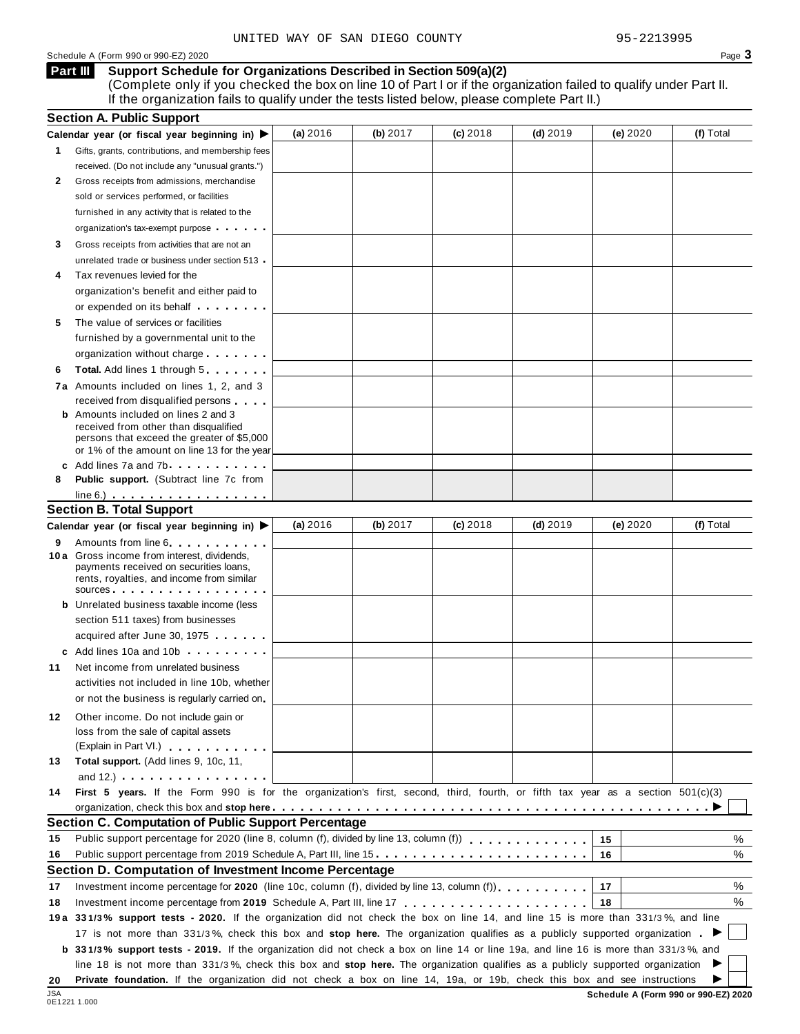UNITED WAY OF SAN DIEGO COUNTY 95-2213995

Schedule A (Form 990 or 990-EZ) 2020

## Part III Support Schedule for Organizations Described in Section 509(a)(2)

(Complete only if you checked the box on line 10 of Part I or if the organization failed to qualify under Part II. If the organization fails to qualify under the tests listed below, please complete Part II.)

### Section A. Public Support

| Calendar year (or fiscal year beginning in) ▶ | (a) 2016 | (b) 2017 | (c) 2018 | (d) 2019 | (e) 2020 | (f) Total |
|---|---|---|---|---|---|---|
| **1** Gifts, grants, contributions, and membership fees received. (Do not include any "unusual grants.") | | | | | | |
| **2** Gross receipts from admissions, merchandise sold or services performed, or facilities furnished in any activity that is related to the organization's tax-exempt purpose | | | | | | |
| **3** Gross receipts from activities that are not an unrelated trade or business under section 513 | | | | | | |
| **4** Tax revenues levied for the organization's benefit and either paid to or expended on its behalf | | | | | | |
| **5** The value of services or facilities furnished by a governmental unit to the organization without charge | | | | | | |
| **6** **Total.** Add lines 1 through 5 | | | | | | |
| **7a** Amounts included on lines 1, 2, and 3 received from disqualified persons | | | | | | |
| **b** Amounts included on lines 2 and 3 received from other than disqualified persons that exceed the greater of $5,000 or 1% of the amount on line 13 for the year | | | | | | |
| **c** Add lines 7a and 7b | | | | | | |
| **8** **Public support.** (Subtract line 7c from line 6.) | | | | | | |

### Section B. Total Support

| Calendar year (or fiscal year beginning in) ▶ | (a) 2016 | (b) 2017 | (c) 2018 | (d) 2019 | (e) 2020 | (f) Total |
|---|---|---|---|---|---|---|
| **9** Amounts from line 6 | | | | | | |
| **10a** Gross income from interest, dividends, payments received on securities loans, rents, royalties, and income from similar sources | | | | | | |
| **b** Unrelated business taxable income (less section 511 taxes) from businesses acquired after June 30, 1975 | | | | | | |
| **c** Add lines 10a and 10b | | | | | | |
| **11** Net income from unrelated business activities not included in line 10b, whether or not the business is regularly carried on | | | | | | |
| **12** Other income. Do not include gain or loss from the sale of capital assets (Explain in Part VI.) | | | | | | |
| **13** **Total support.** (Add lines 9, 10c, 11, and 12.) | | | | | | |

**14** **First 5 years.** If the Form 990 is for the organization's first, second, third, fourth, or fifth tax year as a section 501(c)(3) organization, check this box and **stop here** ▶ ☐

### Section C. Computation of Public Support Percentage

| | | | |
|---|---|---|---|
| **15** | Public support percentage for 2020 (line 8, column (f), divided by line 13, column (f)) | 15 | % |
| **16** | Public support percentage from 2019 Schedule A, Part III, line 15 | 16 | % |

### Section D. Computation of Investment Income Percentage

| | | | |
|---|---|---|---|
| **17** | Investment income percentage for **2020** (line 10c, column (f), divided by line 13, column (f)) | 17 | % |
| **18** | Investment income percentage from **2019** Schedule A, Part III, line 17 | 18 | % |

**19a** **33 1/3% support tests - 2020.** If the organization did not check the box on line 14, and line 15 is more than 33 1/3%, and line 17 is not more than 33 1/3%, check this box and **stop here.** The organization qualifies as a publicly supported organization ▶ ☐

**b** **33 1/3% support tests - 2019.** If the organization did not check a box on line 14 or line 19a, and line 16 is more than 33 1/3%, and line 18 is not more than 33 1/3%, check this box and **stop here.** The organization qualifies as a publicly supported organization ▶ ☐

**20** **Private foundation.** If the organization did not check a box on line 14, 19a, or 19b, check this box and see instructions ▶ ☐

Schedule A (Form 990 or 990-EZ) 2020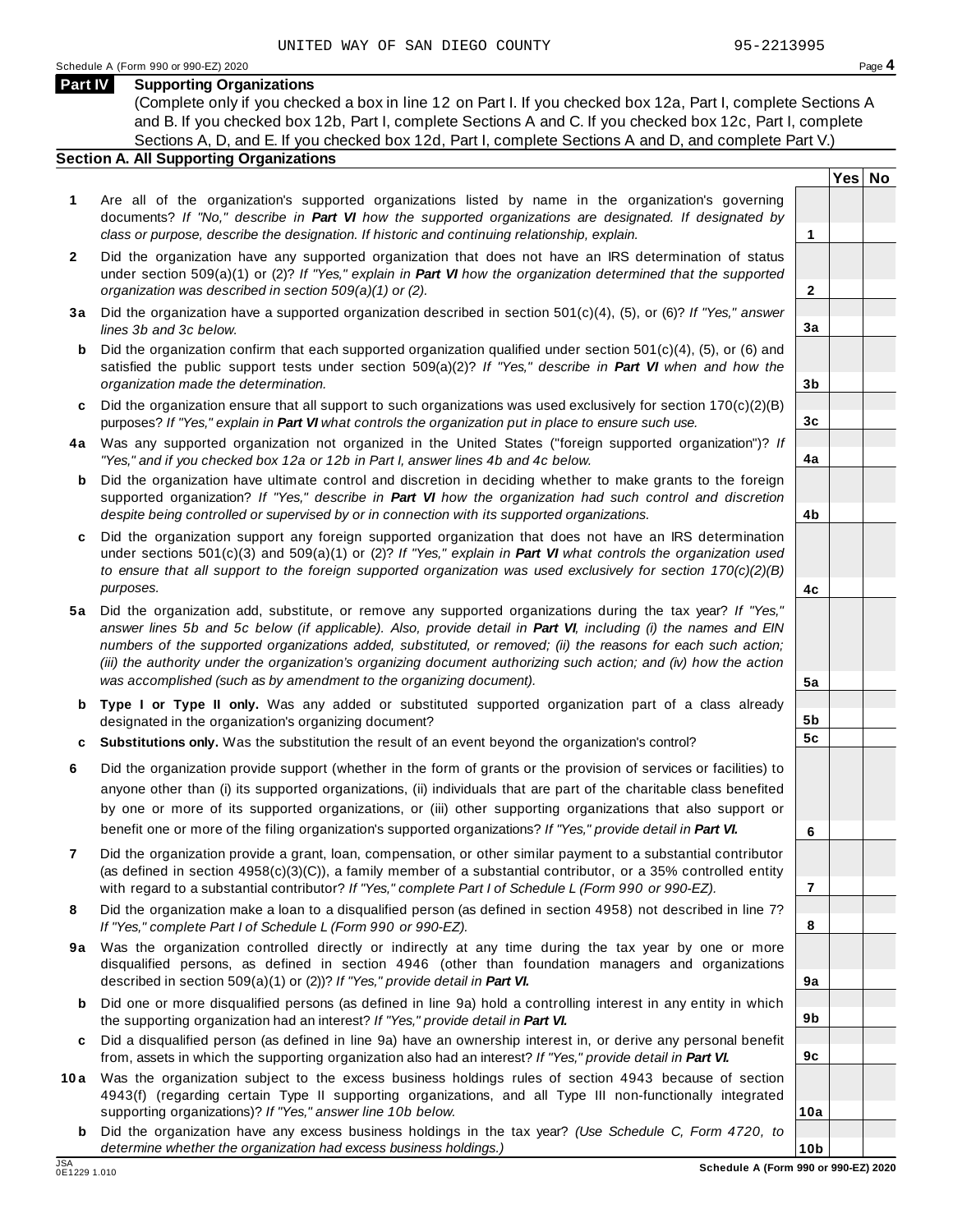UNITED WAY OF SAN DIEGO COUNTY 95-2213995

## Part IV Supporting Organizations

(Complete only if you checked a box in line 12 on Part I. If you checked box 12a, Part I, complete Sections A and B. If you checked box 12b, Part I, complete Sections A and C. If you checked box 12c, Part I, complete Sections A, D, and E. If you checked box 12d, Part I, complete Sections A and D, and complete Part V.)

### Section A. All Supporting Organizations

| | | | Yes | No |
|---|---|---|---|---|
| **1** | Are all of the organization's supported organizations listed by name in the organization's governing documents? *If "No," describe in **Part VI** how the supported organizations are designated. If designated by class or purpose, describe the designation. If historic and continuing relationship, explain.* | **1** | | |
| **2** | Did the organization have any supported organization that does not have an IRS determination of status under section 509(a)(1) or (2)? *If "Yes," explain in **Part VI** how the organization determined that the supported organization was described in section 509(a)(1) or (2).* | **2** | | |
| **3a** | Did the organization have a supported organization described in section 501(c)(4), (5), or (6)? *If "Yes," answer lines 3b and 3c below.* | **3a** | | |
| **b** | Did the organization confirm that each supported organization qualified under section 501(c)(4), (5), or (6) and satisfied the public support tests under section 509(a)(2)? *If "Yes," describe in **Part VI** when and how the organization made the determination.* | **3b** | | |
| **c** | Did the organization ensure that all support to such organizations was used exclusively for section 170(c)(2)(B) purposes? *If "Yes," explain in **Part VI** what controls the organization put in place to ensure such use.* | **3c** | | |
| **4a** | Was any supported organization not organized in the United States ("foreign supported organization")? *If "Yes," and if you checked box 12a or 12b in Part I, answer lines 4b and 4c below.* | **4a** | | |
| **b** | Did the organization have ultimate control and discretion in deciding whether to make grants to the foreign supported organization? *If "Yes," describe in **Part VI** how the organization had such control and discretion despite being controlled or supervised by or in connection with its supported organizations.* | **4b** | | |
| **c** | Did the organization support any foreign supported organization that does not have an IRS determination under sections 501(c)(3) and 509(a)(1) or (2)? *If "Yes," explain in **Part VI** what controls the organization used to ensure that all support to the foreign supported organization was used exclusively for section 170(c)(2)(B) purposes.* | **4c** | | |
| **5a** | Did the organization add, substitute, or remove any supported organizations during the tax year? *If "Yes," answer lines 5b and 5c below (if applicable). Also, provide detail in **Part VI**, including (i) the names and EIN numbers of the supported organizations added, substituted, or removed; (ii) the reasons for each such action; (iii) the authority under the organization's organizing document authorizing such action; and (iv) how the action was accomplished (such as by amendment to the organizing document).* | **5a** | | |
| **b** | **Type I or Type II only.** Was any added or substituted supported organization part of a class already designated in the organization's organizing document? | **5b** | | |
| **c** | **Substitutions only.** Was the substitution the result of an event beyond the organization's control? | **5c** | | |
| **6** | Did the organization provide support (whether in the form of grants or the provision of services or facilities) to anyone other than (i) its supported organizations, (ii) individuals that are part of the charitable class benefited by one or more of its supported organizations, or (iii) other supporting organizations that also support or benefit one or more of the filing organization's supported organizations? *If "Yes," provide detail in **Part VI.*** | **6** | | |
| **7** | Did the organization provide a grant, loan, compensation, or other similar payment to a substantial contributor (as defined in section 4958(c)(3)(C)), a family member of a substantial contributor, or a 35% controlled entity with regard to a substantial contributor? *If "Yes," complete Part I of Schedule L (Form 990 or 990-EZ).* | **7** | | |
| **8** | Did the organization make a loan to a disqualified person (as defined in section 4958) not described in line 7? *If "Yes," complete Part I of Schedule L (Form 990 or 990-EZ).* | **8** | | |
| **9a** | Was the organization controlled directly or indirectly at any time during the tax year by one or more disqualified persons, as defined in section 4946 (other than foundation managers and organizations described in section 509(a)(1) or (2))? *If "Yes," provide detail in **Part VI.*** | **9a** | | |
| **b** | Did one or more disqualified persons (as defined in line 9a) hold a controlling interest in any entity in which the supporting organization had an interest? *If "Yes," provide detail in **Part VI.*** | **9b** | | |
| **c** | Did a disqualified person (as defined in line 9a) have an ownership interest in, or derive any personal benefit from, assets in which the supporting organization also had an interest? *If "Yes," provide detail in **Part VI.*** | **9c** | | |
| **10a** | Was the organization subject to the excess business holdings rules of section 4943 because of section 4943(f) (regarding certain Type II supporting organizations, and all Type III non-functionally integrated supporting organizations)? *If "Yes," answer line 10b below.* | **10a** | | |
| **b** | Did the organization have any excess business holdings in the tax year? *(Use Schedule C, Form 4720, to determine whether the organization had excess business holdings.)* | **10b** | | |

**Schedule A (Form 990 or 990-EZ) 2020**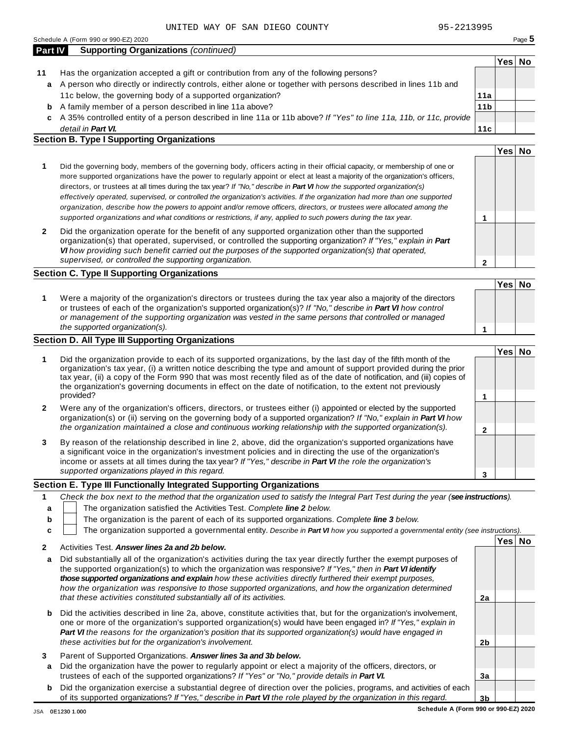UNITED WAY OF SAN DIEGO COUNTY 95-2213995

Schedule A (Form 990 or 990-EZ) 2020

## Part IV Supporting Organizations *(continued)*

| | | | Yes | No |
|---|---|---|---|---|
| **11** | Has the organization accepted a gift or contribution from any of the following persons? | | | |
| **a** | A person who directly or indirectly controls, either alone or together with persons described in lines 11b and 11c below, the governing body of a supported organization? | **11a** | | |
| **b** | A family member of a person described in line 11a above? | **11b** | | |
| **c** | A 35% controlled entity of a person described in line 11a or 11b above? *If "Yes" to line 11a, 11b, or 11c, provide detail in **Part VI**.* | **11c** | | |

### Section B. Type I Supporting Organizations

| | | | Yes | No |
|---|---|---|---|---|
| **1** | Did the governing body, members of the governing body, officers acting in their official capacity, or membership of one or more supported organizations have the power to regularly appoint or elect at least a majority of the organization's officers, directors, or trustees at all times during the tax year? *If "No," describe in **Part VI** how the supported organization(s) effectively operated, supervised, or controlled the organization's activities. If the organization had more than one supported organization, describe how the powers to appoint and/or remove officers, directors, or trustees were allocated among the supported organizations and what conditions or restrictions, if any, applied to such powers during the tax year.* | **1** | | |
| **2** | Did the organization operate for the benefit of any supported organization other than the supported organization(s) that operated, supervised, or controlled the supporting organization? *If "Yes," explain in **Part VI** how providing such benefit carried out the purposes of the supported organization(s) that operated, supervised, or controlled the supporting organization.* | **2** | | |

### Section C. Type II Supporting Organizations

| | | | Yes | No |
|---|---|---|---|---|
| **1** | Were a majority of the organization's directors or trustees during the tax year also a majority of the directors or trustees of each of the organization's supported organization(s)? *If "No," describe in **Part VI** how control or management of the supporting organization was vested in the same persons that controlled or managed the supported organization(s).* | **1** | | |

### Section D. All Type III Supporting Organizations

| | | | Yes | No |
|---|---|---|---|---|
| **1** | Did the organization provide to each of its supported organizations, by the last day of the fifth month of the organization's tax year, (i) a written notice describing the type and amount of support provided during the prior tax year, (ii) a copy of the Form 990 that was most recently filed as of the date of notification, and (iii) copies of the organization's governing documents in effect on the date of notification, to the extent not previously provided? | **1** | | |
| **2** | Were any of the organization's officers, directors, or trustees either (i) appointed or elected by the supported organization(s) or (ii) serving on the governing body of a supported organization? *If "No," explain in **Part VI** how the organization maintained a close and continuous working relationship with the supported organization(s).* | **2** | | |
| **3** | By reason of the relationship described in line 2, above, did the organization's supported organizations have a significant voice in the organization's investment policies and in directing the use of the organization's income or assets at all times during the tax year? *If "Yes," describe in **Part VI** the role the organization's supported organizations played in this regard.* | **3** | | |

### Section E. Type III Functionally Integrated Supporting Organizations

**1** *Check the box next to the method that the organization used to satisfy the Integral Part Test during the year (**see instructions**).*

- **a** ☐ The organization satisfied the Activities Test. *Complete **line 2** below.*
- **b** ☐ The organization is the parent of each of its supported organizations. *Complete **line 3** below.*
- **c** ☐ The organization supported a governmental entity. *Describe in **Part VI** how you supported a governmental entity (see instructions).*

| | | | Yes | No |
|---|---|---|---|---|
| **2** | Activities Test. ***Answer lines 2a and 2b below.*** | | | |
| **a** | Did substantially all of the organization's activities during the tax year directly further the exempt purposes of the supported organization(s) to which the organization was responsive? *If "Yes," then in **Part VI identify those supported organizations and explain** how these activities directly furthered their exempt purposes, how the organization was responsive to those supported organizations, and how the organization determined that these activities constituted substantially all of its activities.* | **2a** | | |
| **b** | Did the activities described in line 2a, above, constitute activities that, but for the organization's involvement, one or more of the organization's supported organization(s) would have been engaged in? *If "Yes," explain in **Part VI** the reasons for the organization's position that its supported organization(s) would have engaged in these activities but for the organization's involvement.* | **2b** | | |
| **3** | Parent of Supported Organizations. ***Answer lines 3a and 3b below.*** | | | |
| **a** | Did the organization have the power to regularly appoint or elect a majority of the officers, directors, or trustees of each of the supported organizations? *If "Yes" or "No," provide details in **Part VI**.* | **3a** | | |
| **b** | Did the organization exercise a substantial degree of direction over the policies, programs, and activities of each of its supported organizations? *If "Yes," describe in **Part VI** the role played by the organization in this regard.* | **3b** | | |

JSA 0E1230 1.000 **Schedule A (Form 990 or 990-EZ) 2020**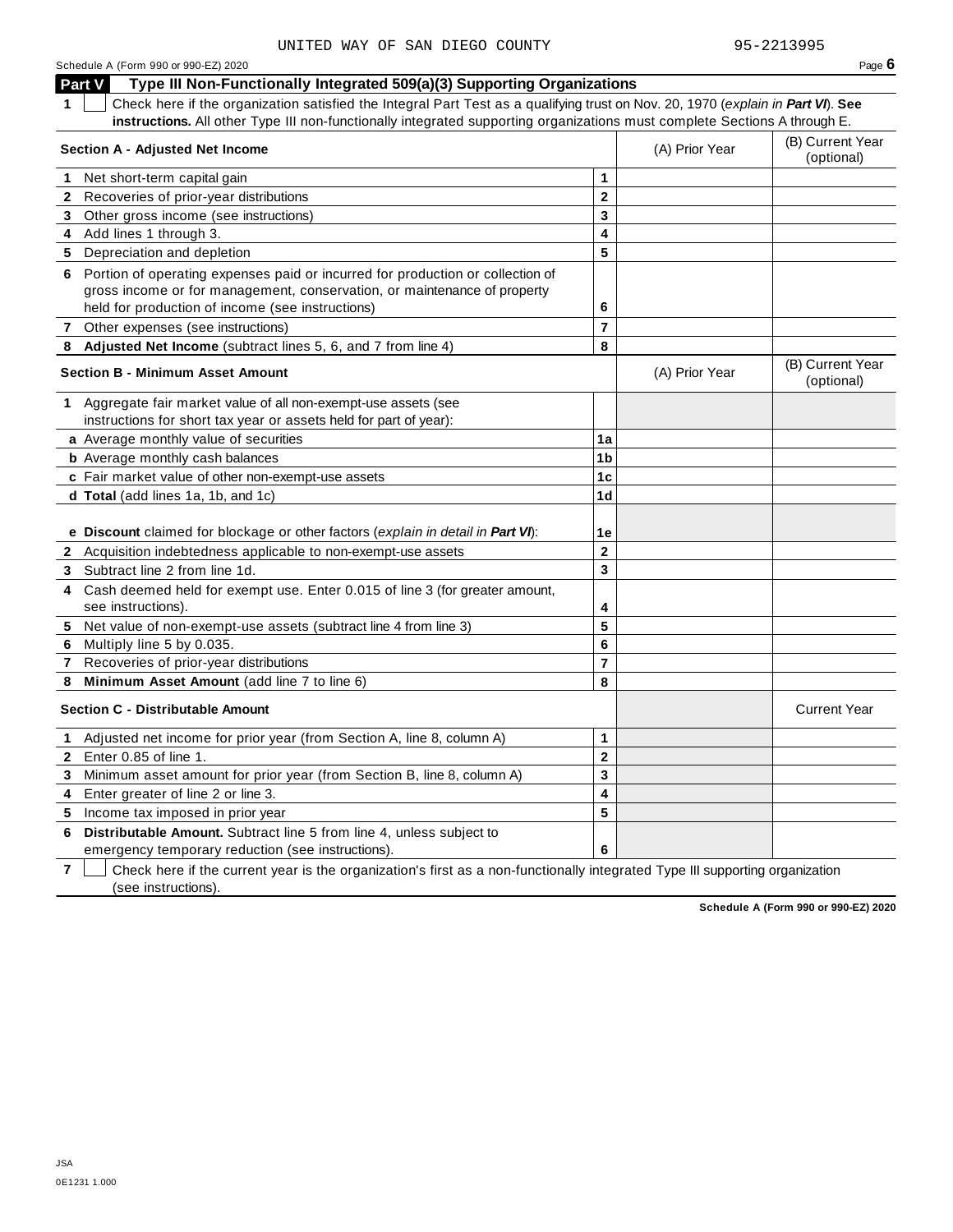UNITED WAY OF SAN DIEGO COUNTY 95-2213995

## Part V Type III Non-Functionally Integrated 509(a)(3) Supporting Organizations

**1** ☐ Check here if the organization satisfied the Integral Part Test as a qualifying trust on Nov. 20, 1970 (*explain in **Part VI***). **See instructions.** All other Type III non-functionally integrated supporting organizations must complete Sections A through E.

| **Section A - Adjusted Net Income** | | (A) Prior Year | (B) Current Year (optional) |
|---|---|---|---|
| **1** Net short-term capital gain | **1** | | |
| **2** Recoveries of prior-year distributions | **2** | | |
| **3** Other gross income (see instructions) | **3** | | |
| **4** Add lines 1 through 3. | **4** | | |
| **5** Depreciation and depletion | **5** | | |
| **6** Portion of operating expenses paid or incurred for production or collection of gross income or for management, conservation, or maintenance of property held for production of income (see instructions) | **6** | | |
| **7** Other expenses (see instructions) | **7** | | |
| **8** **Adjusted Net Income** (subtract lines 5, 6, and 7 from line 4) | **8** | | |

| **Section B - Minimum Asset Amount** | | (A) Prior Year | (B) Current Year (optional) |
|---|---|---|---|
| **1** Aggregate fair market value of all non-exempt-use assets (see instructions for short tax year or assets held for part of year): | | | |
| **a** Average monthly value of securities | **1a** | | |
| **b** Average monthly cash balances | **1b** | | |
| **c** Fair market value of other non-exempt-use assets | **1c** | | |
| **d** **Total** (add lines 1a, 1b, and 1c) | **1d** | | |
| **e** **Discount** claimed for blockage or other factors (*explain in detail in **Part VI***): | **1e** | | |
| **2** Acquisition indebtedness applicable to non-exempt-use assets | **2** | | |
| **3** Subtract line 2 from line 1d. | **3** | | |
| **4** Cash deemed held for exempt use. Enter 0.015 of line 3 (for greater amount, see instructions). | **4** | | |
| **5** Net value of non-exempt-use assets (subtract line 4 from line 3) | **5** | | |
| **6** Multiply line 5 by 0.035. | **6** | | |
| **7** Recoveries of prior-year distributions | **7** | | |
| **8** **Minimum Asset Amount** (add line 7 to line 6) | **8** | | |

| **Section C - Distributable Amount** | | | Current Year |
|---|---|---|---|
| **1** Adjusted net income for prior year (from Section A, line 8, column A) | **1** | | |
| **2** Enter 0.85 of line 1. | **2** | | |
| **3** Minimum asset amount for prior year (from Section B, line 8, column A) | **3** | | |
| **4** Enter greater of line 2 or line 3. | **4** | | |
| **5** Income tax imposed in prior year | **5** | | |
| **6** **Distributable Amount.** Subtract line 5 from line 4, unless subject to emergency temporary reduction (see instructions). | **6** | | |

**7** ☐ Check here if the current year is the organization's first as a non-functionally integrated Type III supporting organization (see instructions).

**Schedule A (Form 990 or 990-EZ) 2020**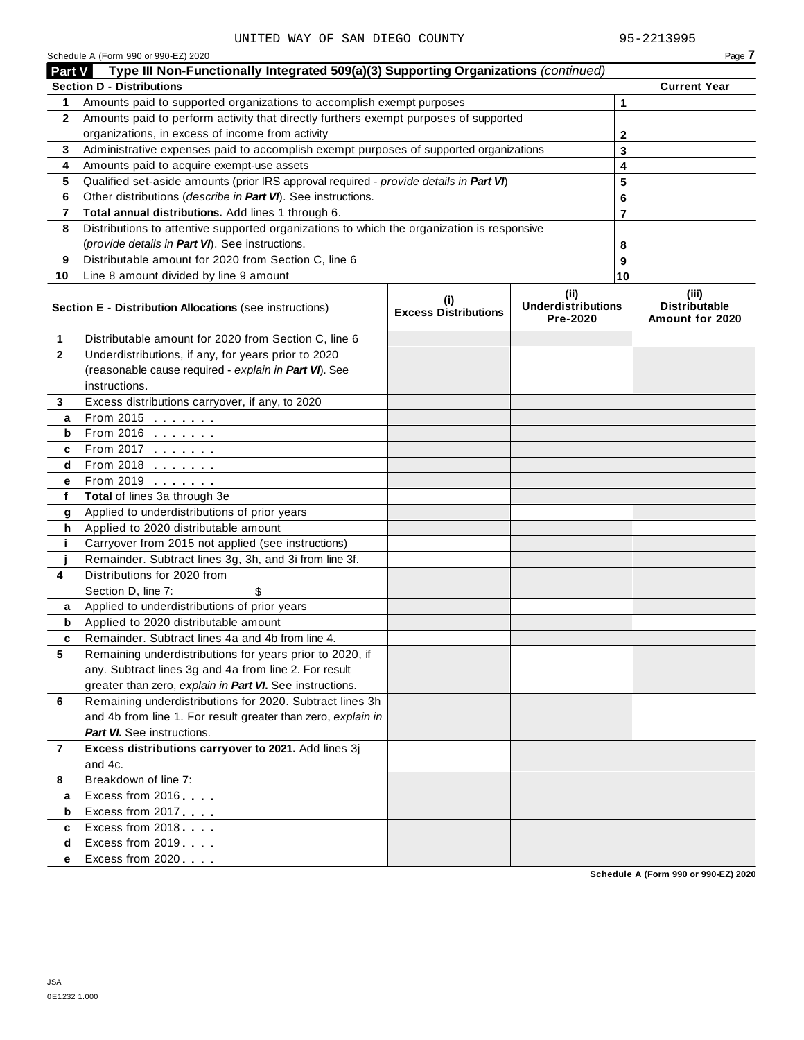UNITED WAY OF SAN DIEGO COUNTY 95-2213995

Schedule A (Form 990 or 990-EZ) 2020

## Part V Type III Non-Functionally Integrated 509(a)(3) Supporting Organizations *(continued)*

| **Section D - Distributions** | | | **Current Year** |
|---|---|---|---|
| **1** | Amounts paid to supported organizations to accomplish exempt purposes | 1 | |
| **2** | Amounts paid to perform activity that directly furthers exempt purposes of supported organizations, in excess of income from activity | 2 | |
| **3** | Administrative expenses paid to accomplish exempt purposes of supported organizations | 3 | |
| **4** | Amounts paid to acquire exempt-use assets | 4 | |
| **5** | Qualified set-aside amounts (prior IRS approval required - *provide details in **Part VI***) | 5 | |
| **6** | Other distributions (*describe in **Part VI***). See instructions. | 6 | |
| **7** | **Total annual distributions.** Add lines 1 through 6. | 7 | |
| **8** | Distributions to attentive supported organizations to which the organization is responsive (*provide details in **Part VI***). See instructions. | 8 | |
| **9** | Distributable amount for 2020 from Section C, line 6 | 9 | |
| **10** | Line 8 amount divided by line 9 amount | 10 | |

| | **Section E - Distribution Allocations** (see instructions) | **(i) Excess Distributions** | **(ii) Underdistributions Pre-2020** | **(iii) Distributable Amount for 2020** |
|---|---|---|---|---|
| **1** | Distributable amount for 2020 from Section C, line 6 | | | |
| **2** | Underdistributions, if any, for years prior to 2020 (reasonable cause required - *explain in **Part VI***). See instructions. | | | |
| **3** | Excess distributions carryover, if any, to 2020 | | | |
| **a** | From 2015 | | | |
| **b** | From 2016 | | | |
| **c** | From 2017 | | | |
| **d** | From 2018 | | | |
| **e** | From 2019 | | | |
| **f** | **Total** of lines 3a through 3e | | | |
| **g** | Applied to underdistributions of prior years | | | |
| **h** | Applied to 2020 distributable amount | | | |
| **i** | Carryover from 2015 not applied (see instructions) | | | |
| **j** | Remainder. Subtract lines 3g, 3h, and 3i from line 3f. | | | |
| **4** | Distributions for 2020 from Section D, line 7: $ | | | |
| **a** | Applied to underdistributions of prior years | | | |
| **b** | Applied to 2020 distributable amount | | | |
| **c** | Remainder. Subtract lines 4a and 4b from line 4. | | | |
| **5** | Remaining underdistributions for years prior to 2020, if any. Subtract lines 3g and 4a from line 2. For result greater than zero, *explain in **Part VI***. See instructions. | | | |
| **6** | Remaining underdistributions for 2020. Subtract lines 3h and 4b from line 1. For result greater than zero, *explain in **Part VI***. See instructions. | | | |
| **7** | **Excess distributions carryover to 2021.** Add lines 3j and 4c. | | | |
| **8** | Breakdown of line 7: | | | |
| **a** | Excess from 2016 | | | |
| **b** | Excess from 2017 | | | |
| **c** | Excess from 2018 | | | |
| **d** | Excess from 2019 | | | |
| **e** | Excess from 2020 | | | |

**Schedule A (Form 990 or 990-EZ) 2020**

JSA
0E1232 1.000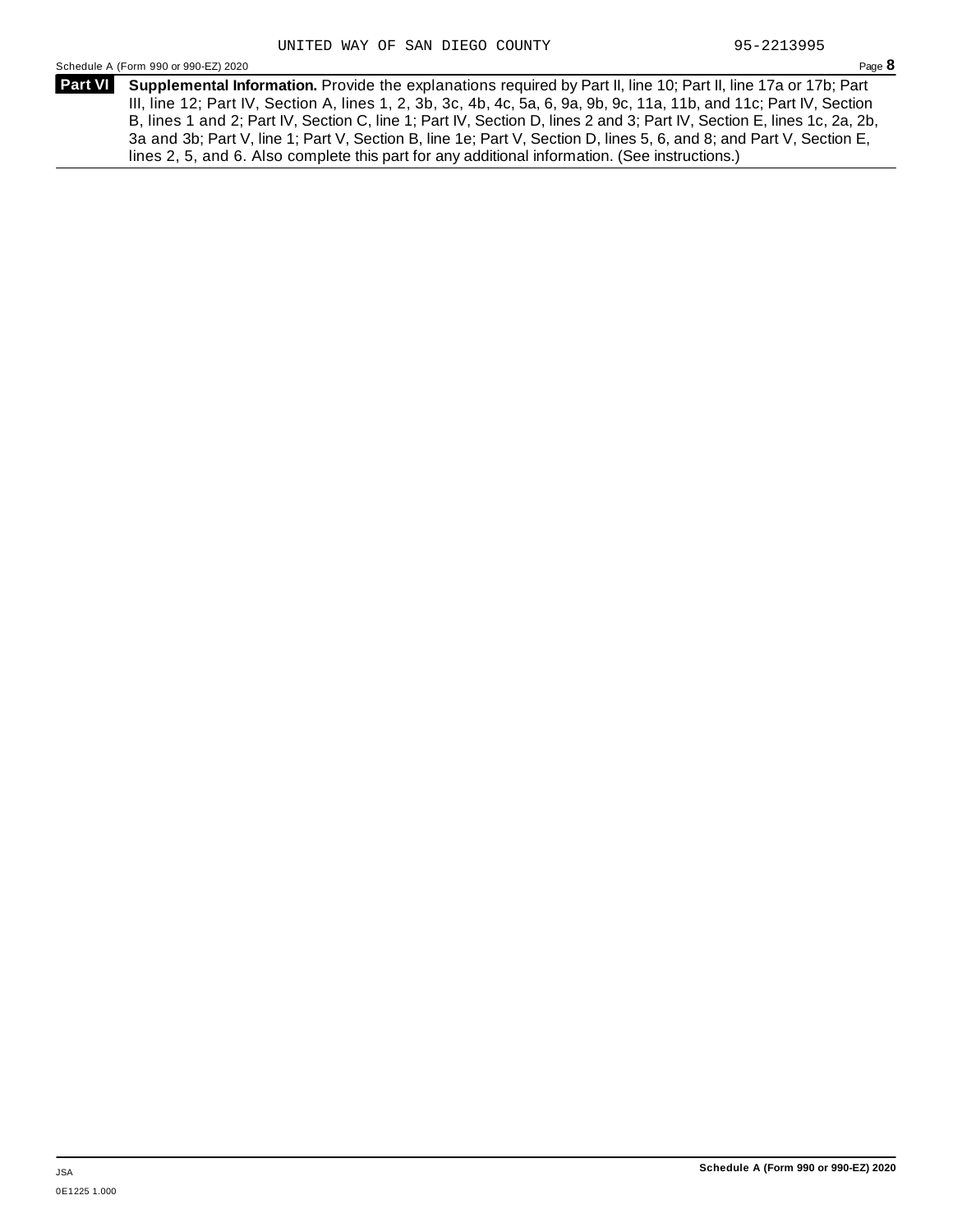UNITED WAY OF SAN DIEGO COUNTY 95-2213995

**Part VI** **Supplemental Information.** Provide the explanations required by Part II, line 10; Part II, line 17a or 17b; Part III, line 12; Part IV, Section A, lines 1, 2, 3b, 3c, 4b, 4c, 5a, 6, 9a, 9b, 9c, 11a, 11b, and 11c; Part IV, Section B, lines 1 and 2; Part IV, Section C, line 1; Part IV, Section D, lines 2 and 3; Part IV, Section E, lines 1c, 2a, 2b, 3a and 3b; Part V, line 1; Part V, Section B, line 1e; Part V, Section D, lines 5, 6, and 8; and Part V, Section E, lines 2, 5, and 6. Also complete this part for any additional information. (See instructions.)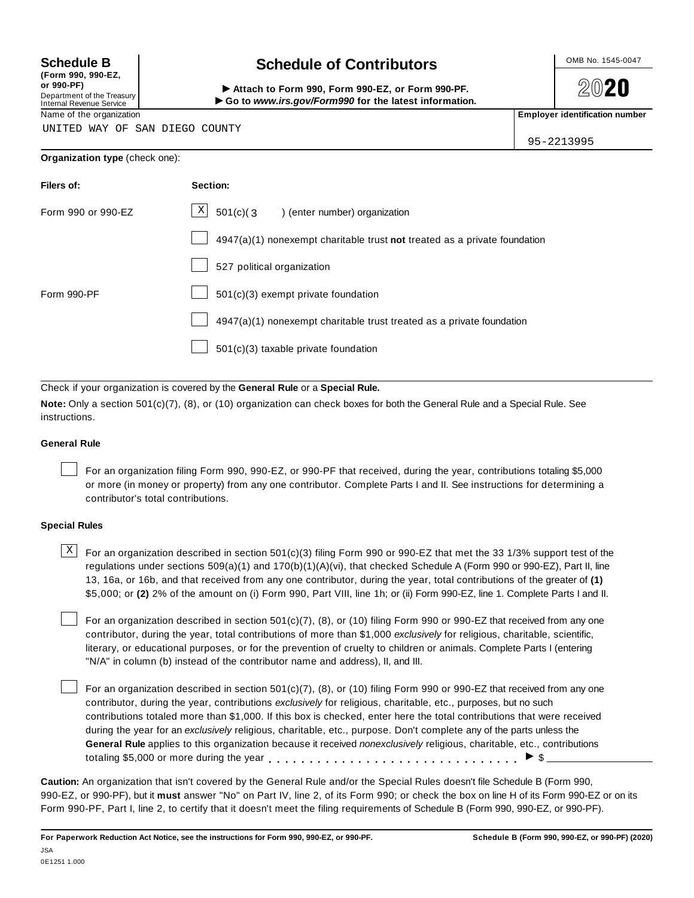**Schedule B**
**(Form 990, 990-EZ, or 990-PF)**
Department of the Treasury
Internal Revenue Service

# Schedule of Contributors

► **Attach to Form 990, Form 990-EZ, or Form 990-PF.**
► **Go to *www.irs.gov/Form990* for the latest information.**

OMB No. 1545-0047

**2020**

| Name of the organization | **Employer identification number** |
|---|---|
| UNITED WAY OF SAN DIEGO COUNTY | 95-2213995 |

**Organization type** (check one):

| **Filers of:** | **Section:** |
|---|---|
| Form 990 or 990-EZ | [X] 501(c)( 3 ) (enter number) organization |
| | [ ] 4947(a)(1) nonexempt charitable trust **not** treated as a private foundation |
| | [ ] 527 political organization |
| Form 990-PF | [ ] 501(c)(3) exempt private foundation |
| | [ ] 4947(a)(1) nonexempt charitable trust treated as a private foundation |
| | [ ] 501(c)(3) taxable private foundation |

Check if your organization is covered by the **General Rule** or a **Special Rule.**

**Note:** Only a section 501(c)(7), (8), or (10) organization can check boxes for both the General Rule and a Special Rule. See instructions.

### General Rule

[ ] For an organization filing Form 990, 990-EZ, or 990-PF that received, during the year, contributions totaling $5,000 or more (in money or property) from any one contributor. Complete Parts I and II. See instructions for determining a contributor's total contributions.

### Special Rules

[X] For an organization described in section 501(c)(3) filing Form 990 or 990-EZ that met the 33 1/3% support test of the regulations under sections 509(a)(1) and 170(b)(1)(A)(vi), that checked Schedule A (Form 990 or 990-EZ), Part II, line 13, 16a, or 16b, and that received from any one contributor, during the year, total contributions of the greater of **(1)** $5,000; or **(2)** 2% of the amount on (i) Form 990, Part VIII, line 1h; or (ii) Form 990-EZ, line 1. Complete Parts I and II.

[ ] For an organization described in section 501(c)(7), (8), or (10) filing Form 990 or 990-EZ that received from any one contributor, during the year, total contributions of more than $1,000 *exclusively* for religious, charitable, scientific, literary, or educational purposes, or for the prevention of cruelty to children or animals. Complete Parts I (entering "N/A" in column (b) instead of the contributor name and address), II, and III.

[ ] For an organization described in section 501(c)(7), (8), or (10) filing Form 990 or 990-EZ that received from any one contributor, during the year, contributions *exclusively* for religious, charitable, etc., purposes, but no such contributions totaled more than $1,000. If this box is checked, enter here the total contributions that were received during the year for an *exclusively* religious, charitable, etc., purpose. Don't complete any of the parts unless the **General Rule** applies to this organization because it received *nonexclusively* religious, charitable, etc., contributions totaling $5,000 or more during the year . . . . . . . . . . . . . . . . . . . . . . . . . . . . . ► $ ______________

**Caution:** An organization that isn't covered by the General Rule and/or the Special Rules doesn't file Schedule B (Form 990, 990-EZ, or 990-PF), but it **must** answer "No" on Part IV, line 2, of its Form 990; or check the box on line H of its Form 990-EZ or on its Form 990-PF, Part I, line 2, to certify that it doesn't meet the filing requirements of Schedule B (Form 990, 990-EZ, or 990-PF).

**For Paperwork Reduction Act Notice, see the instructions for Form 990, 990-EZ, or 990-PF.** **Schedule B (Form 990, 990-EZ, or 990-PF) (2020)**

JSA
0E1251 1.000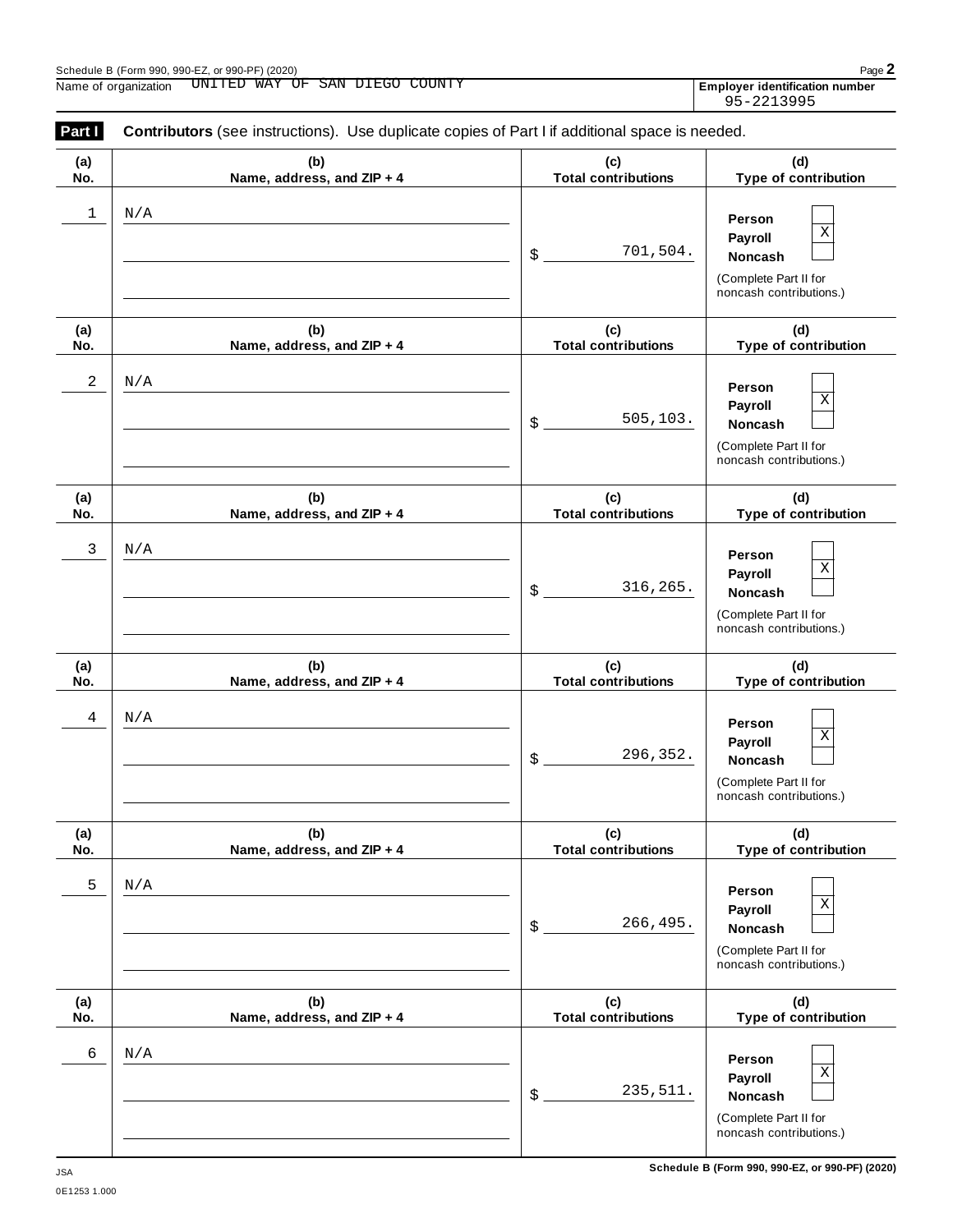Schedule B (Form 990, 990-EZ, or 990-PF) (2020)

Name of organization: UNITED WAY OF SAN DIEGO COUNTY

**Employer identification number**: 95-2213995

**Part I** **Contributors** (see instructions). Use duplicate copies of Part I if additional space is needed.

| (a) No. | (b) Name, address, and ZIP + 4 | (c) Total contributions | (d) Type of contribution |
|---|---|---|---|
| 1 | N/A | $ 701,504. | Person X; Payroll; Noncash (Complete Part II for noncash contributions.) |
| 2 | N/A | $ 505,103. | Person X; Payroll; Noncash (Complete Part II for noncash contributions.) |
| 3 | N/A | $ 316,265. | Person X; Payroll; Noncash (Complete Part II for noncash contributions.) |
| 4 | N/A | $ 296,352. | Person X; Payroll; Noncash (Complete Part II for noncash contributions.) |
| 5 | N/A | $ 266,495. | Person X; Payroll; Noncash (Complete Part II for noncash contributions.) |
| 6 | N/A | $ 235,511. | Person X; Payroll; Noncash (Complete Part II for noncash contributions.) |

JSA
0E1253 1.000

Schedule B (Form 990, 990-EZ, or 990-PF) (2020)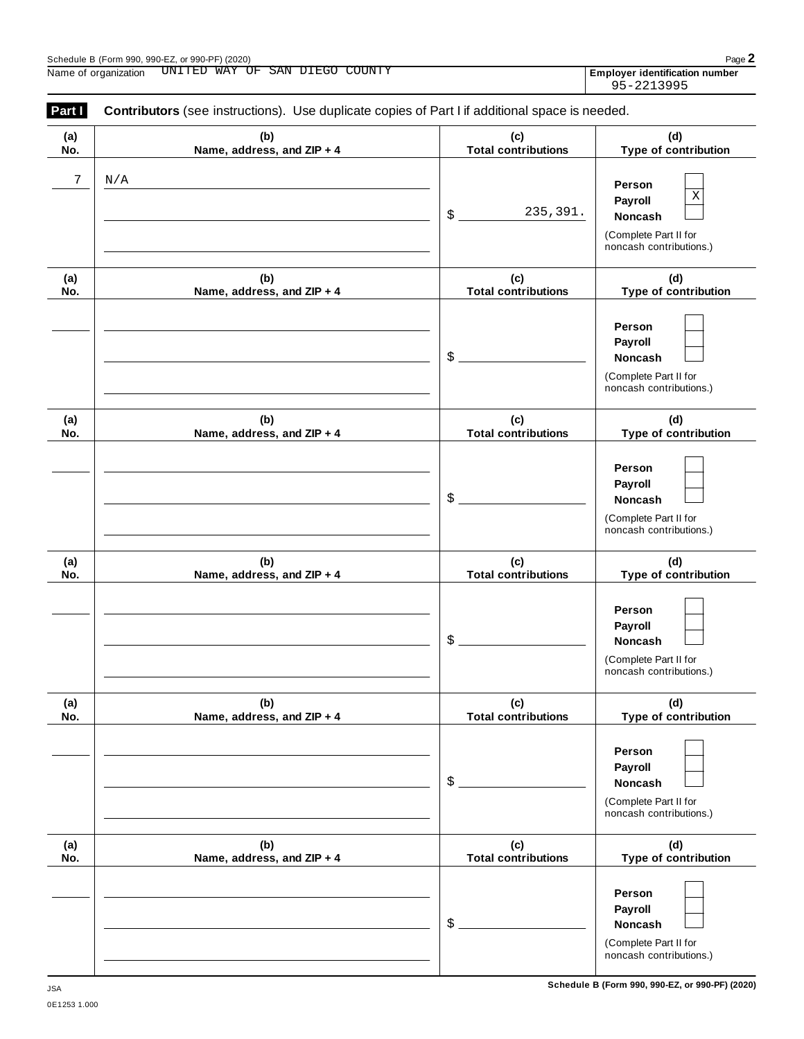Name of organization UNITED WAY OF SAN DIEGO COUNTY

**Employer identification number** 95-2213995

**Part I** **Contributors** (see instructions). Use duplicate copies of Part I if additional space is needed.

| (a) No. | (b) Name, address, and ZIP + 4 | (c) Total contributions | (d) Type of contribution |
|---|---|---|---|
| 7 | N/A | $ 235,391. | Person [ ] Payroll [X] Noncash [ ] (Complete Part II for noncash contributions.) |
| | | $ | Person [ ] Payroll [ ] Noncash [ ] (Complete Part II for noncash contributions.) |
| | | $ | Person [ ] Payroll [ ] Noncash [ ] (Complete Part II for noncash contributions.) |
| | | $ | Person [ ] Payroll [ ] Noncash [ ] (Complete Part II for noncash contributions.) |
| | | $ | Person [ ] Payroll [ ] Noncash [ ] (Complete Part II for noncash contributions.) |
| | | $ | Person [ ] Payroll [ ] Noncash [ ] (Complete Part II for noncash contributions.) |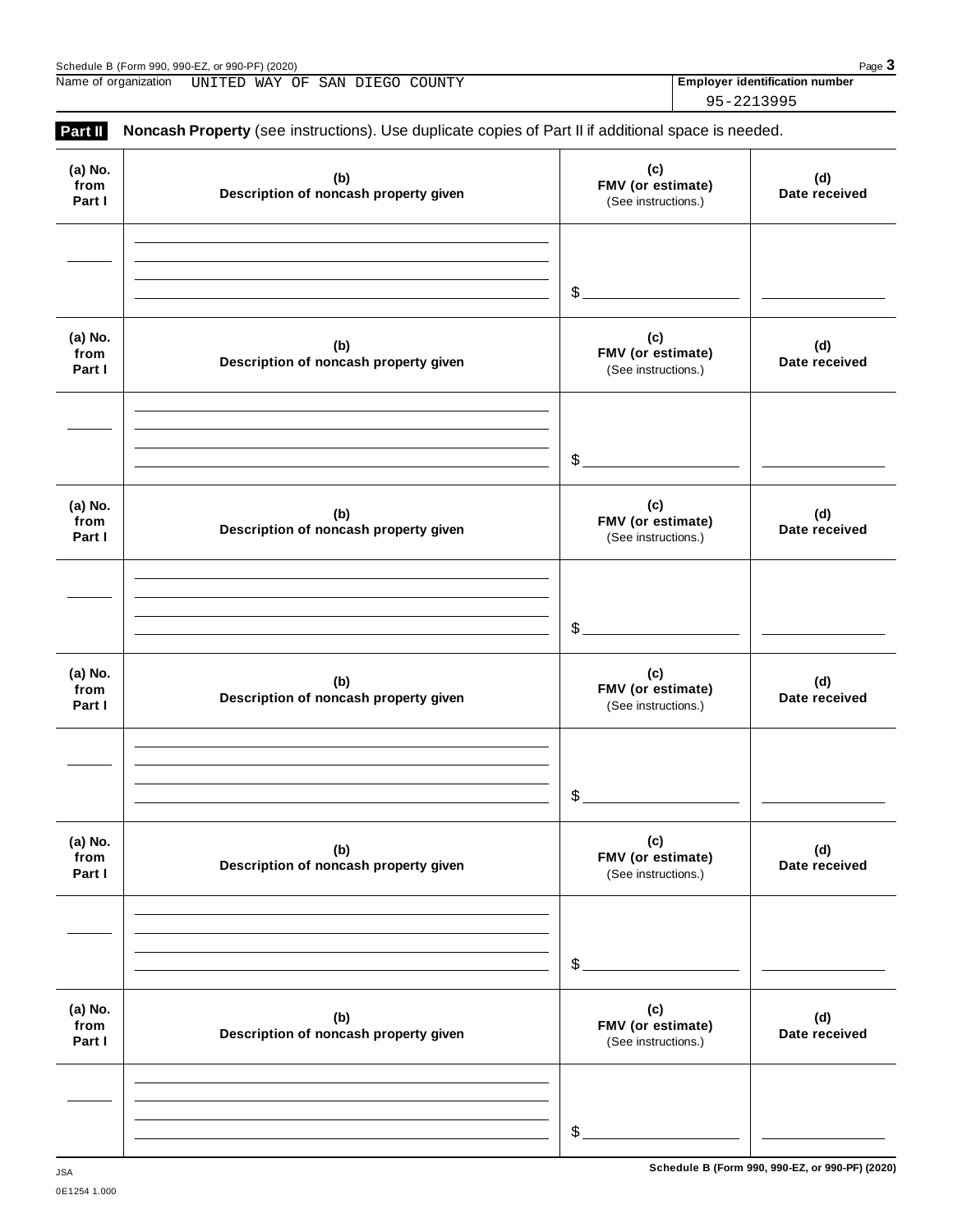Name of organization UNITED WAY OF SAN DIEGO COUNTY

**Employer identification number** 95-2213995

**Part II** **Noncash Property** (see instructions). Use duplicate copies of Part II if additional space is needed.

| (a) No. from Part I | (b) Description of noncash property given | (c) FMV (or estimate) (See instructions.) | (d) Date received |
|---|---|---|---|
| | | $ | |

| (a) No. from Part I | (b) Description of noncash property given | (c) FMV (or estimate) (See instructions.) | (d) Date received |
|---|---|---|---|
| | | $ | |

| (a) No. from Part I | (b) Description of noncash property given | (c) FMV (or estimate) (See instructions.) | (d) Date received |
|---|---|---|---|
| | | $ | |

| (a) No. from Part I | (b) Description of noncash property given | (c) FMV (or estimate) (See instructions.) | (d) Date received |
|---|---|---|---|
| | | $ | |

| (a) No. from Part I | (b) Description of noncash property given | (c) FMV (or estimate) (See instructions.) | (d) Date received |
|---|---|---|---|
| | | $ | |

| (a) No. from Part I | (b) Description of noncash property given | (c) FMV (or estimate) (See instructions.) | (d) Date received |
|---|---|---|---|
| | | $ | |

JSA
0E1254 1.000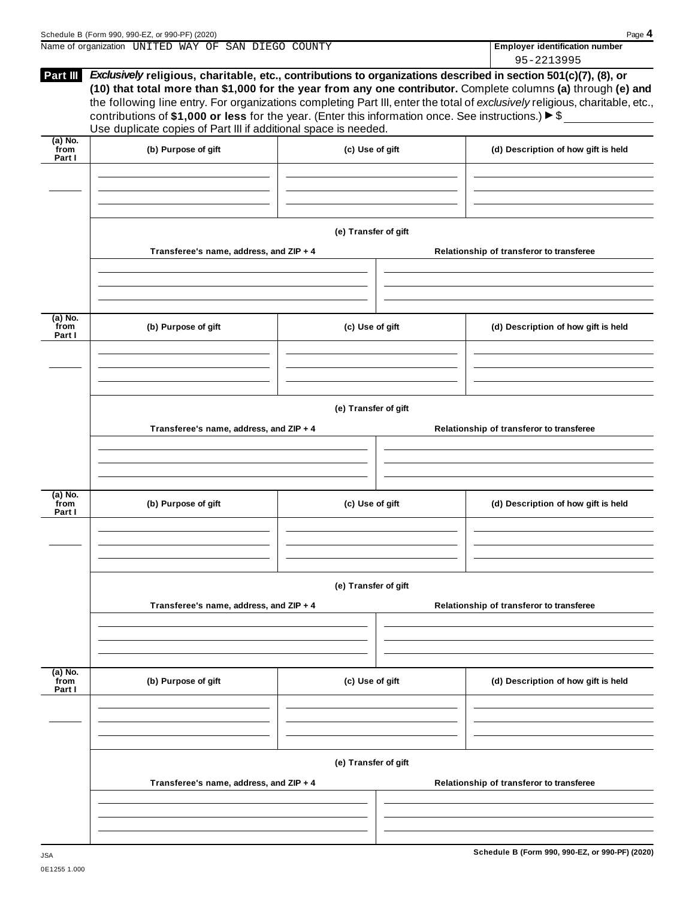Name of organization UNITED WAY OF SAN DIEGO COUNTY

**Employer identification number**
95-2213995

**Part III** ***Exclusively*** **religious, charitable, etc., contributions to organizations described in section 501(c)(7), (8), or (10) that total more than $1,000 for the year from any one contributor.** Complete columns **(a)** through **(e) and** the following line entry. For organizations completing Part III, enter the total of *exclusively* religious, charitable, etc., contributions of **$1,000 or less** for the year. (Enter this information once. See instructions.) ▶ $ \_\_\_\_\_\_\_\_
Use duplicate copies of Part III if additional space is needed.

| (a) No. from Part I | (b) Purpose of gift | (c) Use of gift | (d) Description of how gift is held |
|---|---|---|---|
| | | | |

**(e) Transfer of gift**

| Transferee's name, address, and ZIP + 4 | Relationship of transferor to transferee |
|---|---|
| | |

| (a) No. from Part I | (b) Purpose of gift | (c) Use of gift | (d) Description of how gift is held |
|---|---|---|---|
| | | | |

**(e) Transfer of gift**

| Transferee's name, address, and ZIP + 4 | Relationship of transferor to transferee |
|---|---|
| | |

| (a) No. from Part I | (b) Purpose of gift | (c) Use of gift | (d) Description of how gift is held |
|---|---|---|---|
| | | | |

**(e) Transfer of gift**

| Transferee's name, address, and ZIP + 4 | Relationship of transferor to transferee |
|---|---|
| | |

| (a) No. from Part I | (b) Purpose of gift | (c) Use of gift | (d) Description of how gift is held |
|---|---|---|---|
| | | | |

**(e) Transfer of gift**

| Transferee's name, address, and ZIP + 4 | Relationship of transferor to transferee |
|---|---|
| | |

JSA
0E1255 1.000

**Schedule B (Form 990, 990-EZ, or 990-PF) (2020)**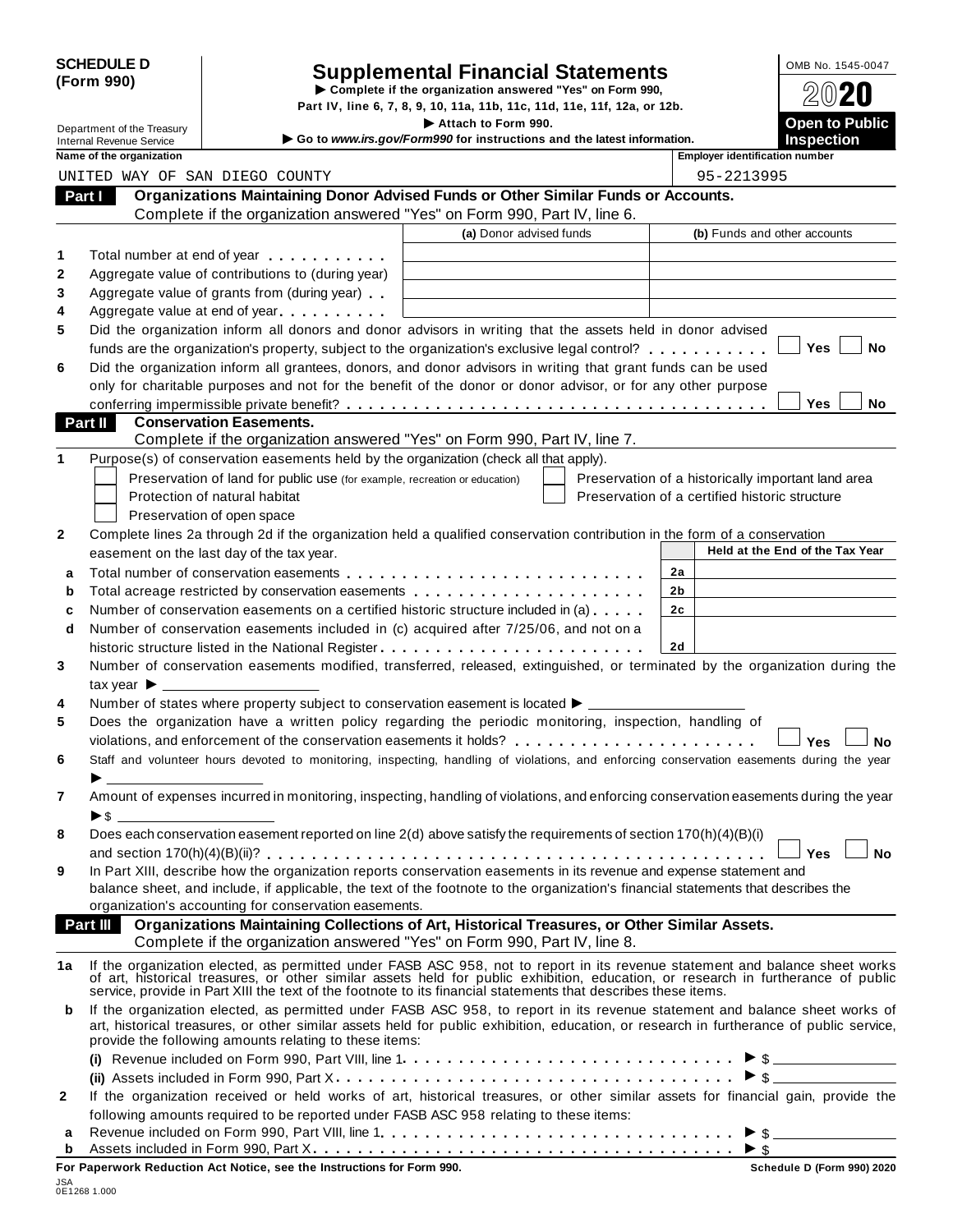**SCHEDULE D (Form 990)**

Department of the Treasury
Internal Revenue Service

# Supplemental Financial Statements

▶ Complete if the organization answered "Yes" on Form 990, Part IV, line 6, 7, 8, 9, 10, 11a, 11b, 11c, 11d, 11e, 11f, 12a, or 12b.

▶ Attach to Form 990.

▶ Go to *www.irs.gov/Form990* for instructions and the latest information.

OMB No. 1545-0047

**2020**

**Open to Public Inspection**

**Name of the organization:** UNITED WAY OF SAN DIEGO COUNTY

**Employer identification number:** 95-2213995

## Part I Organizations Maintaining Donor Advised Funds or Other Similar Funds or Accounts.

Complete if the organization answered "Yes" on Form 990, Part IV, line 6.

| | | (a) Donor advised funds | (b) Funds and other accounts |
|---|---|---|---|
| 1 | Total number at end of year | | |
| 2 | Aggregate value of contributions to (during year) | | |
| 3 | Aggregate value of grants from (during year) | | |
| 4 | Aggregate value at end of year | | |

5 Did the organization inform all donors and donor advisors in writing that the assets held in donor advised funds are the organization's property, subject to the organization's exclusive legal control? ☐ Yes ☐ No

6 Did the organization inform all grantees, donors, and donor advisors in writing that grant funds can be used only for charitable purposes and not for the benefit of the donor or donor advisor, or for any other purpose conferring impermissible private benefit? ☐ Yes ☐ No

## Part II Conservation Easements.

Complete if the organization answered "Yes" on Form 990, Part IV, line 7.

1 Purpose(s) of conservation easements held by the organization (check all that apply).

- ☐ Preservation of land for public use (for example, recreation or education)
- ☐ Protection of natural habitat
- ☐ Preservation of open space
- ☐ Preservation of a historically important land area
- ☐ Preservation of a certified historic structure

2 Complete lines 2a through 2d if the organization held a qualified conservation contribution in the form of a conservation easement on the last day of the tax year.

| | | | Held at the End of the Tax Year |
|---|---|---|---|
| a | Total number of conservation easements | 2a | |
| b | Total acreage restricted by conservation easements | 2b | |
| c | Number of conservation easements on a certified historic structure included in (a) | 2c | |
| d | Number of conservation easements included in (c) acquired after 7/25/06, and not on a historic structure listed in the National Register | 2d | |

3 Number of conservation easements modified, transferred, released, extinguished, or terminated by the organization during the tax year ▶ ____________

4 Number of states where property subject to conservation easement is located ▶ ____________

5 Does the organization have a written policy regarding the periodic monitoring, inspection, handling of violations, and enforcement of the conservation easements it holds? ☐ Yes ☐ No

6 Staff and volunteer hours devoted to monitoring, inspecting, handling of violations, and enforcing conservation easements during the year ▶ ____________

7 Amount of expenses incurred in monitoring, inspecting, handling of violations, and enforcing conservation easements during the year ▶ $ ____________

8 Does each conservation easement reported on line 2(d) above satisfy the requirements of section 170(h)(4)(B)(i) and section 170(h)(4)(B)(ii)? ☐ Yes ☐ No

9 In Part XIII, describe how the organization reports conservation easements in its revenue and expense statement and balance sheet, and include, if applicable, the text of the footnote to the organization's financial statements that describes the organization's accounting for conservation easements.

## Part III Organizations Maintaining Collections of Art, Historical Treasures, or Other Similar Assets.

Complete if the organization answered "Yes" on Form 990, Part IV, line 8.

1a If the organization elected, as permitted under FASB ASC 958, not to report in its revenue statement and balance sheet works of art, historical treasures, or other similar assets held for public exhibition, education, or research in furtherance of public service, provide in Part XIII the text of the footnote to its financial statements that describes these items.

b If the organization elected, as permitted under FASB ASC 958, to report in its revenue statement and balance sheet works of art, historical treasures, or other similar assets held for public exhibition, education, or research in furtherance of public service, provide the following amounts relating to these items:

(i) Revenue included on Form 990, Part VIII, line 1 ▶ $ ____________

(ii) Assets included in Form 990, Part X ▶ $ ____________

2 If the organization received or held works of art, historical treasures, or other similar assets for financial gain, provide the following amounts required to be reported under FASB ASC 958 relating to these items:

a Revenue included on Form 990, Part VIII, line 1 ▶ $ ____________

b Assets included in Form 990, Part X ▶ $ ____________

**For Paperwork Reduction Act Notice, see the Instructions for Form 990.** **Schedule D (Form 990) 2020**

JSA
0E1268 1.000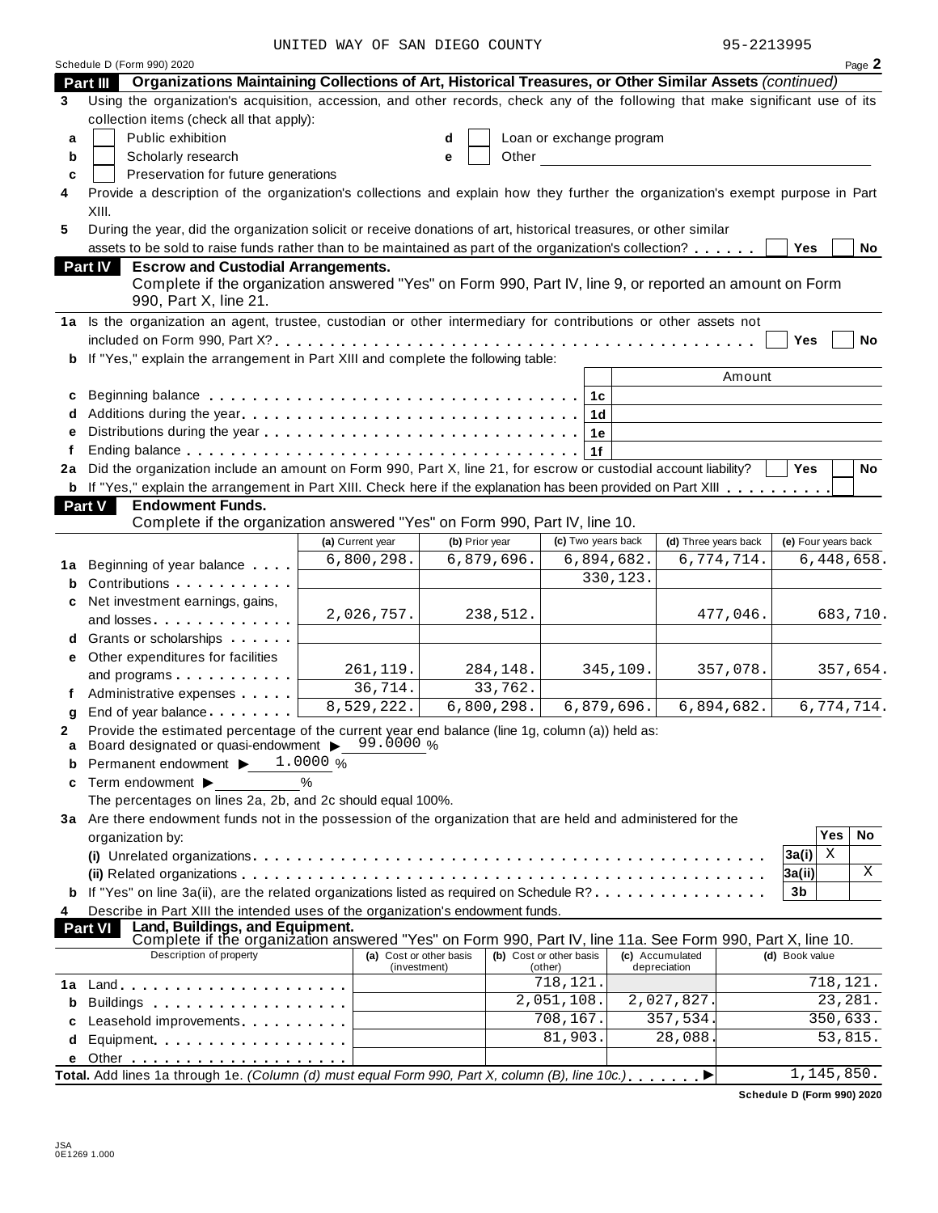UNITED WAY OF SAN DIEGO COUNTY 95-2213995

Schedule D (Form 990) 2020 Page **2**

## Part III Organizations Maintaining Collections of Art, Historical Treasures, or Other Similar Assets *(continued)*

**3** Using the organization's acquisition, accession, and other records, check any of the following that make significant use of its collection items (check all that apply):

- **a** ☐ Public exhibition
- **b** ☐ Scholarly research
- **c** ☐ Preservation for future generations
- **d** ☐ Loan or exchange program
- **e** ☐ Other

**4** Provide a description of the organization's collections and explain how they further the organization's exempt purpose in Part XIII.

**5** During the year, did the organization solicit or receive donations of art, historical treasures, or other similar assets to be sold to raise funds rather than to be maintained as part of the organization's collection? ☐ Yes ☐ No

## Part IV Escrow and Custodial Arrangements.

Complete if the organization answered "Yes" on Form 990, Part IV, line 9, or reported an amount on Form 990, Part X, line 21.

**1a** Is the organization an agent, trustee, custodian or other intermediary for contributions or other assets not included on Form 990, Part X? ☐ Yes ☐ No

**b** If "Yes," explain the arrangement in Part XIII and complete the following table:

| | | | Amount |
|---|---|---|---|
| **c** | Beginning balance | 1c | |
| **d** | Additions during the year | 1d | |
| **e** | Distributions during the year | 1e | |
| **f** | Ending balance | 1f | |

**2a** Did the organization include an amount on Form 990, Part X, line 21, for escrow or custodial account liability? ☐ Yes ☐ No

**b** If "Yes," explain the arrangement in Part XIII. Check here if the explanation has been provided on Part XIII ☐

## Part V Endowment Funds.

Complete if the organization answered "Yes" on Form 990, Part IV, line 10.

| | | (a) Current year | (b) Prior year | (c) Two years back | (d) Three years back | (e) Four years back |
|---|---|---|---|---|---|---|
| **1a** | Beginning of year balance | 6,800,298. | 6,879,696. | 6,894,682. | 6,774,714. | 6,448,658. |
| **b** | Contributions | | | 330,123. | | |
| **c** | Net investment earnings, gains, and losses | 2,026,757. | 238,512. | | 477,046. | 683,710. |
| **d** | Grants or scholarships | | | | | |
| **e** | Other expenditures for facilities and programs | 261,119. | 284,148. | 345,109. | 357,078. | 357,654. |
| **f** | Administrative expenses | 36,714. | 33,762. | | | |
| **g** | End of year balance | 8,529,222. | 6,800,298. | 6,879,696. | 6,894,682. | 6,774,714. |

**2** Provide the estimated percentage of the current year end balance (line 1g, column (a)) held as:

- **a** Board designated or quasi-endowment ▶ 99.0000 %
- **b** Permanent endowment ▶ 1.0000 %
- **c** Term endowment ▶ %

The percentages on lines 2a, 2b, and 2c should equal 100%.

**3a** Are there endowment funds not in the possession of the organization that are held and administered for the organization by:

| | | | Yes | No |
|---|---|---|---|---|
| | **(i)** Unrelated organizations | 3a(i) | X | |
| | **(ii)** Related organizations | 3a(ii) | | X |
| **b** | If "Yes" on line 3a(ii), are the related organizations listed as required on Schedule R? | 3b | | |

**4** Describe in Part XIII the intended uses of the organization's endowment funds.

## Part VI Land, Buildings, and Equipment.

Complete if the organization answered "Yes" on Form 990, Part IV, line 11a. See Form 990, Part X, line 10.

| | Description of property | (a) Cost or other basis (investment) | (b) Cost or other basis (other) | (c) Accumulated depreciation | (d) Book value |
|---|---|---|---|---|---|
| **1a** | Land | | 718,121. | | 718,121. |
| **b** | Buildings | | 2,051,108. | 2,027,827. | 23,281. |
| **c** | Leasehold improvements | | 708,167. | 357,534. | 350,633. |
| **d** | Equipment | | 81,903. | 28,088. | 53,815. |
| **e** | Other | | | | |

**Total.** Add lines 1a through 1e. *(Column (d) must equal Form 990, Part X, column (B), line 10c.)* ▶ 1,145,850.

**Schedule D (Form 990) 2020**

JSA
0E1269 1.000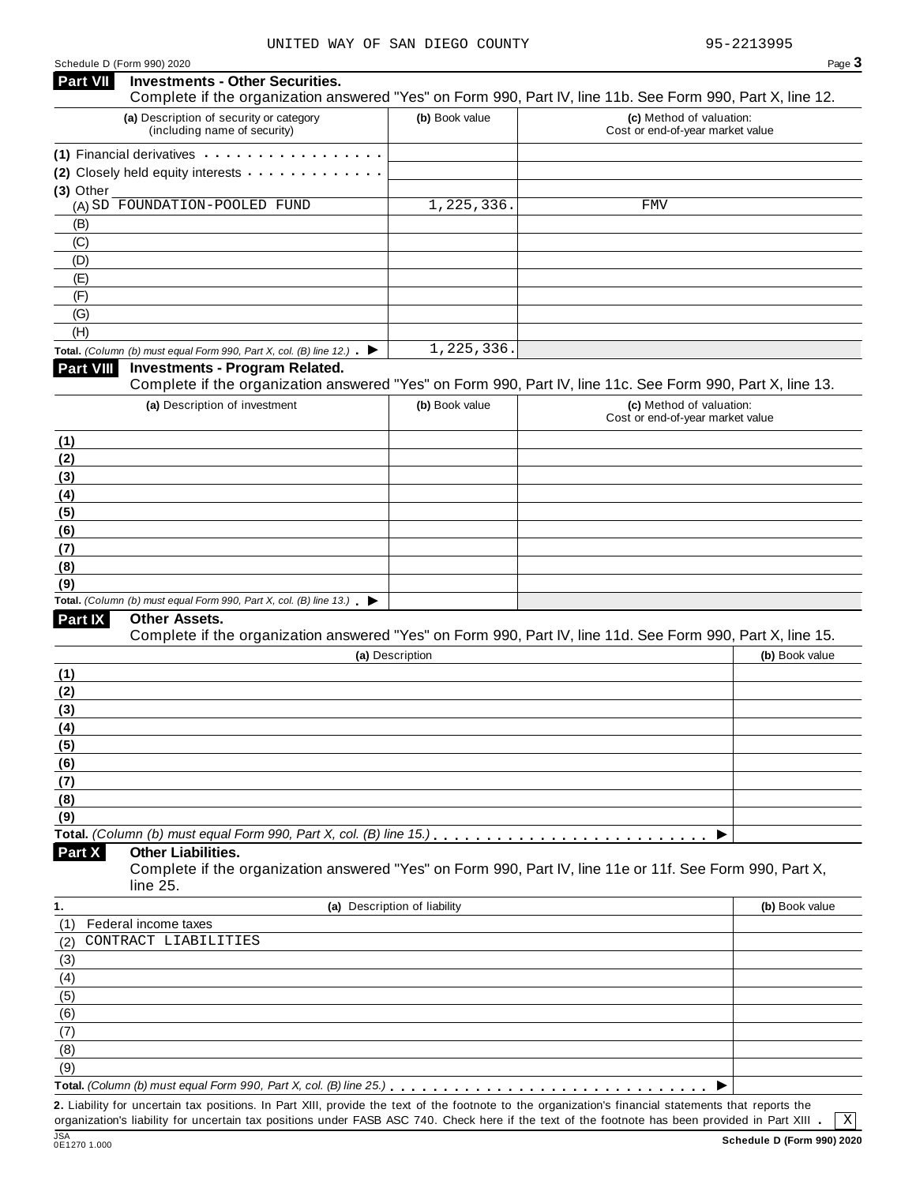UNITED WAY OF SAN DIEGO COUNTY 95-2213995

Schedule D (Form 990) 2020

## Part VII Investments - Other Securities.

Complete if the organization answered "Yes" on Form 990, Part IV, line 11b. See Form 990, Part X, line 12.

| (a) Description of security or category (including name of security) | (b) Book value | (c) Method of valuation: Cost or end-of-year market value |
|---|---|---|
| (1) Financial derivatives | | |
| (2) Closely held equity interests | | |
| (3) Other | | |
| (A) SD FOUNDATION-POOLED FUND | 1,225,336. | FMV |
| (B) | | |
| (C) | | |
| (D) | | |
| (E) | | |
| (F) | | |
| (G) | | |
| (H) | | |
| **Total.** *(Column (b) must equal Form 990, Part X, col. (B) line 12.)* ▶ | 1,225,336. | |

## Part VIII Investments - Program Related.

Complete if the organization answered "Yes" on Form 990, Part IV, line 11c. See Form 990, Part X, line 13.

| (a) Description of investment | (b) Book value | (c) Method of valuation: Cost or end-of-year market value |
|---|---|---|
| (1) | | |
| (2) | | |
| (3) | | |
| (4) | | |
| (5) | | |
| (6) | | |
| (7) | | |
| (8) | | |
| (9) | | |
| **Total.** *(Column (b) must equal Form 990, Part X, col. (B) line 13.)* ▶ | | |

## Part IX Other Assets.

Complete if the organization answered "Yes" on Form 990, Part IV, line 11d. See Form 990, Part X, line 15.

| (a) Description | (b) Book value |
|---|---|
| (1) | |
| (2) | |
| (3) | |
| (4) | |
| (5) | |
| (6) | |
| (7) | |
| (8) | |
| (9) | |
| **Total.** *(Column (b) must equal Form 990, Part X, col. (B) line 15.)* ▶ | |

## Part X Other Liabilities.

Complete if the organization answered "Yes" on Form 990, Part IV, line 11e or 11f. See Form 990, Part X, line 25.

| 1. (a) Description of liability | (b) Book value |
|---|---|
| (1) Federal income taxes | |
| (2) CONTRACT LIABILITIES | |
| (3) | |
| (4) | |
| (5) | |
| (6) | |
| (7) | |
| (8) | |
| (9) | |
| **Total.** *(Column (b) must equal Form 990, Part X, col. (B) line 25.)* ▶ | |

**2.** Liability for uncertain tax positions. In Part XIII, provide the text of the footnote to the organization's financial statements that reports the organization's liability for uncertain tax positions under FASB ASC 740. Check here if the text of the footnote has been provided in Part XIII . [X]

Schedule D (Form 990) 2020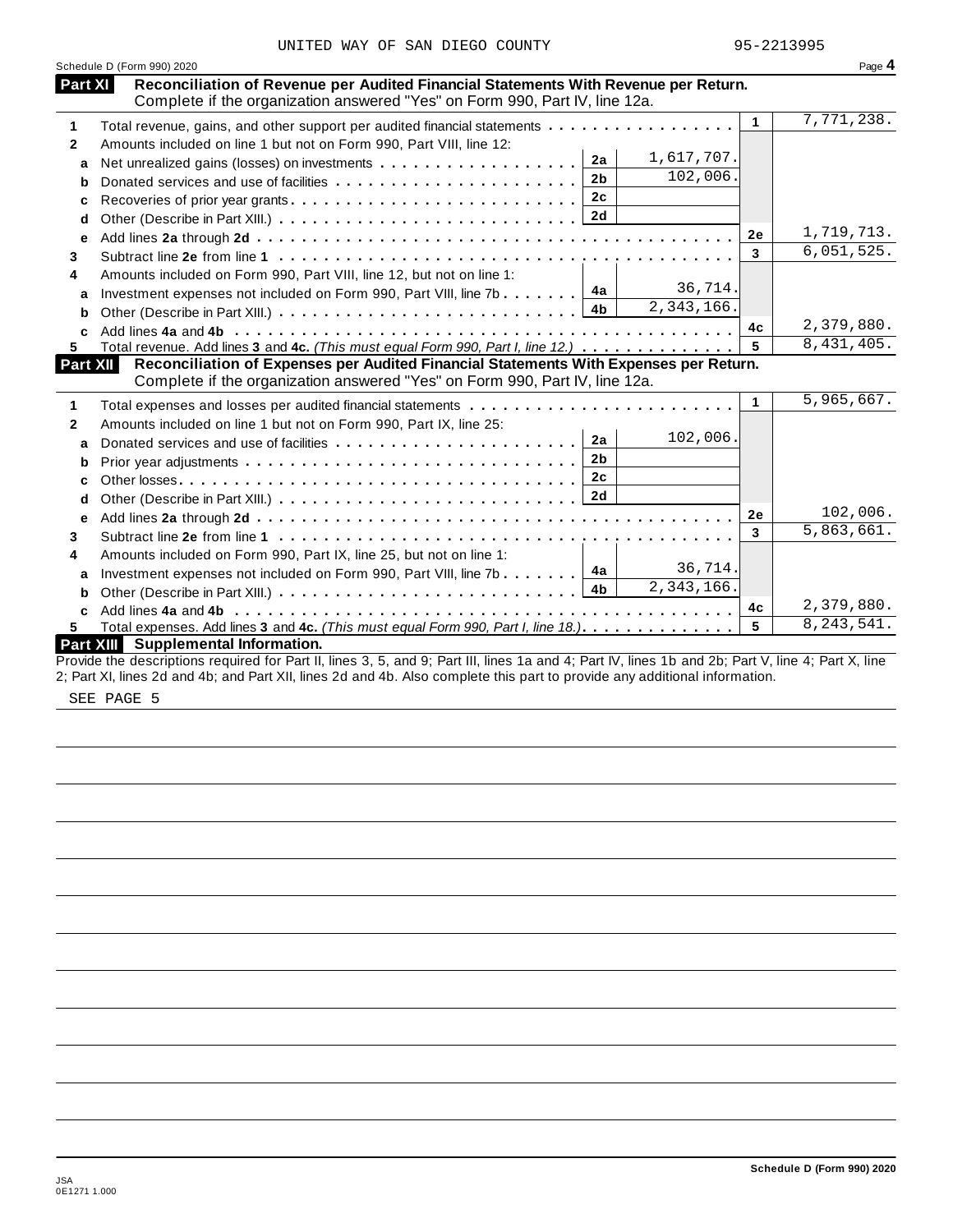UNITED WAY OF SAN DIEGO COUNTY 95-2213995

Schedule D (Form 990) 2020 Page **4**

## Part XI Reconciliation of Revenue per Audited Financial Statements With Revenue per Return.

Complete if the organization answered "Yes" on Form 990, Part IV, line 12a.

| | | | | | |
|---|---|---|---|---|---|
| **1** | Total revenue, gains, and other support per audited financial statements | | | 1 | 7,771,238. |
| **2** | Amounts included on line 1 but not on Form 990, Part VIII, line 12: | | | | |
| **a** | Net unrealized gains (losses) on investments | 2a | 1,617,707. | | |
| **b** | Donated services and use of facilities | 2b | 102,006. | | |
| **c** | Recoveries of prior year grants | 2c | | | |
| **d** | Other (Describe in Part XIII.) | 2d | | | |
| **e** | Add lines **2a** through **2d** | | | 2e | 1,719,713. |
| **3** | Subtract line **2e** from line **1** | | | 3 | 6,051,525. |
| **4** | Amounts included on Form 990, Part VIII, line 12, but not on line 1: | | | | |
| **a** | Investment expenses not included on Form 990, Part VIII, line 7b | 4a | 36,714. | | |
| **b** | Other (Describe in Part XIII.) | 4b | 2,343,166. | | |
| **c** | Add lines **4a** and **4b** | | | 4c | 2,379,880. |
| **5** | Total revenue. Add lines **3** and **4c.** *(This must equal Form 990, Part I, line 12.)* | | | 5 | 8,431,405. |

## Part XII Reconciliation of Expenses per Audited Financial Statements With Expenses per Return.

Complete if the organization answered "Yes" on Form 990, Part IV, line 12a.

| | | | | | |
|---|---|---|---|---|---|
| **1** | Total expenses and losses per audited financial statements | | | 1 | 5,965,667. |
| **2** | Amounts included on line 1 but not on Form 990, Part IX, line 25: | | | | |
| **a** | Donated services and use of facilities | 2a | 102,006. | | |
| **b** | Prior year adjustments | 2b | | | |
| **c** | Other losses | 2c | | | |
| **d** | Other (Describe in Part XIII.) | 2d | | | |
| **e** | Add lines **2a** through **2d** | | | 2e | 102,006. |
| **3** | Subtract line **2e** from line **1** | | | 3 | 5,863,661. |
| **4** | Amounts included on Form 990, Part IX, line 25, but not on line 1: | | | | |
| **a** | Investment expenses not included on Form 990, Part VIII, line 7b | 4a | 36,714. | | |
| **b** | Other (Describe in Part XIII.) | 4b | 2,343,166. | | |
| **c** | Add lines **4a** and **4b** | | | 4c | 2,379,880. |
| **5** | Total expenses. Add lines **3** and **4c.** *(This must equal Form 990, Part I, line 18.)* | | | 5 | 8,243,541. |

## Part XIII Supplemental Information.

Provide the descriptions required for Part II, lines 3, 5, and 9; Part III, lines 1a and 4; Part IV, lines 1b and 2b; Part V, line 4; Part X, line 2; Part XI, lines 2d and 4b; and Part XII, lines 2d and 4b. Also complete this part to provide any additional information.

SEE PAGE 5

**Schedule D (Form 990) 2020**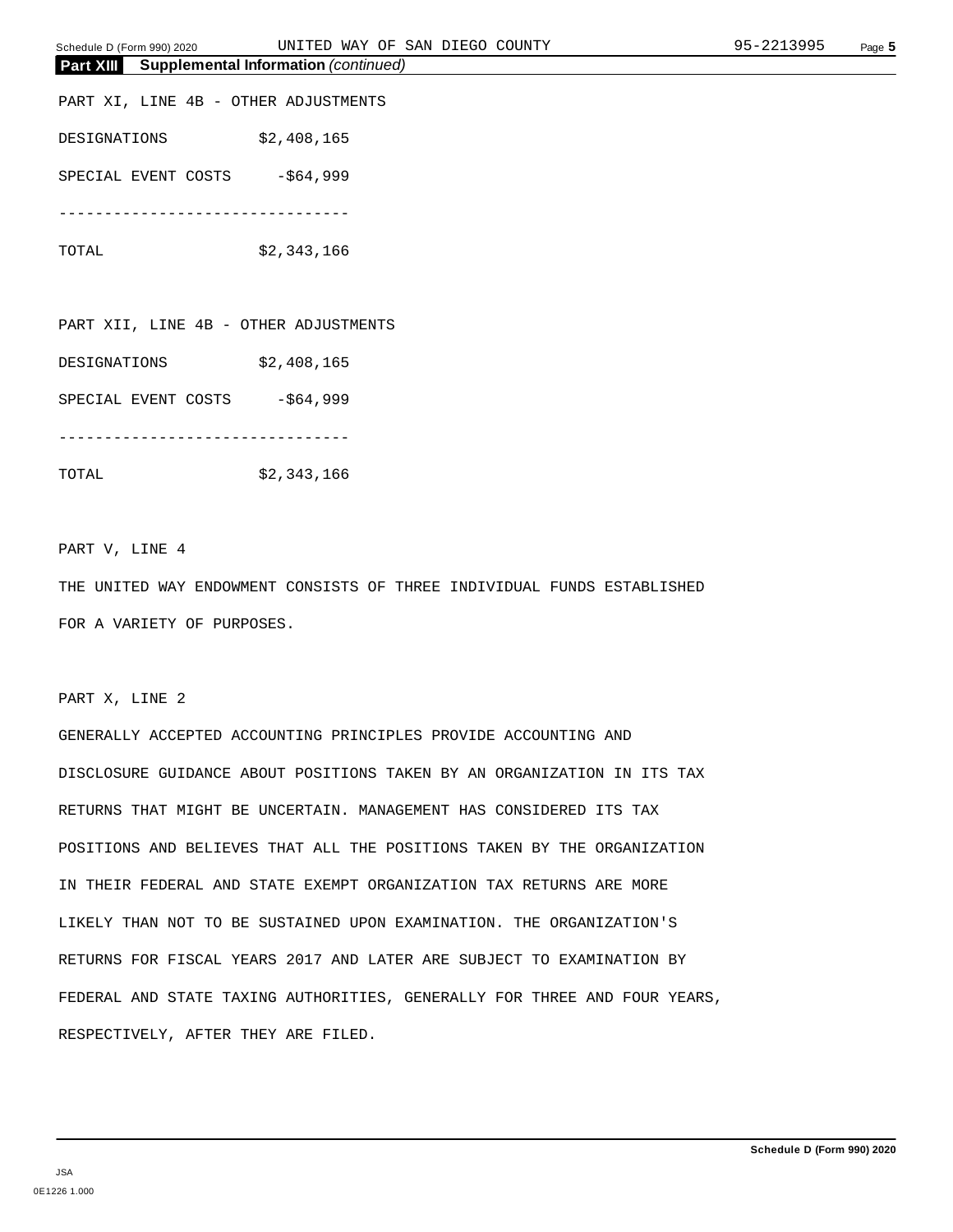**Part XIII Supplemental Information** *(continued)*

PART XI, LINE 4B - OTHER ADJUSTMENTS

| | |
|---|---|
| DESIGNATIONS | $2,408,165 |
| SPECIAL EVENT COSTS | -$64,999 |
| TOTAL | $2,343,166 |

PART XII, LINE 4B - OTHER ADJUSTMENTS

| | |
|---|---|
| DESIGNATIONS | $2,408,165 |
| SPECIAL EVENT COSTS | -$64,999 |
| TOTAL | $2,343,166 |

PART V, LINE 4

THE UNITED WAY ENDOWMENT CONSISTS OF THREE INDIVIDUAL FUNDS ESTABLISHED FOR A VARIETY OF PURPOSES.

PART X, LINE 2

GENERALLY ACCEPTED ACCOUNTING PRINCIPLES PROVIDE ACCOUNTING AND DISCLOSURE GUIDANCE ABOUT POSITIONS TAKEN BY AN ORGANIZATION IN ITS TAX RETURNS THAT MIGHT BE UNCERTAIN. MANAGEMENT HAS CONSIDERED ITS TAX POSITIONS AND BELIEVES THAT ALL THE POSITIONS TAKEN BY THE ORGANIZATION IN THEIR FEDERAL AND STATE EXEMPT ORGANIZATION TAX RETURNS ARE MORE LIKELY THAN NOT TO BE SUSTAINED UPON EXAMINATION. THE ORGANIZATION'S RETURNS FOR FISCAL YEARS 2017 AND LATER ARE SUBJECT TO EXAMINATION BY FEDERAL AND STATE TAXING AUTHORITIES, GENERALLY FOR THREE AND FOUR YEARS, RESPECTIVELY, AFTER THEY ARE FILED.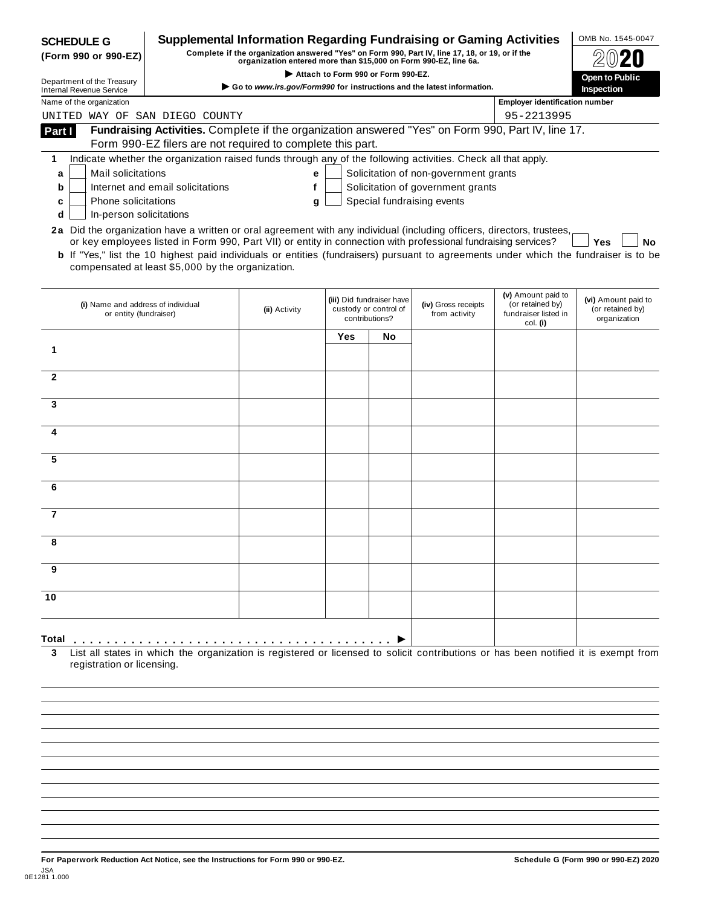**SCHEDULE G**
**(Form 990 or 990-EZ)**

Department of the Treasury
Internal Revenue Service

# Supplemental Information Regarding Fundraising or Gaming Activities

**Complete if the organization answered "Yes" on Form 990, Part IV, line 17, 18, or 19, or if the organization entered more than $15,000 on Form 990-EZ, line 6a.**

▶ **Attach to Form 990 or Form 990-EZ.**

▶ **Go to *www.irs.gov/Form990* for instructions and the latest information.**

OMB No. 1545-0047

**2020**

**Open to Public Inspection**

Name of the organization: UNITED WAY OF SAN DIEGO COUNTY

Employer identification number: 95-2213995

## Part I Fundraising Activities.

Complete if the organization answered "Yes" on Form 990, Part IV, line 17. Form 990-EZ filers are not required to complete this part.

**1** Indicate whether the organization raised funds through any of the following activities. Check all that apply.

- **a** ☐ Mail solicitations
- **b** ☐ Internet and email solicitations
- **c** ☐ Phone solicitations
- **d** ☐ In-person solicitations
- **e** ☐ Solicitation of non-government grants
- **f** ☐ Solicitation of government grants
- **g** ☐ Special fundraising events

**2a** Did the organization have a written or oral agreement with any individual (including officers, directors, trustees, or key employees listed in Form 990, Part VII) or entity in connection with professional fundraising services? ☐ **Yes** ☐ **No**

**b** If "Yes," list the 10 highest paid individuals or entities (fundraisers) pursuant to agreements under which the fundraiser is to be compensated at least $5,000 by the organization.

| | (i) Name and address of individual or entity (fundraiser) | (ii) Activity | (iii) Did fundraiser have custody or control of contributions? Yes | No | (iv) Gross receipts from activity | (v) Amount paid to (or retained by) fundraiser listed in col. (i) | (vi) Amount paid to (or retained by) organization |
|---|---|---|---|---|---|---|---|
| 1 | | | | | | | |
| 2 | | | | | | | |
| 3 | | | | | | | |
| 4 | | | | | | | |
| 5 | | | | | | | |
| 6 | | | | | | | |
| 7 | | | | | | | |
| 8 | | | | | | | |
| 9 | | | | | | | |
| 10 | | | | | | | |
| **Total** ▶ | | | | | | | |

**3** List all states in which the organization is registered or licensed to solicit contributions or has been notified it is exempt from registration or licensing.

**For Paperwork Reduction Act Notice, see the Instructions for Form 990 or 990-EZ.**

**Schedule G (Form 990 or 990-EZ) 2020**

JSA
0E1281 1.000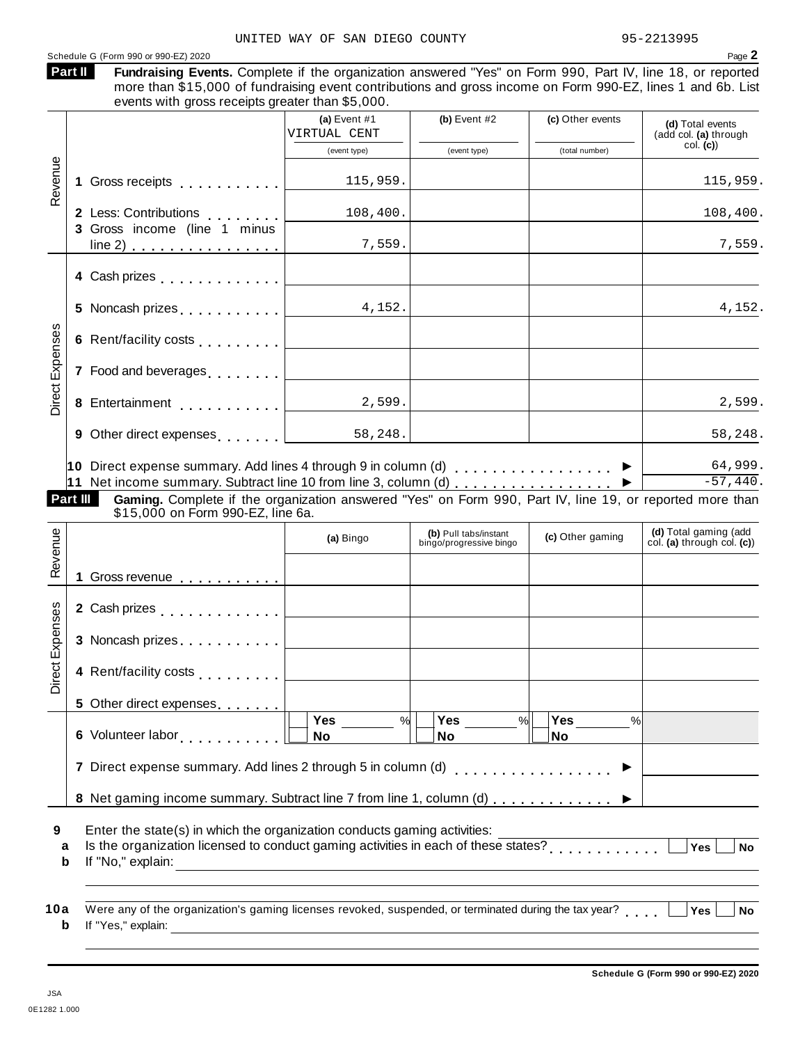UNITED WAY OF SAN DIEGO COUNTY 95-2213995

Schedule G (Form 990 or 990-EZ) 2020

**Part II** **Fundraising Events.** Complete if the organization answered "Yes" on Form 990, Part IV, line 18, or reported more than $15,000 of fundraising event contributions and gross income on Form 990-EZ, lines 1 and 6b. List events with gross receipts greater than $5,000.

| | | (a) Event #1 VIRTUAL CENT (event type) | (b) Event #2 (event type) | (c) Other events (total number) | (d) Total events (add col. (a) through col. (c)) |
|---|---|---|---|---|---|
| Revenue | 1 Gross receipts | 115,959. | | | 115,959. |
| | 2 Less: Contributions | 108,400. | | | 108,400. |
| | 3 Gross income (line 1 minus line 2) | 7,559. | | | 7,559. |
| Direct Expenses | 4 Cash prizes | | | | |
| | 5 Noncash prizes | 4,152. | | | 4,152. |
| | 6 Rent/facility costs | | | | |
| | 7 Food and beverages | | | | |
| | 8 Entertainment | 2,599. | | | 2,599. |
| | 9 Other direct expenses | 58,248. | | | 58,248. |
| | 10 Direct expense summary. Add lines 4 through 9 in column (d) | | | | 64,999. |
| | 11 Net income summary. Subtract line 10 from line 3, column (d) | | | | -57,440. |

**Part III** **Gaming.** Complete if the organization answered "Yes" on Form 990, Part IV, line 19, or reported more than $15,000 on Form 990-EZ, line 6a.

| | | (a) Bingo | (b) Pull tabs/instant bingo/progressive bingo | (c) Other gaming | (d) Total gaming (add col. (a) through col. (c)) |
|---|---|---|---|---|---|
| Revenue | 1 Gross revenue | | | | |
| Direct Expenses | 2 Cash prizes | | | | |
| | 3 Noncash prizes | | | | |
| | 4 Rent/facility costs | | | | |
| | 5 Other direct expenses | | | | |
| | 6 Volunteer labor | Yes ____ % No | Yes ____ % No | Yes ____ % No | |
| | 7 Direct expense summary. Add lines 2 through 5 in column (d) | | | | |
| | 8 Net gaming income summary. Subtract line 7 from line 1, column (d) | | | | |

9 Enter the state(s) in which the organization conducts gaming activities: ____________

a Is the organization licensed to conduct gaming activities in each of these states? ☐ Yes ☐ No

b If "No," explain: ____________

10a Were any of the organization's gaming licenses revoked, suspended, or terminated during the tax year? ☐ Yes ☐ No

b If "Yes," explain: ____________

**Schedule G (Form 990 or 990-EZ) 2020**

JSA
0E1282 1.000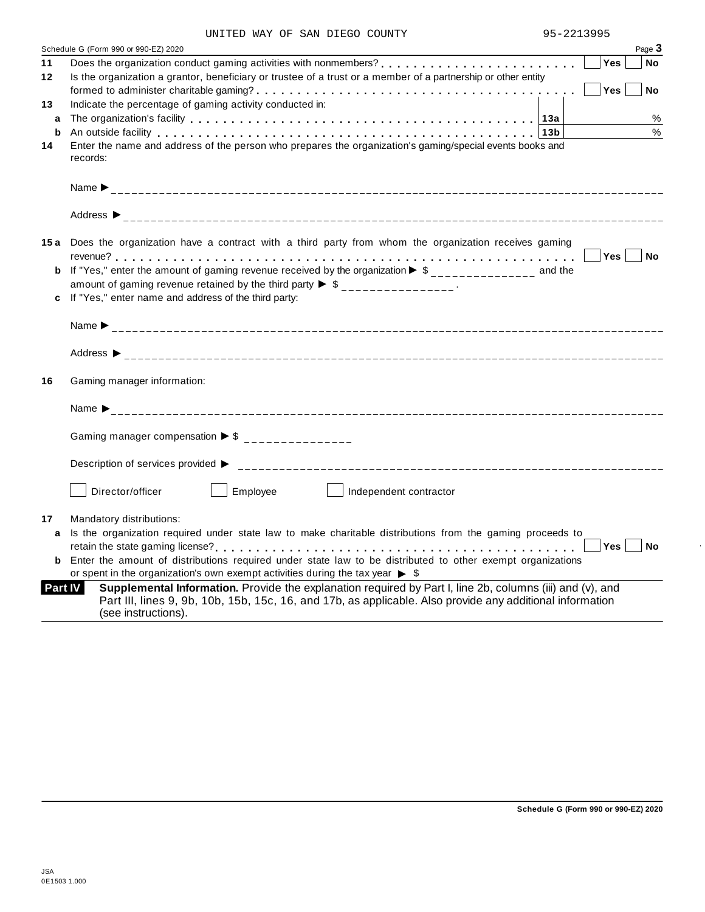UNITED WAY OF SAN DIEGO COUNTY 95-2213995

Schedule G (Form 990 or 990-EZ) 2020 Page **3**

**11** Does the organization conduct gaming activities with nonmembers? . . . . . . . . . . . . . . . . . . . . . . . . ☐ Yes ☐ No

**12** Is the organization a grantor, beneficiary or trustee of a trust or a member of a partnership or other entity formed to administer charitable gaming? . . . . . . . . . . . . . . . . . . . . . . . . . . . . . . . . . . . . ☐ Yes ☐ No

**13** Indicate the percentage of gaming activity conducted in:

**a** The organization's facility . . . . . . . . . . . . . . . . . . . . . . . . . . . . . . . . . . . . . . . . **13a** %

**b** An outside facility . . . . . . . . . . . . . . . . . . . . . . . . . . . . . . . . . . . . . . . . . . . . . **13b** %

**14** Enter the name and address of the person who prepares the organization's gaming/special events books and records:

Name ► ______________________________

Address ► ______________________________

**15a** Does the organization have a contract with a third party from whom the organization receives gaming revenue? . . . . . . . . . . . . . . . . . . . . . . . . . . . . . . . . . . . . . . . . . . . . . . . . . . . . ☐ Yes ☐ No

**b** If "Yes," enter the amount of gaming revenue received by the organization ► $ _______________ and the amount of gaming revenue retained by the third party ► $ _______________ .

**c** If "Yes," enter name and address of the third party:

Name ► ______________________________

Address ► ______________________________

**16** Gaming manager information:

Name ► ______________________________

Gaming manager compensation ► $ _______________

Description of services provided ► ______________________________

☐ Director/officer ☐ Employee ☐ Independent contractor

**17** Mandatory distributions:

**a** Is the organization required under state law to make charitable distributions from the gaming proceeds to retain the state gaming license? . . . . . . . . . . . . . . . . . . . . . . . . . . . . . . . . . . . . . . . . ☐ Yes ☐ No

**b** Enter the amount of distributions required under state law to be distributed to other exempt organizations or spent in the organization's own exempt activities during the tax year ► $

**Part IV** **Supplemental Information.** Provide the explanation required by Part I, line 2b, columns (iii) and (v), and Part III, lines 9, 9b, 10b, 15b, 15c, 16, and 17b, as applicable. Also provide any additional information (see instructions).

**Schedule G (Form 990 or 990-EZ) 2020**

JSA
0E1503 1.000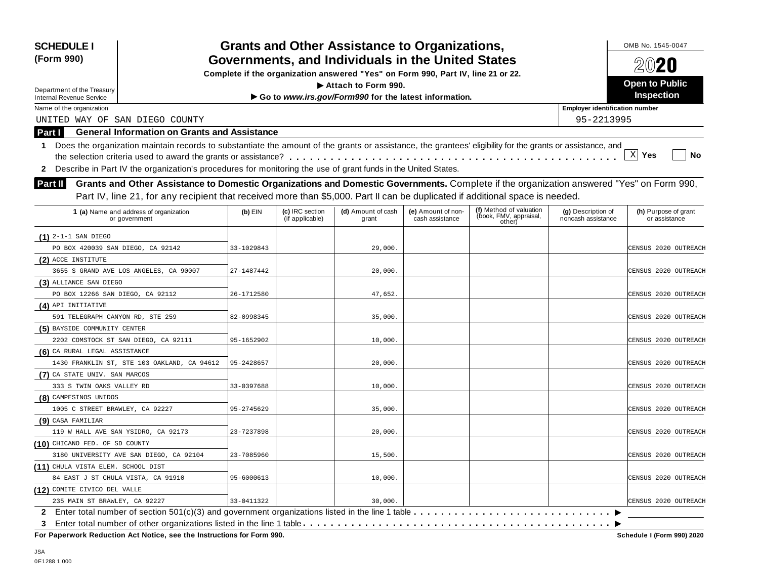**SCHEDULE I (Form 990)**

Department of the Treasury
Internal Revenue Service

# Grants and Other Assistance to Organizations, Governments, and Individuals in the United States

**Complete if the organization answered "Yes" on Form 990, Part IV, line 21 or 22.**

**▶ Attach to Form 990.**

**▶ Go to *www.irs.gov/Form990* for the latest information.**

OMB No. 1545-0047

**2020**

**Open to Public Inspection**

Name of the organization: UNITED WAY OF SAN DIEGO COUNTY

Employer identification number: 95-2213995

## Part I General Information on Grants and Assistance

**1** Does the organization maintain records to substantiate the amount of the grants or assistance, the grantees' eligibility for the grants or assistance, and the selection criteria used to award the grants or assistance? . . . . . [X] Yes [ ] No

**2** Describe in Part IV the organization's procedures for monitoring the use of grant funds in the United States.

## Part II Grants and Other Assistance to Domestic Organizations and Domestic Governments.

Complete if the organization answered "Yes" on Form 990, Part IV, line 21, for any recipient that received more than $5,000. Part II can be duplicated if additional space is needed.

| 1 (a) Name and address of organization or government | (b) EIN | (c) IRC section (if applicable) | (d) Amount of cash grant | (e) Amount of non-cash assistance | (f) Method of valuation (book, FMV, appraisal, other) | (g) Description of noncash assistance | (h) Purpose of grant or assistance |
|---|---|---|---|---|---|---|---|
| (1) 2-1-1 SAN DIEGO<br>PO BOX 420039 SAN DIEGO, CA 92142 | 33-1029843 | | 29,000. | | | | CENSUS 2020 OUTREACH |
| (2) ACCE INSTITUTE<br>3655 S GRAND AVE LOS ANGELES, CA 90007 | 27-1487442 | | 20,000. | | | | CENSUS 2020 OUTREACH |
| (3) ALLIANCE SAN DIEGO<br>PO BOX 12266 SAN DIEGO, CA 92112 | 26-1712580 | | 47,652. | | | | CENSUS 2020 OUTREACH |
| (4) API INITIATIVE<br>591 TELEGRAPH CANYON RD, STE 259 | 82-0998345 | | 35,000. | | | | CENSUS 2020 OUTREACH |
| (5) BAYSIDE COMMUNITY CENTER<br>2202 COMSTOCK ST SAN DIEGO, CA 92111 | 95-1652902 | | 10,000. | | | | CENSUS 2020 OUTREACH |
| (6) CA RURAL LEGAL ASSISTANCE<br>1430 FRANKLIN ST, STE 103 OAKLAND, CA 94612 | 95-2428657 | | 20,000. | | | | CENSUS 2020 OUTREACH |
| (7) CA STATE UNIV. SAN MARCOS<br>333 S TWIN OAKS VALLEY RD | 33-0397688 | | 10,000. | | | | CENSUS 2020 OUTREACH |
| (8) CAMPESINOS UNIDOS<br>1005 C STREET BRAWLEY, CA 92227 | 95-2745629 | | 35,000. | | | | CENSUS 2020 OUTREACH |
| (9) CASA FAMILIAR<br>119 W HALL AVE SAN YSIDRO, CA 92173 | 23-7237898 | | 20,000. | | | | CENSUS 2020 OUTREACH |
| (10) CHICANO FED. OF SD COUNTY<br>3180 UNIVERSITY AVE SAN DIEGO, CA 92104 | 23-7085960 | | 15,500. | | | | CENSUS 2020 OUTREACH |
| (11) CHULA VISTA ELEM. SCHOOL DIST<br>84 EAST J ST CHULA VISTA, CA 91910 | 95-6000613 | | 10,000. | | | | CENSUS 2020 OUTREACH |
| (12) COMITE CIVICO DEL VALLE<br>235 MAIN ST BRAWLEY, CA 92227 | 33-0411322 | | 30,000. | | | | CENSUS 2020 OUTREACH |

**2** Enter total number of section 501(c)(3) and government organizations listed in the line 1 table . . . . . ▶

**3** Enter total number of other organizations listed in the line 1 table . . . . . ▶

**For Paperwork Reduction Act Notice, see the Instructions for Form 990.** **Schedule I (Form 990) 2020**

JSA
0E1288 1.000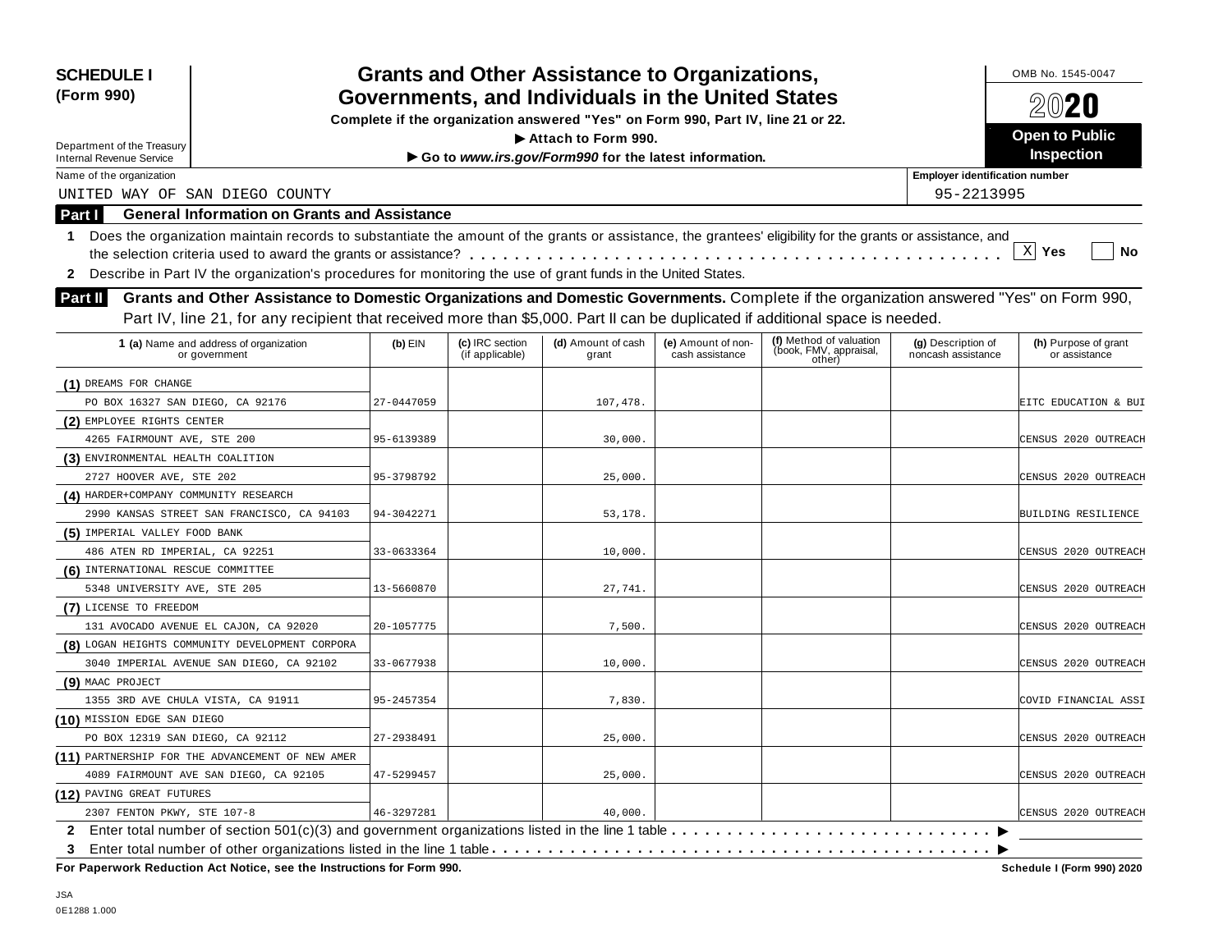**SCHEDULE I (Form 990)**

Department of the Treasury
Internal Revenue Service

# Grants and Other Assistance to Organizations, Governments, and Individuals in the United States

**Complete if the organization answered "Yes" on Form 990, Part IV, line 21 or 22.**

**▶ Attach to Form 990.**

**▶ Go to *www.irs.gov/Form990* for the latest information.**

OMB No. 1545-0047

**2020**

**Open to Public Inspection**

Name of the organization: UNITED WAY OF SAN DIEGO COUNTY

Employer identification number: 95-2213995

## Part I General Information on Grants and Assistance

**1** Does the organization maintain records to substantiate the amount of the grants or assistance, the grantees' eligibility for the grants or assistance, and the selection criteria used to award the grants or assistance? . . . . . . [X] Yes [ ] No

**2** Describe in Part IV the organization's procedures for monitoring the use of grant funds in the United States.

## Part II Grants and Other Assistance to Domestic Organizations and Domestic Governments.

Complete if the organization answered "Yes" on Form 990, Part IV, line 21, for any recipient that received more than $5,000. Part II can be duplicated if additional space is needed.

| 1 (a) Name and address of organization or government | (b) EIN | (c) IRC section (if applicable) | (d) Amount of cash grant | (e) Amount of non-cash assistance | (f) Method of valuation (book, FMV, appraisal, other) | (g) Description of noncash assistance | (h) Purpose of grant or assistance |
|---|---|---|---|---|---|---|---|
| (1) DREAMS FOR CHANGE<br>PO BOX 16327 SAN DIEGO, CA 92176 | 27-0447059 | | 107,478. | | | | EITC EDUCATION & BUI |
| (2) EMPLOYEE RIGHTS CENTER<br>4265 FAIRMOUNT AVE, STE 200 | 95-6139389 | | 30,000. | | | | CENSUS 2020 OUTREACH |
| (3) ENVIRONMENTAL HEALTH COALITION<br>2727 HOOVER AVE, STE 202 | 95-3798792 | | 25,000. | | | | CENSUS 2020 OUTREACH |
| (4) HARDER+COMPANY COMMUNITY RESEARCH<br>2990 KANSAS STREET SAN FRANCISCO, CA 94103 | 94-3042271 | | 53,178. | | | | BUILDING RESILIENCE |
| (5) IMPERIAL VALLEY FOOD BANK<br>486 ATEN RD IMPERIAL, CA 92251 | 33-0633364 | | 10,000. | | | | CENSUS 2020 OUTREACH |
| (6) INTERNATIONAL RESCUE COMMITTEE<br>5348 UNIVERSITY AVE, STE 205 | 13-5660870 | | 27,741. | | | | CENSUS 2020 OUTREACH |
| (7) LICENSE TO FREEDOM<br>131 AVOCADO AVENUE EL CAJON, CA 92020 | 20-1057775 | | 7,500. | | | | CENSUS 2020 OUTREACH |
| (8) LOGAN HEIGHTS COMMUNITY DEVELOPMENT CORPORA<br>3040 IMPERIAL AVENUE SAN DIEGO, CA 92102 | 33-0677938 | | 10,000. | | | | CENSUS 2020 OUTREACH |
| (9) MAAC PROJECT<br>1355 3RD AVE CHULA VISTA, CA 91911 | 95-2457354 | | 7,830. | | | | COVID FINANCIAL ASSI |
| (10) MISSION EDGE SAN DIEGO<br>PO BOX 12319 SAN DIEGO, CA 92112 | 27-2938491 | | 25,000. | | | | CENSUS 2020 OUTREACH |
| (11) PARTNERSHIP FOR THE ADVANCEMENT OF NEW AMER<br>4089 FAIRMOUNT AVE SAN DIEGO, CA 92105 | 47-5299457 | | 25,000. | | | | CENSUS 2020 OUTREACH |
| (12) PAVING GREAT FUTURES<br>2307 FENTON PKWY, STE 107-8 | 46-3297281 | | 40,000. | | | | CENSUS 2020 OUTREACH |

**2** Enter total number of section 501(c)(3) and government organizations listed in the line 1 table . . . . . . ▶

**3** Enter total number of other organizations listed in the line 1 table . . . . . . ▶

**For Paperwork Reduction Act Notice, see the Instructions for Form 990.**

**Schedule I (Form 990) 2020**

JSA
0E1288 1.000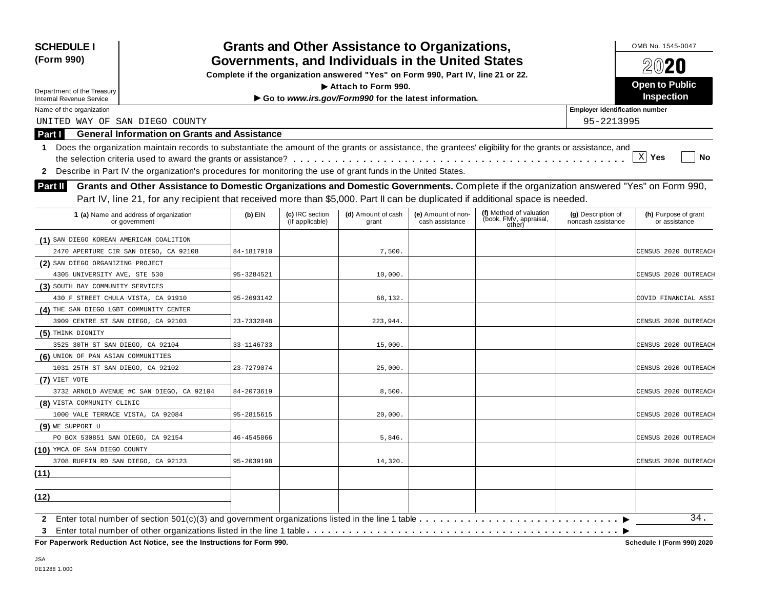**SCHEDULE I (Form 990)**

Department of the Treasury
Internal Revenue Service

# Grants and Other Assistance to Organizations, Governments, and Individuals in the United States

**Complete if the organization answered "Yes" on Form 990, Part IV, line 21 or 22.**
**▶ Attach to Form 990.**
**▶ Go to *www.irs.gov/Form990* for the latest information.**

OMB No. 1545-0047

**2020**

**Open to Public Inspection**

Name of the organization: UNITED WAY OF SAN DIEGO COUNTY

Employer identification number: 95-2213995

## Part I General Information on Grants and Assistance

**1** Does the organization maintain records to substantiate the amount of the grants or assistance, the grantees' eligibility for the grants or assistance, and the selection criteria used to award the grants or assistance? . . . . . . [X] Yes [ ] No

**2** Describe in Part IV the organization's procedures for monitoring the use of grant funds in the United States.

## Part II Grants and Other Assistance to Domestic Organizations and Domestic Governments.

Complete if the organization answered "Yes" on Form 990, Part IV, line 21, for any recipient that received more than $5,000. Part II can be duplicated if additional space is needed.

| 1 (a) Name and address of organization or government | (b) EIN | (c) IRC section (if applicable) | (d) Amount of cash grant | (e) Amount of non-cash assistance | (f) Method of valuation (book, FMV, appraisal, other) | (g) Description of noncash assistance | (h) Purpose of grant or assistance |
|---|---|---|---|---|---|---|---|
| (1) SAN DIEGO KOREAN AMERICAN COALITION 2470 APERTURE CIR SAN DIEGO, CA 92108 | 84-1817910 | | 7,500. | | | | CENSUS 2020 OUTREACH |
| (2) SAN DIEGO ORGANIZING PROJECT 4305 UNIVERSITY AVE, STE 530 | 95-3284521 | | 10,000. | | | | CENSUS 2020 OUTREACH |
| (3) SOUTH BAY COMMUNITY SERVICES 430 F STREET CHULA VISTA, CA 91910 | 95-2693142 | | 68,132. | | | | COVID FINANCIAL ASSI |
| (4) THE SAN DIEGO LGBT COMMUNITY CENTER 3909 CENTRE ST SAN DIEGO, CA 92103 | 23-7332048 | | 223,944. | | | | CENSUS 2020 OUTREACH |
| (5) THINK DIGNITY 3525 30TH ST SAN DIEGO, CA 92104 | 33-1146733 | | 15,000. | | | | CENSUS 2020 OUTREACH |
| (6) UNION OF PAN ASIAN COMMUNITIES 1031 25TH ST SAN DIEGO, CA 92102 | 23-7279074 | | 25,000. | | | | CENSUS 2020 OUTREACH |
| (7) VIET VOTE 3732 ARNOLD AVENUE #C SAN DIEGO, CA 92104 | 84-2073619 | | 8,500. | | | | CENSUS 2020 OUTREACH |
| (8) VISTA COMMUNITY CLINIC 1000 VALE TERRACE VISTA, CA 92084 | 95-2815615 | | 20,000. | | | | CENSUS 2020 OUTREACH |
| (9) WE SUPPORT U PO BOX 530851 SAN DIEGO, CA 92154 | 46-4545866 | | 5,846. | | | | CENSUS 2020 OUTREACH |
| (10) YMCA OF SAN DIEGO COUNTY 3708 RUFFIN RD SAN DIEGO, CA 92123 | 95-2039198 | | 14,320. | | | | CENSUS 2020 OUTREACH |
| (11) | | | | | | | |
| (12) | | | | | | | |

**2** Enter total number of section 501(c)(3) and government organizations listed in the line 1 table . . . . . ▶ 34.

**3** Enter total number of other organizations listed in the line 1 table . . . . . ▶

**For Paperwork Reduction Act Notice, see the Instructions for Form 990.** **Schedule I (Form 990) 2020**

JSA
0E1288 1.000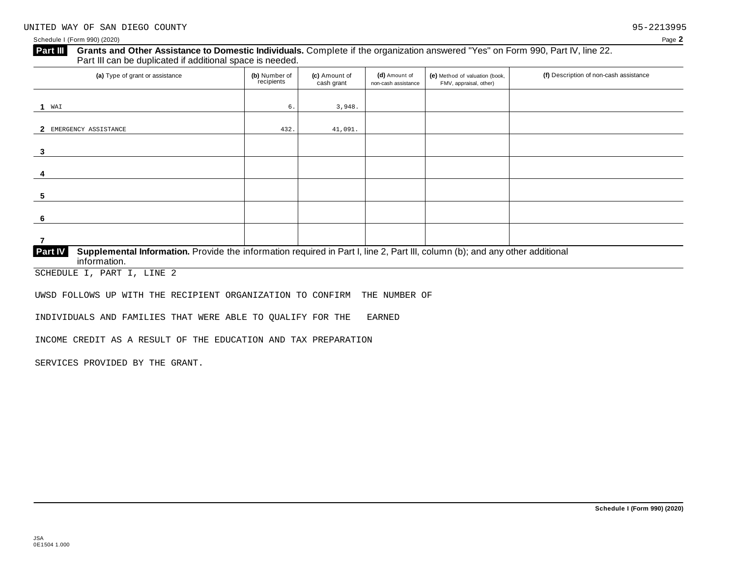UNITED WAY OF SAN DIEGO COUNTY 95-2213995

Schedule I (Form 990) (2020)

**Part III** **Grants and Other Assistance to Domestic Individuals.** Complete if the organization answered "Yes" on Form 990, Part IV, line 22. Part III can be duplicated if additional space is needed.

| | (a) Type of grant or assistance | (b) Number of recipients | (c) Amount of cash grant | (d) Amount of non-cash assistance | (e) Method of valuation (book, FMV, appraisal, other) | (f) Description of non-cash assistance |
|---|---|---|---|---|---|---|
| 1 | WAI | 6. | 3,948. | | | |
| 2 | EMERGENCY ASSISTANCE | 432. | 41,091. | | | |
| 3 | | | | | | |
| 4 | | | | | | |
| 5 | | | | | | |
| 6 | | | | | | |
| 7 | | | | | | |

**Part IV** **Supplemental Information.** Provide the information required in Part I, line 2, Part III, column (b); and any other additional information.

SCHEDULE I, PART I, LINE 2

UWSD FOLLOWS UP WITH THE RECIPIENT ORGANIZATION TO CONFIRM THE NUMBER OF INDIVIDUALS AND FAMILIES THAT WERE ABLE TO QUALIFY FOR THE EARNED INCOME CREDIT AS A RESULT OF THE EDUCATION AND TAX PREPARATION SERVICES PROVIDED BY THE GRANT.

**Schedule I (Form 990) (2020)**

JSA
0E1504 1.000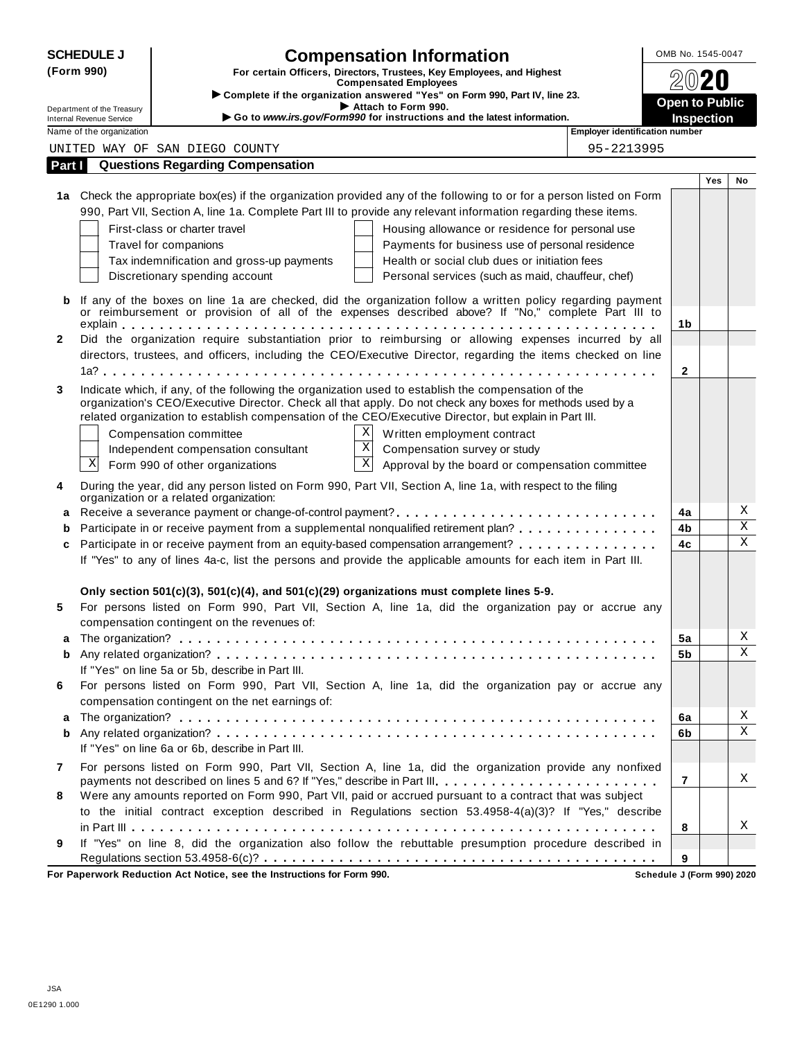**SCHEDULE J**
**(Form 990)**

Department of the Treasury
Internal Revenue Service

# Compensation Information

**For certain Officers, Directors, Trustees, Key Employees, and Highest Compensated Employees**

▶ **Complete if the organization answered "Yes" on Form 990, Part IV, line 23.**
▶ **Attach to Form 990.**
▶ **Go to *www.irs.gov/Form990* for instructions and the latest information.**

OMB No. 1545-0047

**2020**

**Open to Public Inspection**

Name of the organization: UNITED WAY OF SAN DIEGO COUNTY

Employer identification number: 95-2213995

## Part I Questions Regarding Compensation

| | | | Yes | No |
|---|---|---|---|---|
| **1a** | Check the appropriate box(es) if the organization provided any of the following to or for a person listed on Form 990, Part VII, Section A, line 1a. Complete Part III to provide any relevant information regarding these items.<br>☐ First-class or charter travel ☐ Housing allowance or residence for personal use<br>☐ Travel for companions ☐ Payments for business use of personal residence<br>☐ Tax indemnification and gross-up payments ☐ Health or social club dues or initiation fees<br>☐ Discretionary spending account ☐ Personal services (such as maid, chauffeur, chef) | | | |
| **b** | If any of the boxes on line 1a are checked, did the organization follow a written policy regarding payment or reimbursement or provision of all of the expenses described above? If "No," complete Part III to explain | 1b | | |
| **2** | Did the organization require substantiation prior to reimbursing or allowing expenses incurred by all directors, trustees, and officers, including the CEO/Executive Director, regarding the items checked on line 1a? | 2 | | |
| **3** | Indicate which, if any, of the following the organization used to establish the compensation of the organization's CEO/Executive Director. Check all that apply. Do not check any boxes for methods used by a related organization to establish compensation of the CEO/Executive Director, but explain in Part III.<br>☐ Compensation committee ☒ Written employment contract<br>☐ Independent compensation consultant ☒ Compensation survey or study<br>☒ Form 990 of other organizations ☒ Approval by the board or compensation committee | | | |
| **4** | During the year, did any person listed on Form 990, Part VII, Section A, line 1a, with respect to the filing organization or a related organization: | | | |
| **a** | Receive a severance payment or change-of-control payment? | 4a | | X |
| **b** | Participate in or receive payment from a supplemental nonqualified retirement plan? | 4b | | X |
| **c** | Participate in or receive payment from an equity-based compensation arrangement? | 4c | | X |
| | If "Yes" to any of lines 4a-c, list the persons and provide the applicable amounts for each item in Part III. | | | |
| | **Only section 501(c)(3), 501(c)(4), and 501(c)(29) organizations must complete lines 5-9.** | | | |
| **5** | For persons listed on Form 990, Part VII, Section A, line 1a, did the organization pay or accrue any compensation contingent on the revenues of: | | | |
| **a** | The organization? | 5a | | X |
| **b** | Any related organization? | 5b | | X |
| | If "Yes" on line 5a or 5b, describe in Part III. | | | |
| **6** | For persons listed on Form 990, Part VII, Section A, line 1a, did the organization pay or accrue any compensation contingent on the net earnings of: | | | |
| **a** | The organization? | 6a | | X |
| **b** | Any related organization? | 6b | | X |
| | If "Yes" on line 6a or 6b, describe in Part III. | | | |
| **7** | For persons listed on Form 990, Part VII, Section A, line 1a, did the organization provide any nonfixed payments not described on lines 5 and 6? If "Yes," describe in Part III | 7 | | X |
| **8** | Were any amounts reported on Form 990, Part VII, paid or accrued pursuant to a contract that was subject to the initial contract exception described in Regulations section 53.4958-4(a)(3)? If "Yes," describe in Part III | 8 | | X |
| **9** | If "Yes" on line 8, did the organization also follow the rebuttable presumption procedure described in Regulations section 53.4958-6(c)? | 9 | | |

**For Paperwork Reduction Act Notice, see the Instructions for Form 990.** **Schedule J (Form 990) 2020**

JSA
0E1290 1.000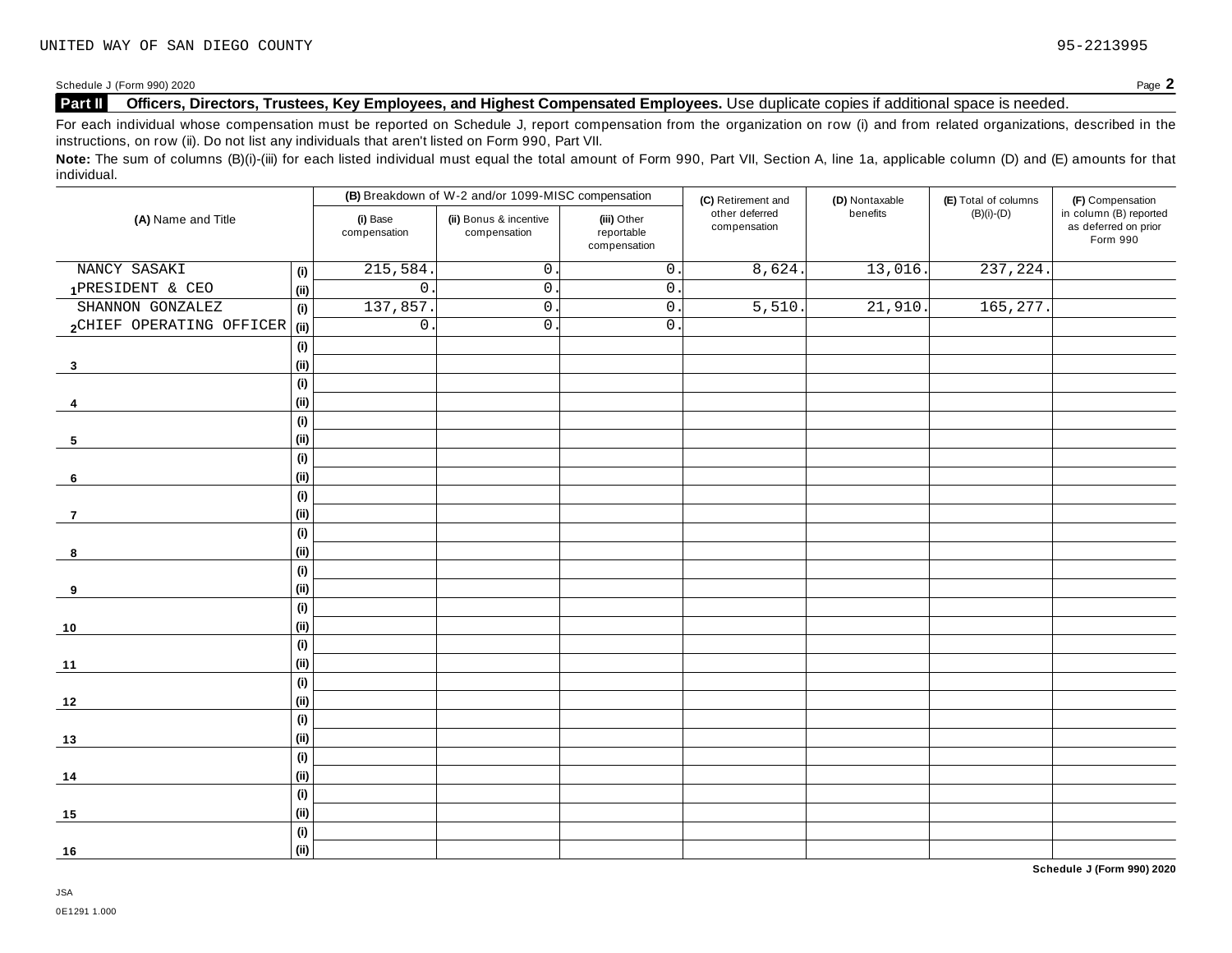UNITED WAY OF SAN DIEGO COUNTY 95-2213995

Schedule J (Form 990) 2020 Page **2**

## Part II Officers, Directors, Trustees, Key Employees, and Highest Compensated Employees.

Use duplicate copies if additional space is needed.

For each individual whose compensation must be reported on Schedule J, report compensation from the organization on row (i) and from related organizations, described in the instructions, on row (ii). Do not list any individuals that aren't listed on Form 990, Part VII.

**Note:** The sum of columns (B)(i)-(iii) for each listed individual must equal the total amount of Form 990, Part VII, Section A, line 1a, applicable column (D) and (E) amounts for that individual.

| (A) Name and Title | | (B) Breakdown of W-2 and/or 1099-MISC compensation | | | (C) Retirement and other deferred compensation | (D) Nontaxable benefits | (E) Total of columns (B)(i)-(D) | (F) Compensation in column (B) reported as deferred on prior Form 990 |
|---|---|---|---|---|---|---|---|---|
| | | (i) Base compensation | (ii) Bonus & incentive compensation | (iii) Other reportable compensation | | | | |
| 1 NANCY SASAKI | (i) | 215,584. | 0. | 0. | 8,624. | 13,016. | 237,224. | |
| PRESIDENT & CEO | (ii) | 0. | 0. | 0. | | | | |
| 2 SHANNON GONZALEZ | (i) | 137,857. | 0. | 0. | 5,510. | 21,910. | 165,277. | |
| CHIEF OPERATING OFFICER | (ii) | 0. | 0. | 0. | | | | |
| 3 | (i) | | | | | | | |
| | (ii) | | | | | | | |
| 4 | (i) | | | | | | | |
| | (ii) | | | | | | | |
| 5 | (i) | | | | | | | |
| | (ii) | | | | | | | |
| 6 | (i) | | | | | | | |
| | (ii) | | | | | | | |
| 7 | (i) | | | | | | | |
| | (ii) | | | | | | | |
| 8 | (i) | | | | | | | |
| | (ii) | | | | | | | |
| 9 | (i) | | | | | | | |
| | (ii) | | | | | | | |
| 10 | (i) | | | | | | | |
| | (ii) | | | | | | | |
| 11 | (i) | | | | | | | |
| | (ii) | | | | | | | |
| 12 | (i) | | | | | | | |
| | (ii) | | | | | | | |
| 13 | (i) | | | | | | | |
| | (ii) | | | | | | | |
| 14 | (i) | | | | | | | |
| | (ii) | | | | | | | |
| 15 | (i) | | | | | | | |
| | (ii) | | | | | | | |
| 16 | (i) | | | | | | | |
| | (ii) | | | | | | | |

**Schedule J (Form 990) 2020**

JSA
0E1291 1.000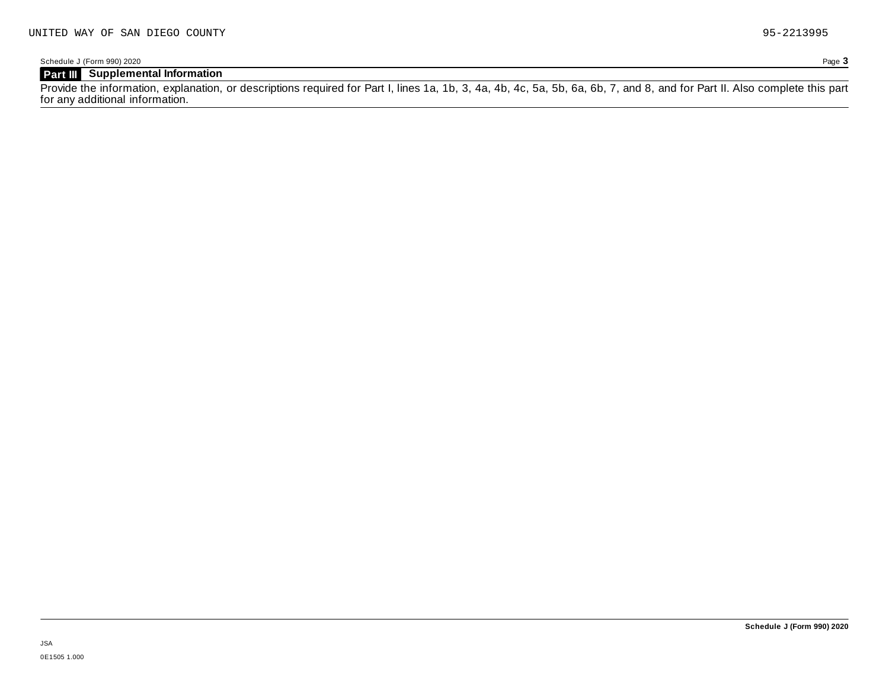UNITED WAY OF SAN DIEGO COUNTY 95-2213995

Schedule J (Form 990) 2020 Page **3**

**Part III Supplemental Information**

Provide the information, explanation, or descriptions required for Part I, lines 1a, 1b, 3, 4a, 4b, 4c, 5a, 5b, 6a, 6b, 7, and 8, and for Part II. Also complete this part for any additional information.

**Schedule J (Form 990) 2020**

JSA

0E1505 1.000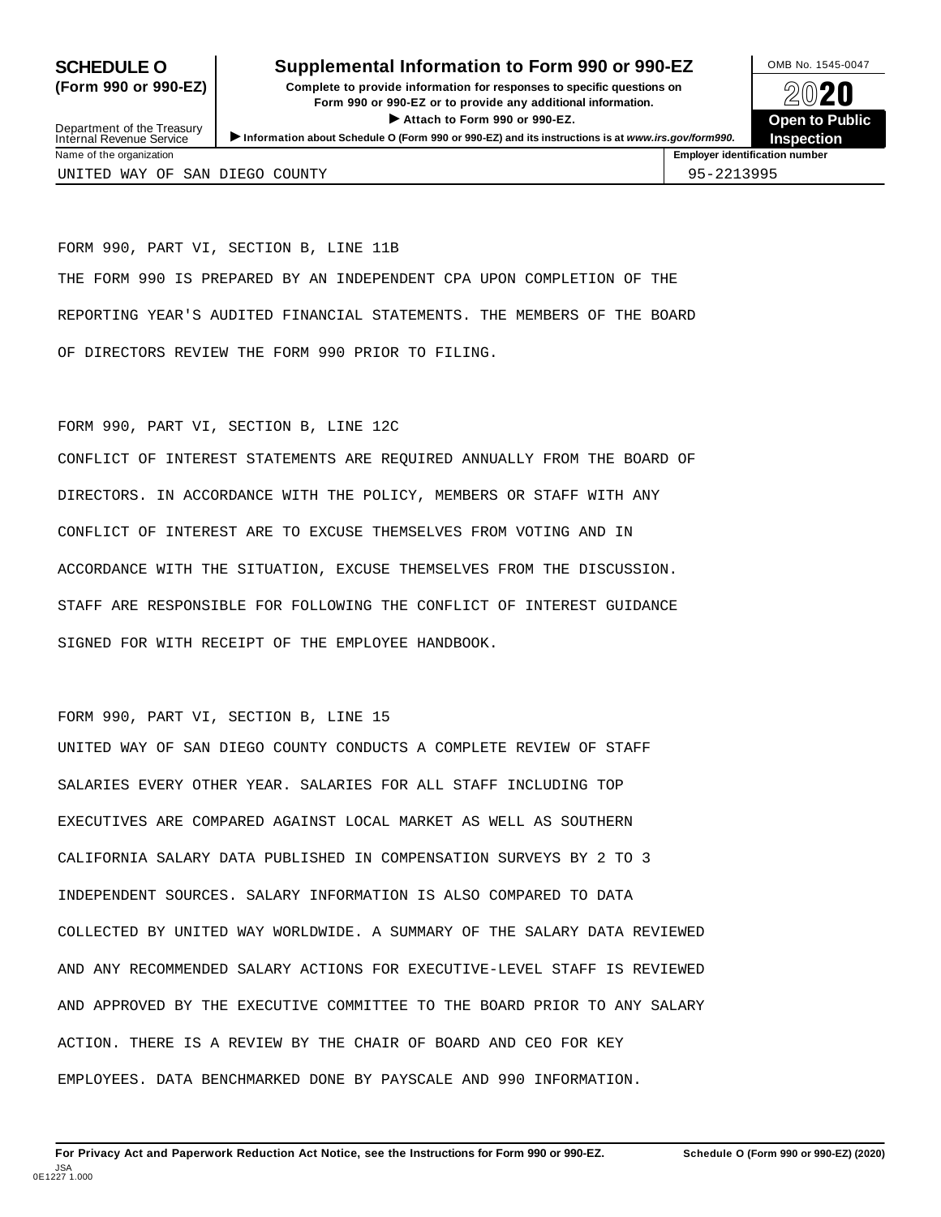**SCHEDULE O (Form 990 or 990-EZ)**

Department of the Treasury
Internal Revenue Service

# Supplemental Information to Form 990 or 990-EZ

**Complete to provide information for responses to specific questions on Form 990 or 990-EZ or to provide any additional information.**

**▶ Attach to Form 990 or 990-EZ.**

**▶ Information about Schedule O (Form 990 or 990-EZ) and its instructions is at *www.irs.gov/form990*.**

OMB No. 1545-0047

**2020**

**Open to Public Inspection**

| Name of the organization | Employer identification number |
|---|---|
| UNITED WAY OF SAN DIEGO COUNTY | 95-2213995 |

FORM 990, PART VI, SECTION B, LINE 11B

THE FORM 990 IS PREPARED BY AN INDEPENDENT CPA UPON COMPLETION OF THE REPORTING YEAR'S AUDITED FINANCIAL STATEMENTS. THE MEMBERS OF THE BOARD OF DIRECTORS REVIEW THE FORM 990 PRIOR TO FILING.

FORM 990, PART VI, SECTION B, LINE 12C

CONFLICT OF INTEREST STATEMENTS ARE REQUIRED ANNUALLY FROM THE BOARD OF DIRECTORS. IN ACCORDANCE WITH THE POLICY, MEMBERS OR STAFF WITH ANY CONFLICT OF INTEREST ARE TO EXCUSE THEMSELVES FROM VOTING AND IN ACCORDANCE WITH THE SITUATION, EXCUSE THEMSELVES FROM THE DISCUSSION. STAFF ARE RESPONSIBLE FOR FOLLOWING THE CONFLICT OF INTEREST GUIDANCE SIGNED FOR WITH RECEIPT OF THE EMPLOYEE HANDBOOK.

FORM 990, PART VI, SECTION B, LINE 15

UNITED WAY OF SAN DIEGO COUNTY CONDUCTS A COMPLETE REVIEW OF STAFF SALARIES EVERY OTHER YEAR. SALARIES FOR ALL STAFF INCLUDING TOP EXECUTIVES ARE COMPARED AGAINST LOCAL MARKET AS WELL AS SOUTHERN CALIFORNIA SALARY DATA PUBLISHED IN COMPENSATION SURVEYS BY 2 TO 3 INDEPENDENT SOURCES. SALARY INFORMATION IS ALSO COMPARED TO DATA COLLECTED BY UNITED WAY WORLDWIDE. A SUMMARY OF THE SALARY DATA REVIEWED AND ANY RECOMMENDED SALARY ACTIONS FOR EXECUTIVE-LEVEL STAFF IS REVIEWED AND APPROVED BY THE EXECUTIVE COMMITTEE TO THE BOARD PRIOR TO ANY SALARY ACTION. THERE IS A REVIEW BY THE CHAIR OF BOARD AND CEO FOR KEY EMPLOYEES. DATA BENCHMARKED DONE BY PAYSCALE AND 990 INFORMATION.

**For Privacy Act and Paperwork Reduction Act Notice, see the Instructions for Form 990 or 990-EZ.** **Schedule O (Form 990 or 990-EZ) (2020)**

JSA
0E1227 1.000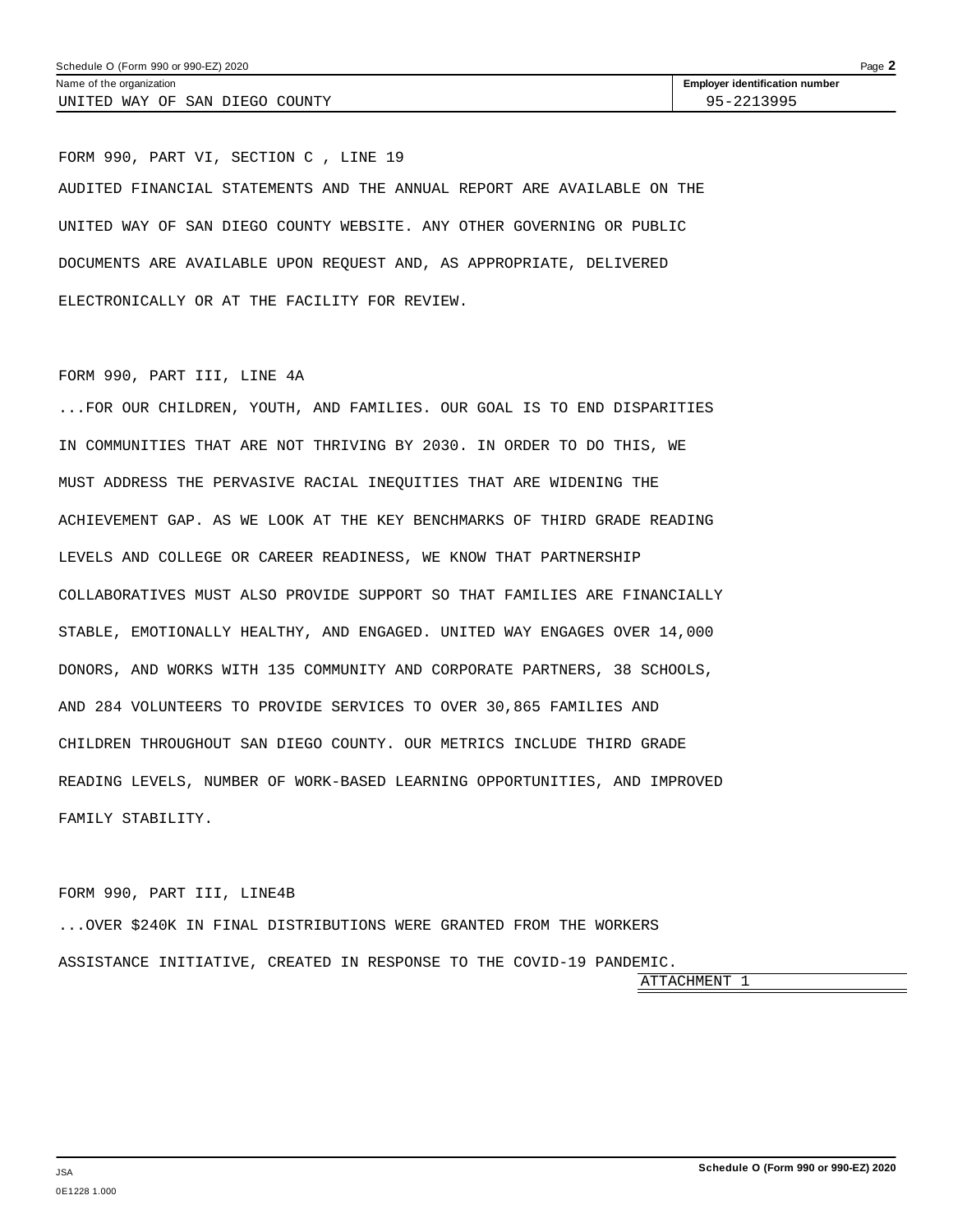Name of the organization: UNITED WAY OF SAN DIEGO COUNTY

Employer identification number: 95-2213995

FORM 990, PART VI, SECTION C , LINE 19

AUDITED FINANCIAL STATEMENTS AND THE ANNUAL REPORT ARE AVAILABLE ON THE UNITED WAY OF SAN DIEGO COUNTY WEBSITE. ANY OTHER GOVERNING OR PUBLIC DOCUMENTS ARE AVAILABLE UPON REQUEST AND, AS APPROPRIATE, DELIVERED ELECTRONICALLY OR AT THE FACILITY FOR REVIEW.

FORM 990, PART III, LINE 4A

...FOR OUR CHILDREN, YOUTH, AND FAMILIES. OUR GOAL IS TO END DISPARITIES IN COMMUNITIES THAT ARE NOT THRIVING BY 2030. IN ORDER TO DO THIS, WE MUST ADDRESS THE PERVASIVE RACIAL INEQUITIES THAT ARE WIDENING THE ACHIEVEMENT GAP. AS WE LOOK AT THE KEY BENCHMARKS OF THIRD GRADE READING LEVELS AND COLLEGE OR CAREER READINESS, WE KNOW THAT PARTNERSHIP COLLABORATIVES MUST ALSO PROVIDE SUPPORT SO THAT FAMILIES ARE FINANCIALLY STABLE, EMOTIONALLY HEALTHY, AND ENGAGED. UNITED WAY ENGAGES OVER 14,000 DONORS, AND WORKS WITH 135 COMMUNITY AND CORPORATE PARTNERS, 38 SCHOOLS, AND 284 VOLUNTEERS TO PROVIDE SERVICES TO OVER 30,865 FAMILIES AND CHILDREN THROUGHOUT SAN DIEGO COUNTY. OUR METRICS INCLUDE THIRD GRADE READING LEVELS, NUMBER OF WORK-BASED LEARNING OPPORTUNITIES, AND IMPROVED FAMILY STABILITY.

FORM 990, PART III, LINE4B

...OVER $240K IN FINAL DISTRIBUTIONS WERE GRANTED FROM THE WORKERS ASSISTANCE INITIATIVE, CREATED IN RESPONSE TO THE COVID-19 PANDEMIC.

ATTACHMENT 1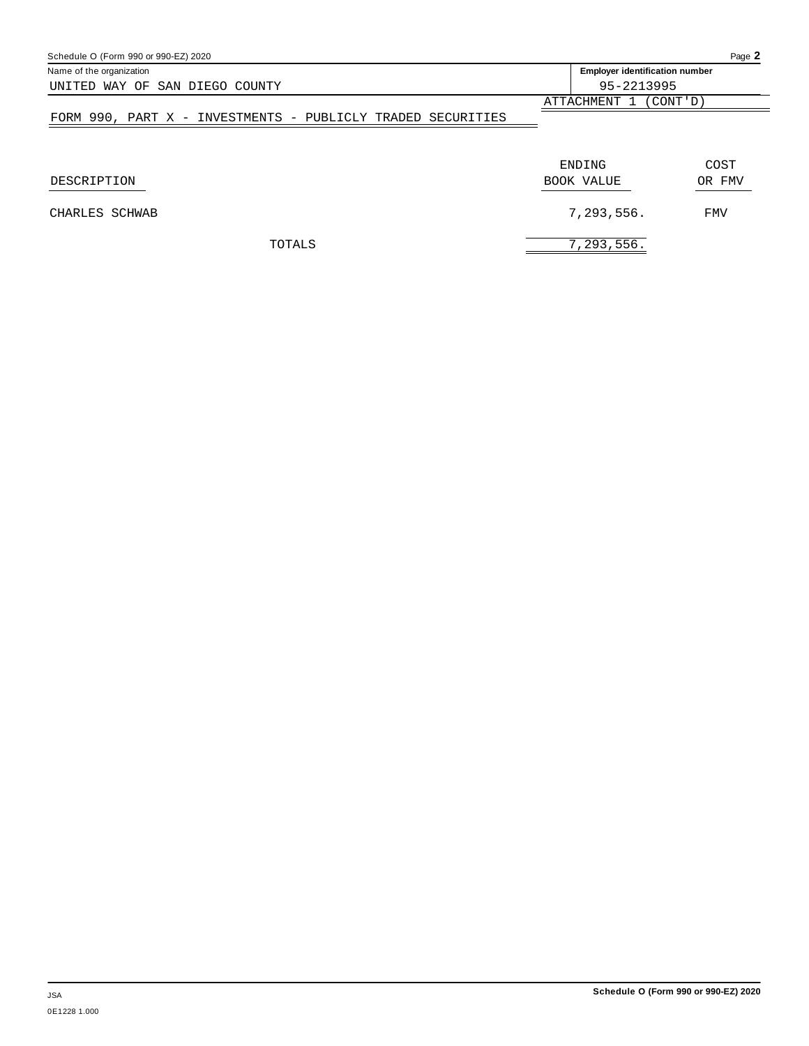Name of the organization: UNITED WAY OF SAN DIEGO COUNTY

Employer identification number: 95-2213995

ATTACHMENT 1 (CONT'D)

FORM 990, PART X - INVESTMENTS - PUBLICLY TRADED SECURITIES

| DESCRIPTION | ENDING BOOK VALUE | COST OR FMV |
|---|---|---|
| CHARLES SCHWAB | 7,293,556. | FMV |
| TOTALS | 7,293,556. | |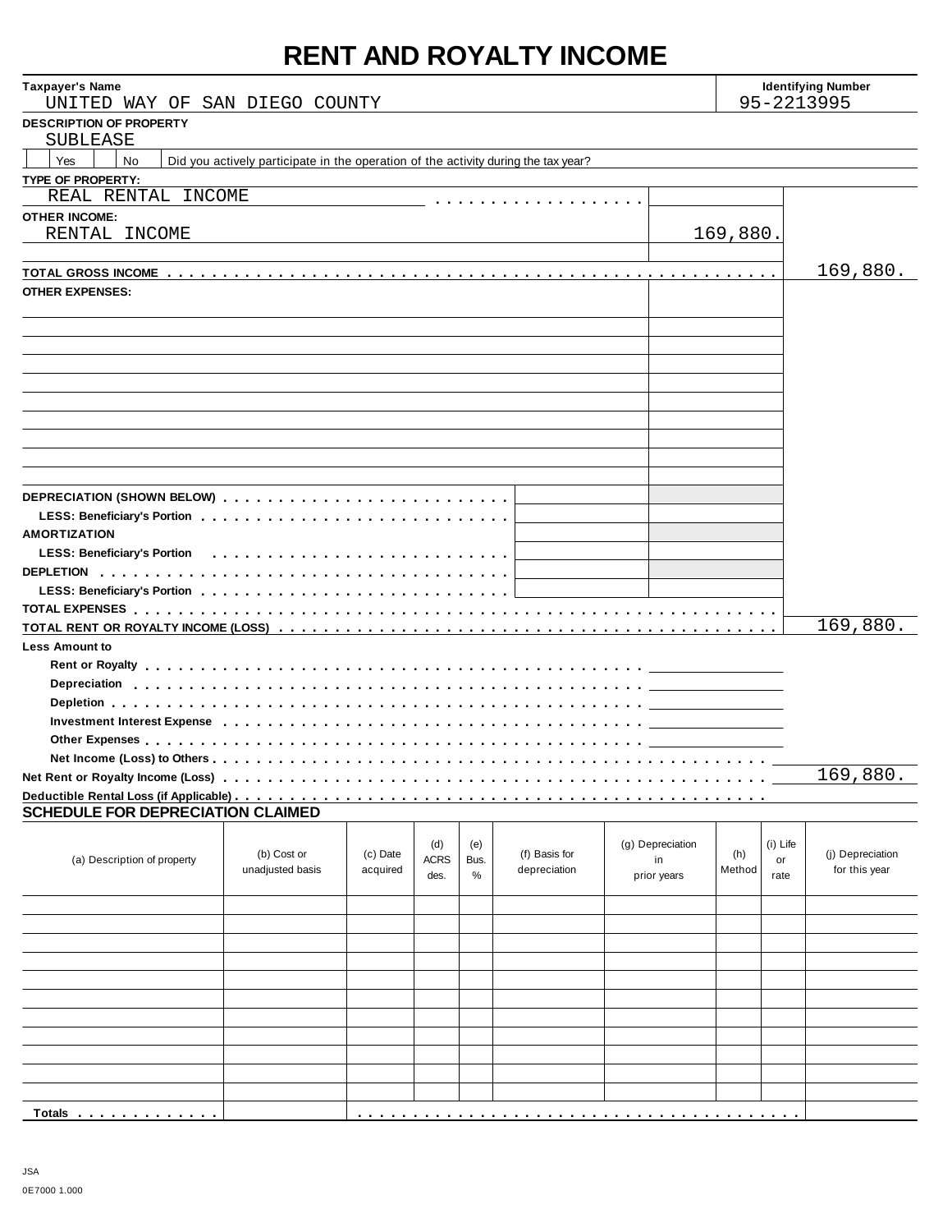# RENT AND ROYALTY INCOME

| Taxpayer's Name | Identifying Number |
|---|---|
| UNITED WAY OF SAN DIEGO COUNTY | 95-2213995 |

**DESCRIPTION OF PROPERTY**

SUBLEASE

☐ Yes ☐ No Did you actively participate in the operation of the activity during the tax year?

| | | |
|---|---|---|
| **TYPE OF PROPERTY:** | | |
| REAL RENTAL INCOME | | |
| **OTHER INCOME:** | | |
| RENTAL INCOME | 169,880. | |
| **TOTAL GROSS INCOME** | | 169,880. |
| **OTHER EXPENSES:** | | |
| **DEPRECIATION (SHOWN BELOW)** | | |
| LESS: Beneficiary's Portion | | |
| **AMORTIZATION** | | |
| LESS: Beneficiary's Portion | | |
| **DEPLETION** | | |
| LESS: Beneficiary's Portion | | |
| **TOTAL EXPENSES** | | |
| **TOTAL RENT OR ROYALTY INCOME (LOSS)** | | 169,880. |
| **Less Amount to** | | |
| Rent or Royalty | | |
| Depreciation | | |
| Depletion | | |
| Investment Interest Expense | | |
| Other Expenses | | |
| Net Income (Loss) to Others | | |
| **Net Rent or Royalty Income (Loss)** | | 169,880. |
| **Deductible Rental Loss (if Applicable)** | | |

## SCHEDULE FOR DEPRECIATION CLAIMED

| (a) Description of property | (b) Cost or unadjusted basis | (c) Date acquired | (d) ACRS des. | (e) Bus. % | (f) Basis for depreciation | (g) Depreciation in prior years | (h) Method | (i) Life or rate | (j) Depreciation for this year |
|---|---|---|---|---|---|---|---|---|---|
| | | | | | | | | | |
| Totals | | | | | | | | | |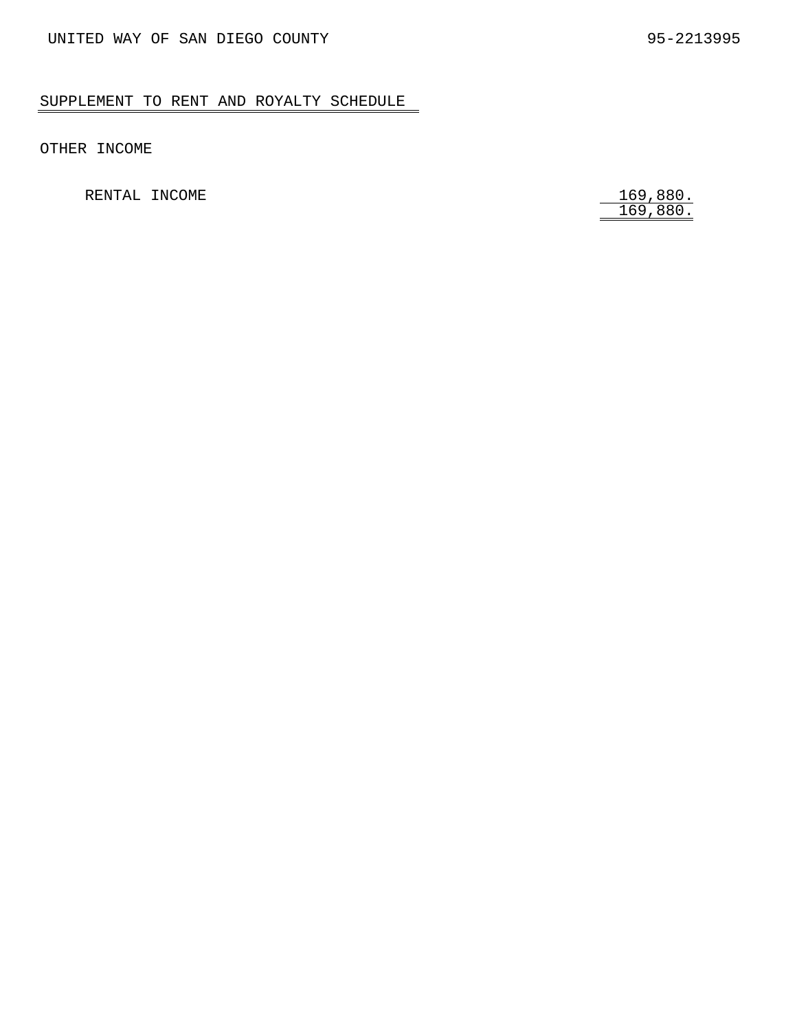UNITED WAY OF SAN DIEGO COUNTY 95-2213995

## SUPPLEMENT TO RENT AND ROYALTY SCHEDULE

OTHER INCOME

| | |
|---|---|
| RENTAL INCOME | 169,880. |
| | 169,880. |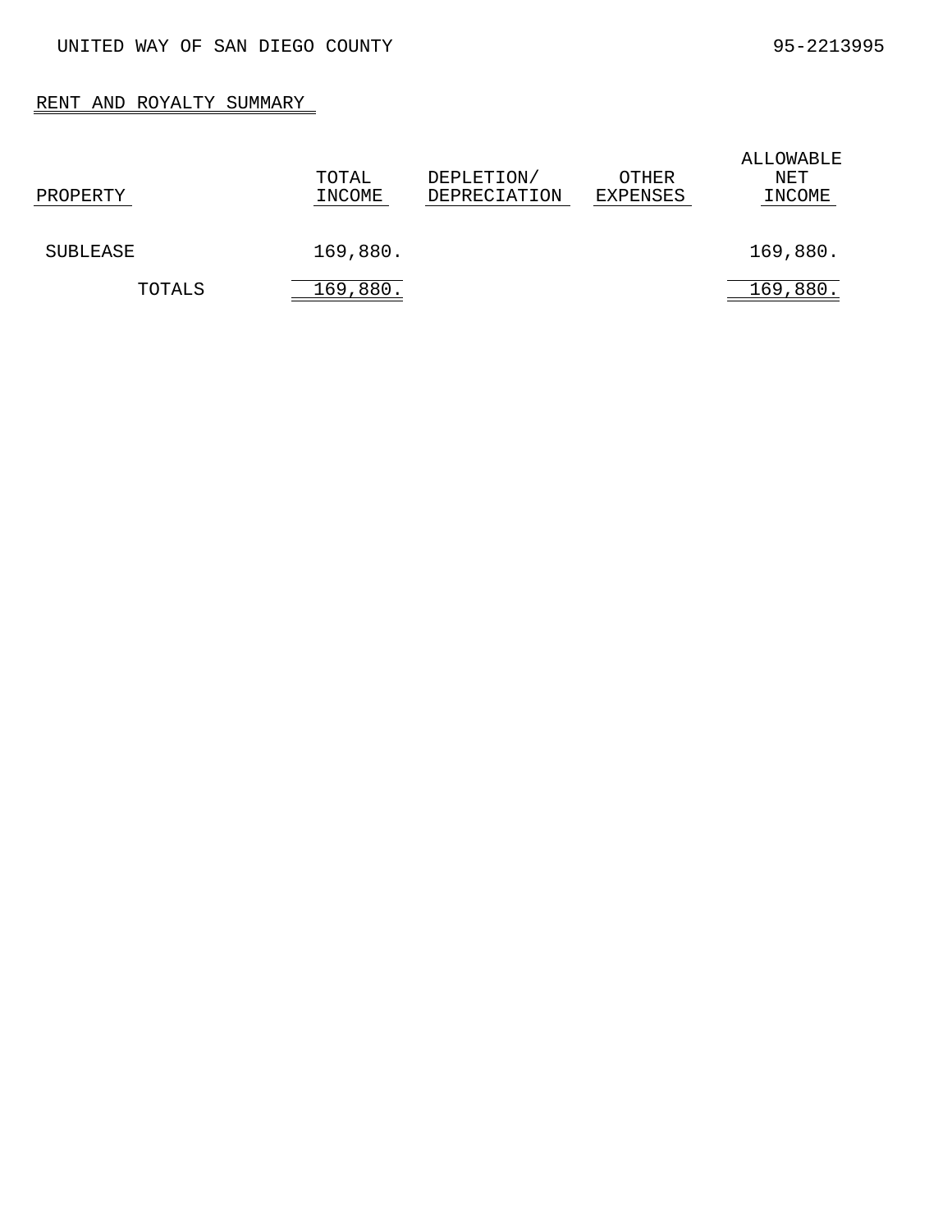UNITED WAY OF SAN DIEGO COUNTY 95-2213995

## RENT AND ROYALTY SUMMARY

| PROPERTY | TOTAL INCOME | DEPLETION/ DEPRECIATION | OTHER EXPENSES | ALLOWABLE NET INCOME |
|---|---|---|---|---|
| SUBLEASE | 169,880. | | | 169,880. |
| TOTALS | 169,880. | | | 169,880. |